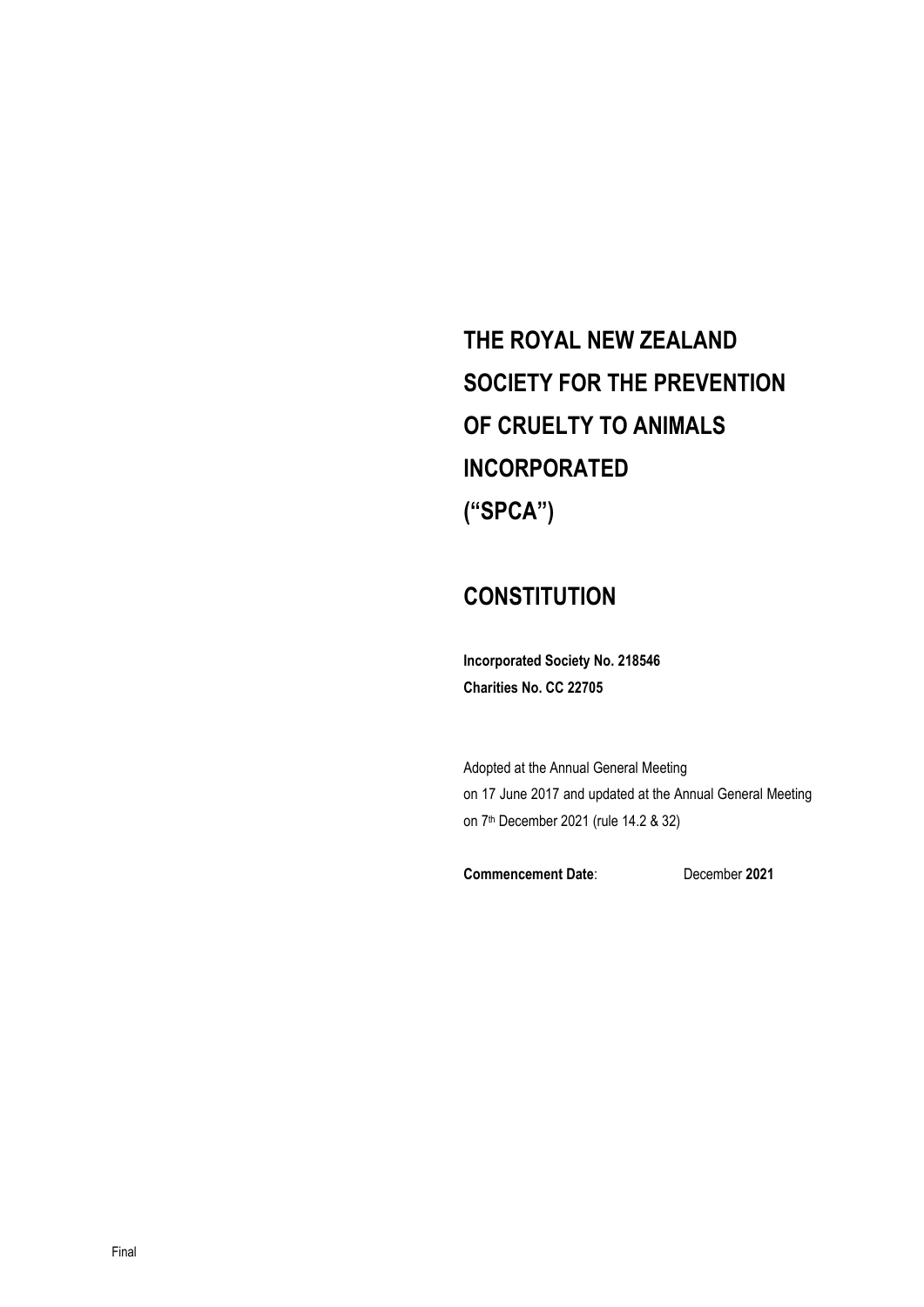# THE ROYAL NEW ZEALAND SOCIETY FOR THE PREVENTION OF CRUELTY TO ANIMALS INCORPORATED ("SPCA")

# CONSTITUTION

**Incorporated Society No. 218546**
**Charities No. CC 22705**

Adopted at the Annual General Meeting on 17 June 2017 and updated at the Annual General Meeting on 7th December 2021 (rule 14.2 & 32)

**Commencement Date**: December **2021**

Final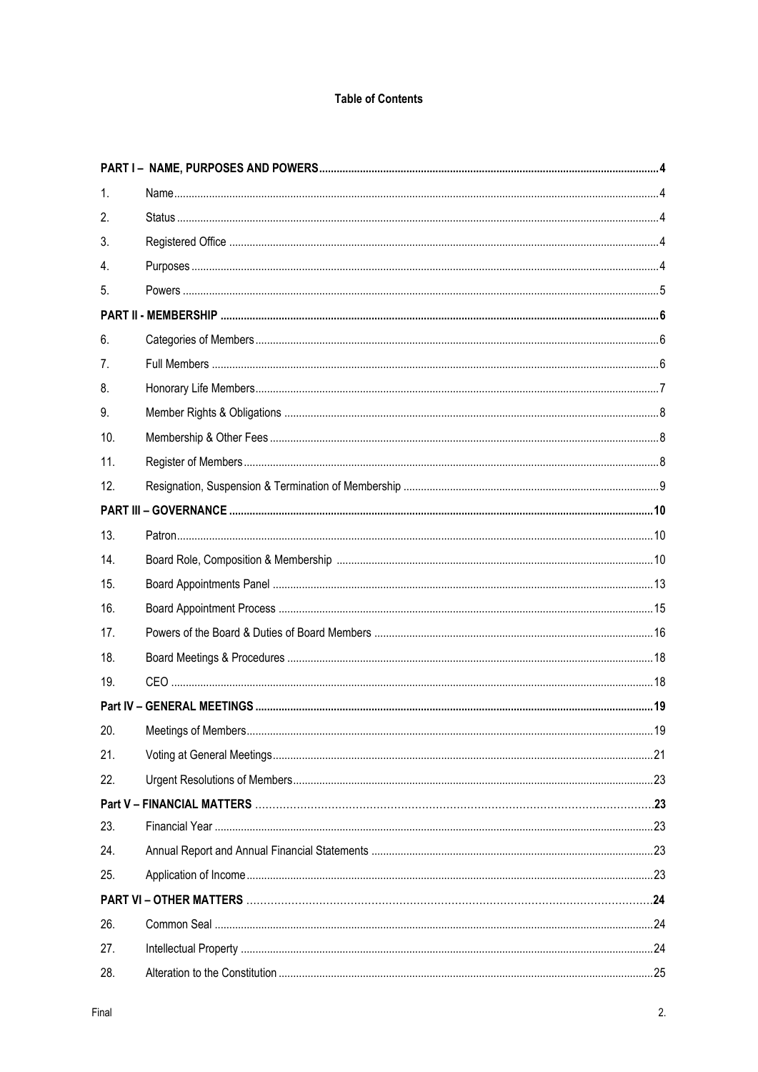**Table of Contents**

| | | |
|---|---|---|
| **PART I – NAME, PURPOSES AND POWERS** | | **4** |
| 1. | Name | 4 |
| 2. | Status | 4 |
| 3. | Registered Office | 4 |
| 4. | Purposes | 4 |
| 5. | Powers | 5 |
| **PART II - MEMBERSHIP** | | **6** |
| 6. | Categories of Members | 6 |
| 7. | Full Members | 6 |
| 8. | Honorary Life Members | 7 |
| 9. | Member Rights & Obligations | 8 |
| 10. | Membership & Other Fees | 8 |
| 11. | Register of Members | 8 |
| 12. | Resignation, Suspension & Termination of Membership | 9 |
| **PART III – GOVERNANCE** | | **10** |
| 13. | Patron | 10 |
| 14. | Board Role, Composition & Membership | 10 |
| 15. | Board Appointments Panel | 13 |
| 16. | Board Appointment Process | 15 |
| 17. | Powers of the Board & Duties of Board Members | 16 |
| 18. | Board Meetings & Procedures | 18 |
| 19. | CEO | 18 |
| **Part IV – GENERAL MEETINGS** | | **19** |
| 20. | Meetings of Members | 19 |
| 21. | Voting at General Meetings | 21 |
| 22. | Urgent Resolutions of Members | 23 |
| **Part V – FINANCIAL MATTERS** | | **23** |
| 23. | Financial Year | 23 |
| 24. | Annual Report and Annual Financial Statements | 23 |
| 25. | Application of Income | 23 |
| **PART VI – OTHER MATTERS** | | **24** |
| 26. | Common Seal | 24 |
| 27. | Intellectual Property | 24 |
| 28. | Alteration to the Constitution | 25 |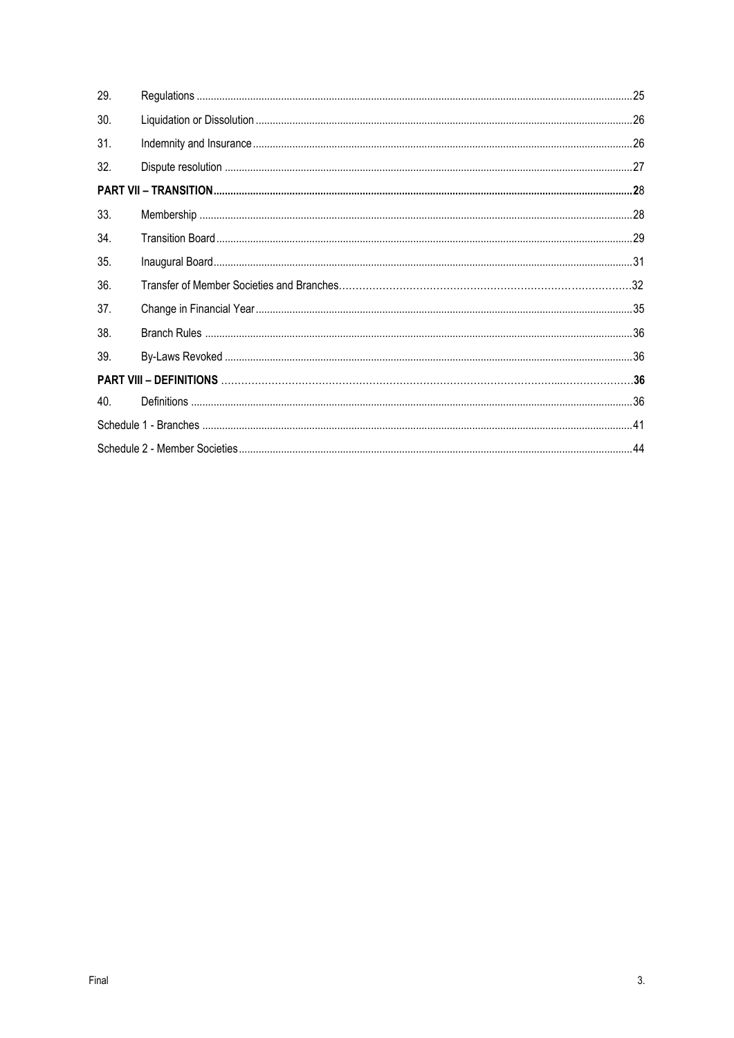| | | |
|---|---|---|
| 29. | Regulations | 25 |
| 30. | Liquidation or Dissolution | 26 |
| 31. | Indemnity and Insurance | 26 |
| 32. | Dispute resolution | 27 |
| **PART VII – TRANSITION** | | **28** |
| 33. | Membership | 28 |
| 34. | Transition Board | 29 |
| 35. | Inaugural Board | 31 |
| 36. | Transfer of Member Societies and Branches | 32 |
| 37. | Change in Financial Year | 35 |
| 38. | Branch Rules | 36 |
| 39. | By-Laws Revoked | 36 |
| **PART VIII – DEFINITIONS** | | **36** |
| 40. | Definitions | 36 |
| Schedule 1 - Branches | | 41 |
| Schedule 2 - Member Societies | | 44 |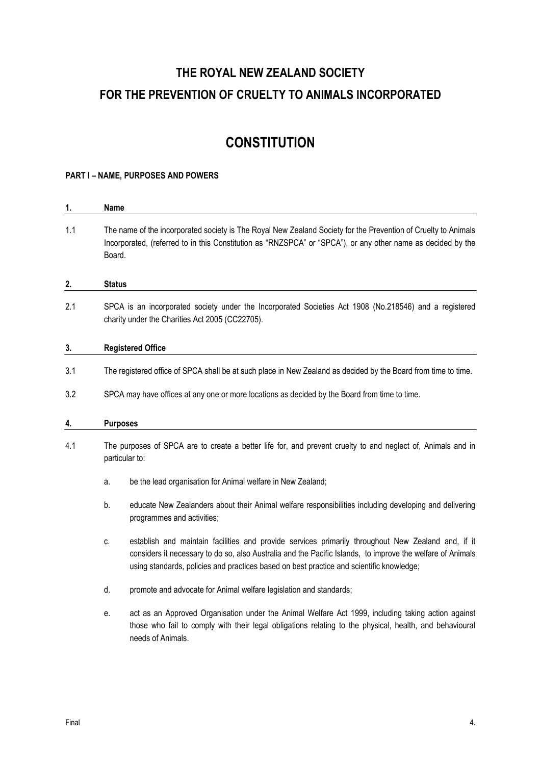# THE ROYAL NEW ZEALAND SOCIETY FOR THE PREVENTION OF CRUELTY TO ANIMALS INCORPORATED

# CONSTITUTION

### PART I – NAME, PURPOSES AND POWERS

#### 1. Name

1.1 The name of the incorporated society is The Royal New Zealand Society for the Prevention of Cruelty to Animals Incorporated, (referred to in this Constitution as "RNZSPCA" or "SPCA"), or any other name as decided by the Board.

#### 2. Status

2.1 SPCA is an incorporated society under the Incorporated Societies Act 1908 (No.218546) and a registered charity under the Charities Act 2005 (CC22705).

#### 3. Registered Office

3.1 The registered office of SPCA shall be at such place in New Zealand as decided by the Board from time to time.

3.2 SPCA may have offices at any one or more locations as decided by the Board from time to time.

#### 4. Purposes

4.1 The purposes of SPCA are to create a better life for, and prevent cruelty to and neglect of, Animals and in particular to:

a. be the lead organisation for Animal welfare in New Zealand;

b. educate New Zealanders about their Animal welfare responsibilities including developing and delivering programmes and activities;

c. establish and maintain facilities and provide services primarily throughout New Zealand and, if it considers it necessary to do so, also Australia and the Pacific Islands, to improve the welfare of Animals using standards, policies and practices based on best practice and scientific knowledge;

d. promote and advocate for Animal welfare legislation and standards;

e. act as an Approved Organisation under the Animal Welfare Act 1999, including taking action against those who fail to comply with their legal obligations relating to the physical, health, and behavioural needs of Animals.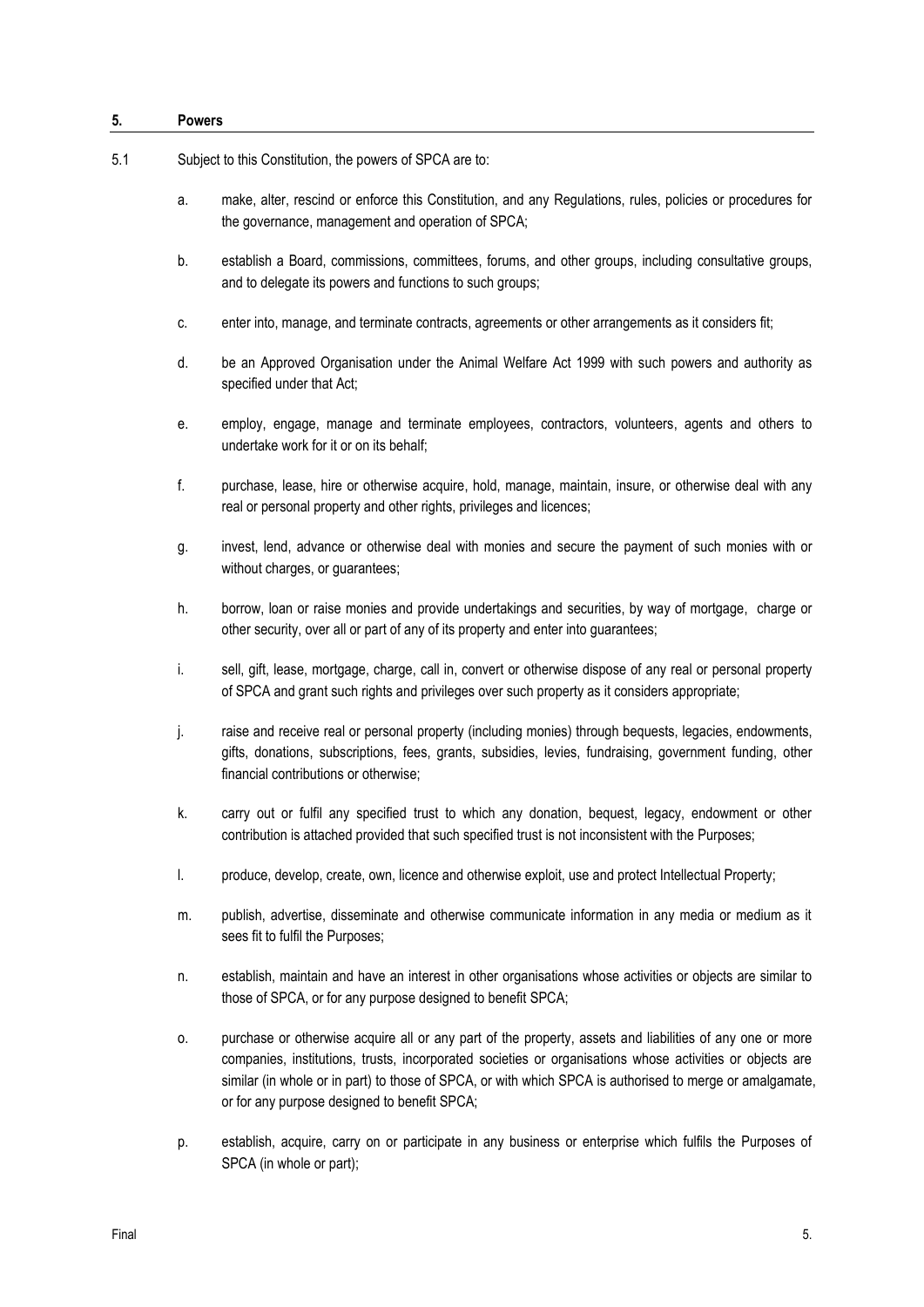## 5. Powers

5.1 Subject to this Constitution, the powers of SPCA are to:

a. make, alter, rescind or enforce this Constitution, and any Regulations, rules, policies or procedures for the governance, management and operation of SPCA;

b. establish a Board, commissions, committees, forums, and other groups, including consultative groups, and to delegate its powers and functions to such groups;

c. enter into, manage, and terminate contracts, agreements or other arrangements as it considers fit;

d. be an Approved Organisation under the Animal Welfare Act 1999 with such powers and authority as specified under that Act;

e. employ, engage, manage and terminate employees, contractors, volunteers, agents and others to undertake work for it or on its behalf;

f. purchase, lease, hire or otherwise acquire, hold, manage, maintain, insure, or otherwise deal with any real or personal property and other rights, privileges and licences;

g. invest, lend, advance or otherwise deal with monies and secure the payment of such monies with or without charges, or guarantees;

h. borrow, loan or raise monies and provide undertakings and securities, by way of mortgage, charge or other security, over all or part of any of its property and enter into guarantees;

i. sell, gift, lease, mortgage, charge, call in, convert or otherwise dispose of any real or personal property of SPCA and grant such rights and privileges over such property as it considers appropriate;

j. raise and receive real or personal property (including monies) through bequests, legacies, endowments, gifts, donations, subscriptions, fees, grants, subsidies, levies, fundraising, government funding, other financial contributions or otherwise;

k. carry out or fulfil any specified trust to which any donation, bequest, legacy, endowment or other contribution is attached provided that such specified trust is not inconsistent with the Purposes;

l. produce, develop, create, own, licence and otherwise exploit, use and protect Intellectual Property;

m. publish, advertise, disseminate and otherwise communicate information in any media or medium as it sees fit to fulfil the Purposes;

n. establish, maintain and have an interest in other organisations whose activities or objects are similar to those of SPCA, or for any purpose designed to benefit SPCA;

o. purchase or otherwise acquire all or any part of the property, assets and liabilities of any one or more companies, institutions, trusts, incorporated societies or organisations whose activities or objects are similar (in whole or in part) to those of SPCA, or with which SPCA is authorised to merge or amalgamate, or for any purpose designed to benefit SPCA;

p. establish, acquire, carry on or participate in any business or enterprise which fulfils the Purposes of SPCA (in whole or part);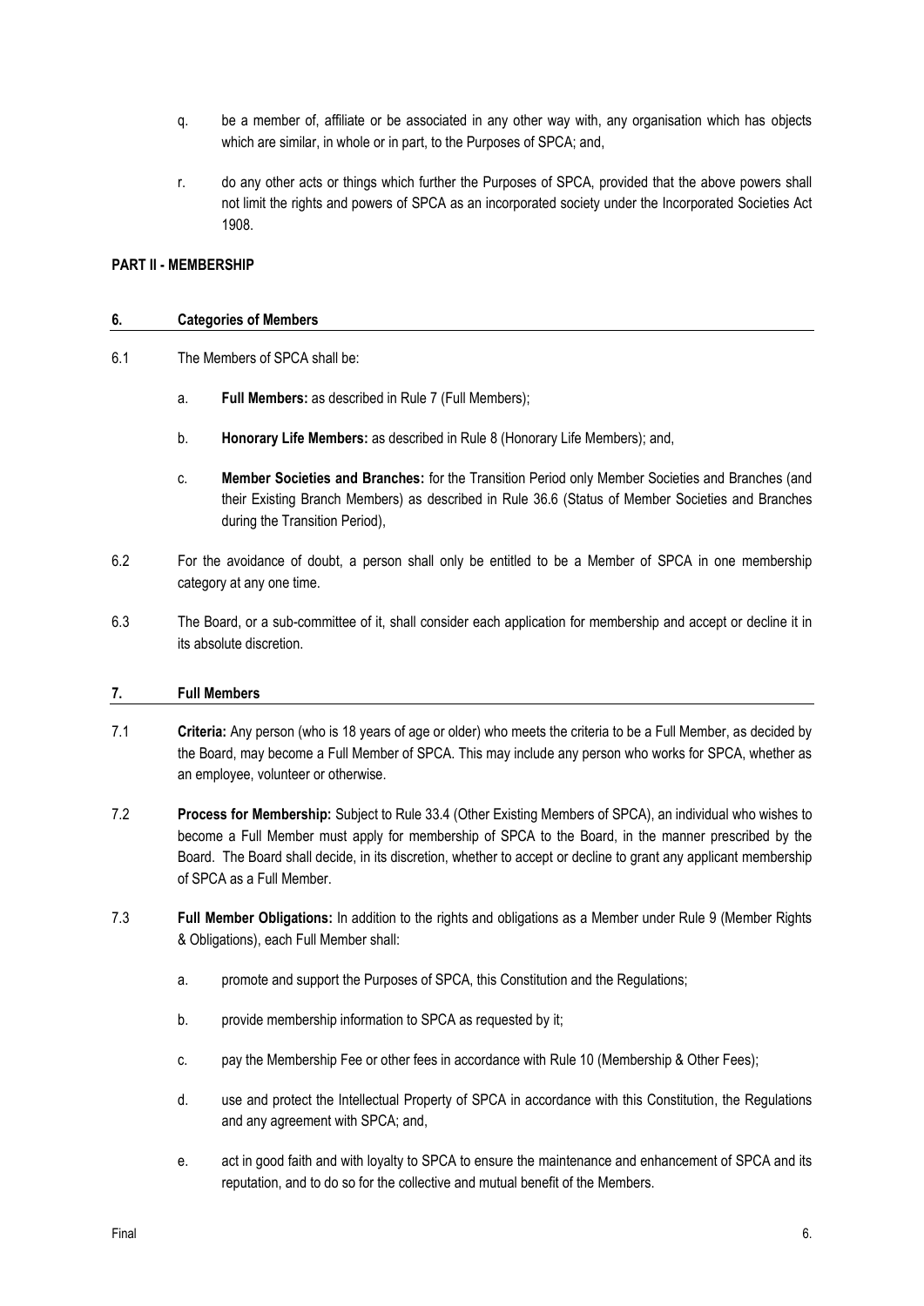q. be a member of, affiliate or be associated in any other way with, any organisation which has objects which are similar, in whole or in part, to the Purposes of SPCA; and,

r. do any other acts or things which further the Purposes of SPCA, provided that the above powers shall not limit the rights and powers of SPCA as an incorporated society under the Incorporated Societies Act 1908.

**PART II - MEMBERSHIP**

## 6. Categories of Members

6.1 The Members of SPCA shall be:

a. **Full Members:** as described in Rule 7 (Full Members);

b. **Honorary Life Members:** as described in Rule 8 (Honorary Life Members); and,

c. **Member Societies and Branches:** for the Transition Period only Member Societies and Branches (and their Existing Branch Members) as described in Rule 36.6 (Status of Member Societies and Branches during the Transition Period),

6.2 For the avoidance of doubt, a person shall only be entitled to be a Member of SPCA in one membership category at any one time.

6.3 The Board, or a sub-committee of it, shall consider each application for membership and accept or decline it in its absolute discretion.

## 7. Full Members

7.1 **Criteria:** Any person (who is 18 years of age or older) who meets the criteria to be a Full Member, as decided by the Board, may become a Full Member of SPCA. This may include any person who works for SPCA, whether as an employee, volunteer or otherwise.

7.2 **Process for Membership:** Subject to Rule 33.4 (Other Existing Members of SPCA), an individual who wishes to become a Full Member must apply for membership of SPCA to the Board, in the manner prescribed by the Board. The Board shall decide, in its discretion, whether to accept or decline to grant any applicant membership of SPCA as a Full Member.

7.3 **Full Member Obligations:** In addition to the rights and obligations as a Member under Rule 9 (Member Rights & Obligations), each Full Member shall:

a. promote and support the Purposes of SPCA, this Constitution and the Regulations;

b. provide membership information to SPCA as requested by it;

c. pay the Membership Fee or other fees in accordance with Rule 10 (Membership & Other Fees);

d. use and protect the Intellectual Property of SPCA in accordance with this Constitution, the Regulations and any agreement with SPCA; and,

e. act in good faith and with loyalty to SPCA to ensure the maintenance and enhancement of SPCA and its reputation, and to do so for the collective and mutual benefit of the Members.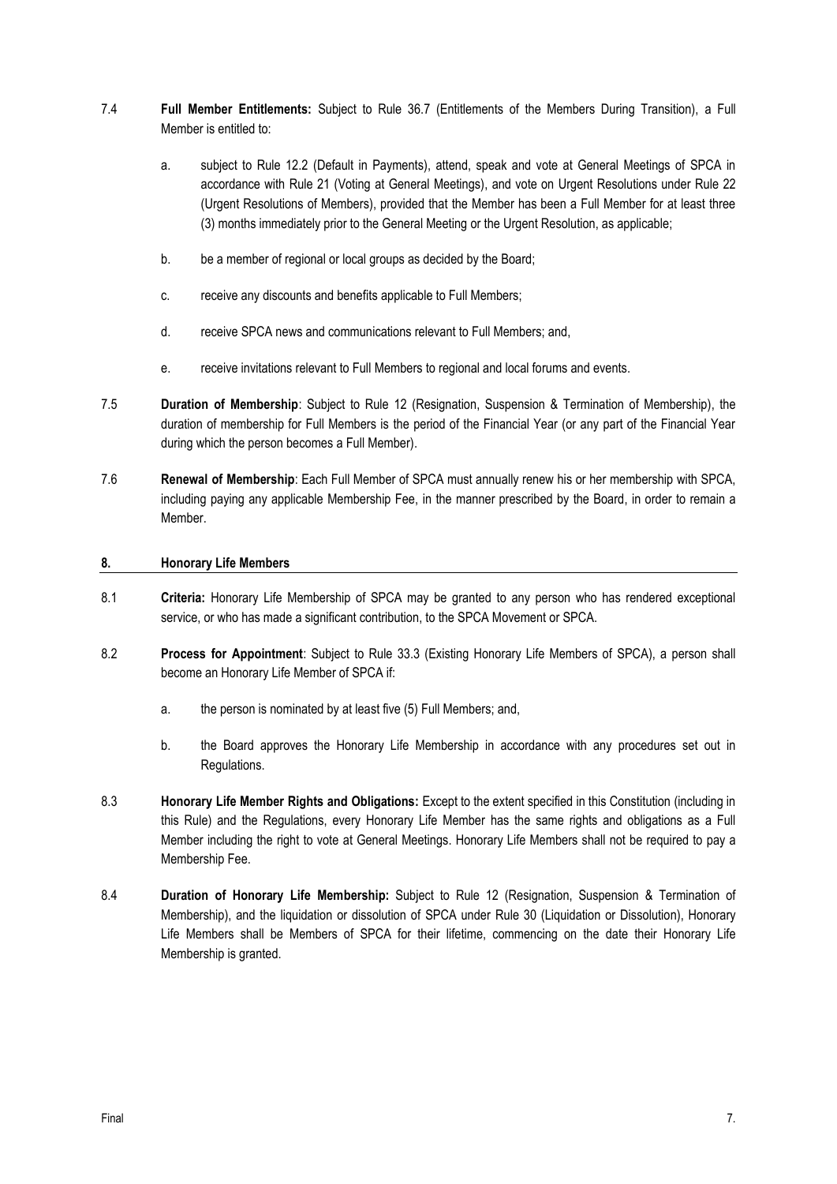7.4 **Full Member Entitlements:** Subject to Rule 36.7 (Entitlements of the Members During Transition), a Full Member is entitled to:

a. subject to Rule 12.2 (Default in Payments), attend, speak and vote at General Meetings of SPCA in accordance with Rule 21 (Voting at General Meetings), and vote on Urgent Resolutions under Rule 22 (Urgent Resolutions of Members), provided that the Member has been a Full Member for at least three (3) months immediately prior to the General Meeting or the Urgent Resolution, as applicable;

b. be a member of regional or local groups as decided by the Board;

c. receive any discounts and benefits applicable to Full Members;

d. receive SPCA news and communications relevant to Full Members; and,

e. receive invitations relevant to Full Members to regional and local forums and events.

7.5 **Duration of Membership**: Subject to Rule 12 (Resignation, Suspension & Termination of Membership), the duration of membership for Full Members is the period of the Financial Year (or any part of the Financial Year during which the person becomes a Full Member).

7.6 **Renewal of Membership**: Each Full Member of SPCA must annually renew his or her membership with SPCA, including paying any applicable Membership Fee, in the manner prescribed by the Board, in order to remain a Member.

## 8. Honorary Life Members

8.1 **Criteria:** Honorary Life Membership of SPCA may be granted to any person who has rendered exceptional service, or who has made a significant contribution, to the SPCA Movement or SPCA.

8.2 **Process for Appointment**: Subject to Rule 33.3 (Existing Honorary Life Members of SPCA), a person shall become an Honorary Life Member of SPCA if:

a. the person is nominated by at least five (5) Full Members; and,

b. the Board approves the Honorary Life Membership in accordance with any procedures set out in Regulations.

8.3 **Honorary Life Member Rights and Obligations:** Except to the extent specified in this Constitution (including in this Rule) and the Regulations, every Honorary Life Member has the same rights and obligations as a Full Member including the right to vote at General Meetings. Honorary Life Members shall not be required to pay a Membership Fee.

8.4 **Duration of Honorary Life Membership:** Subject to Rule 12 (Resignation, Suspension & Termination of Membership), and the liquidation or dissolution of SPCA under Rule 30 (Liquidation or Dissolution), Honorary Life Members shall be Members of SPCA for their lifetime, commencing on the date their Honorary Life Membership is granted.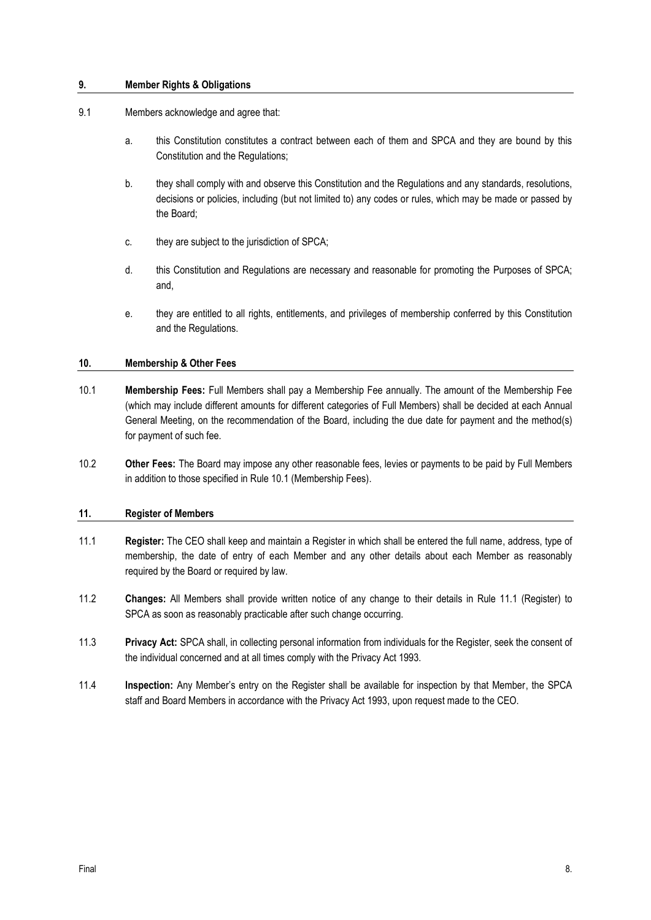## 9. Member Rights & Obligations

9.1 Members acknowledge and agree that:

a. this Constitution constitutes a contract between each of them and SPCA and they are bound by this Constitution and the Regulations;

b. they shall comply with and observe this Constitution and the Regulations and any standards, resolutions, decisions or policies, including (but not limited to) any codes or rules, which may be made or passed by the Board;

c. they are subject to the jurisdiction of SPCA;

d. this Constitution and Regulations are necessary and reasonable for promoting the Purposes of SPCA; and,

e. they are entitled to all rights, entitlements, and privileges of membership conferred by this Constitution and the Regulations.

## 10. Membership & Other Fees

10.1 **Membership Fees:** Full Members shall pay a Membership Fee annually. The amount of the Membership Fee (which may include different amounts for different categories of Full Members) shall be decided at each Annual General Meeting, on the recommendation of the Board, including the due date for payment and the method(s) for payment of such fee.

10.2 **Other Fees:** The Board may impose any other reasonable fees, levies or payments to be paid by Full Members in addition to those specified in Rule 10.1 (Membership Fees).

## 11. Register of Members

11.1 **Register:** The CEO shall keep and maintain a Register in which shall be entered the full name, address, type of membership, the date of entry of each Member and any other details about each Member as reasonably required by the Board or required by law.

11.2 **Changes:** All Members shall provide written notice of any change to their details in Rule 11.1 (Register) to SPCA as soon as reasonably practicable after such change occurring.

11.3 **Privacy Act:** SPCA shall, in collecting personal information from individuals for the Register, seek the consent of the individual concerned and at all times comply with the Privacy Act 1993.

11.4 **Inspection:** Any Member's entry on the Register shall be available for inspection by that Member, the SPCA staff and Board Members in accordance with the Privacy Act 1993, upon request made to the CEO.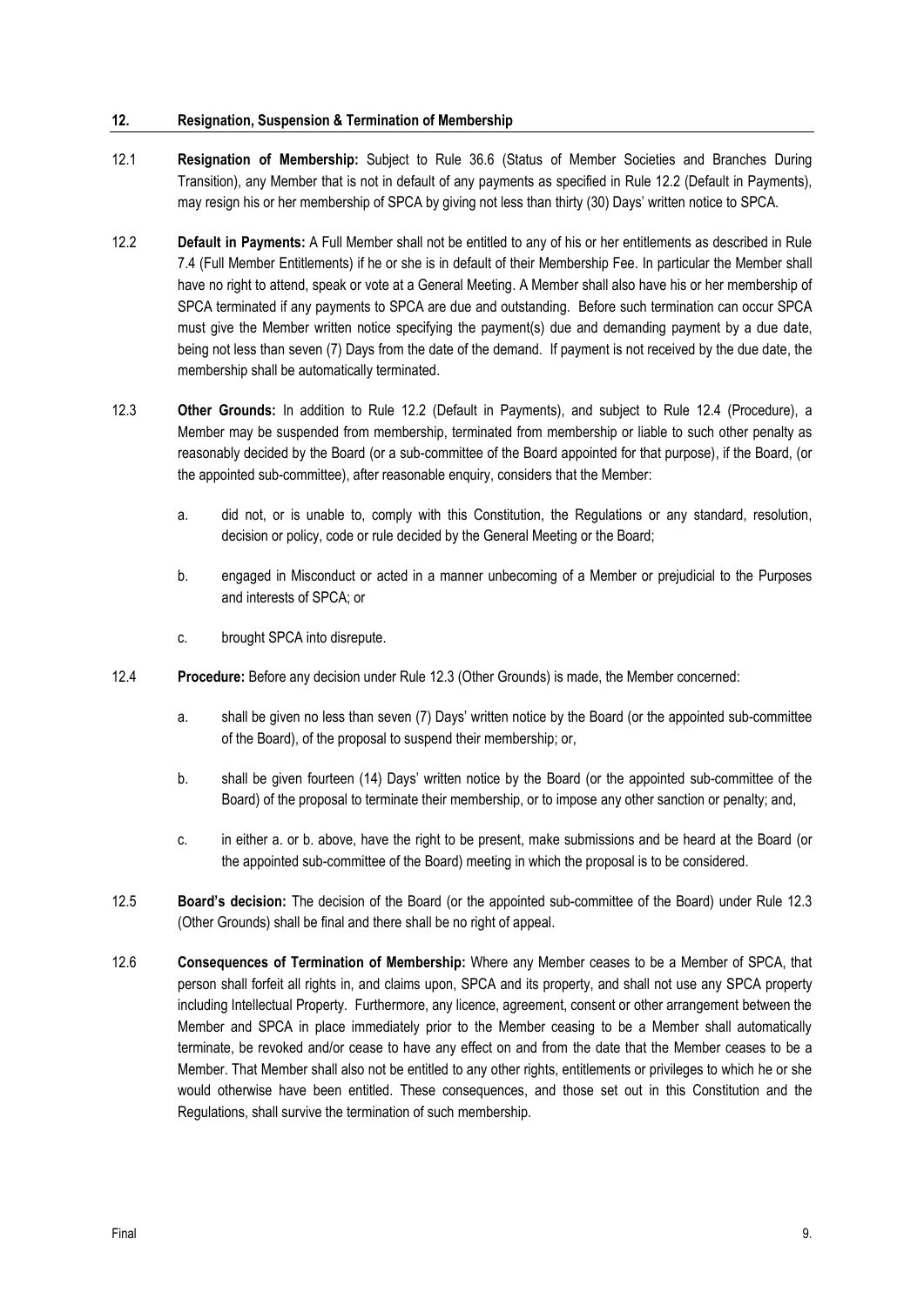## 12. Resignation, Suspension & Termination of Membership

12.1 **Resignation of Membership:** Subject to Rule 36.6 (Status of Member Societies and Branches During Transition), any Member that is not in default of any payments as specified in Rule 12.2 (Default in Payments), may resign his or her membership of SPCA by giving not less than thirty (30) Days' written notice to SPCA.

12.2 **Default in Payments:** A Full Member shall not be entitled to any of his or her entitlements as described in Rule 7.4 (Full Member Entitlements) if he or she is in default of their Membership Fee. In particular the Member shall have no right to attend, speak or vote at a General Meeting. A Member shall also have his or her membership of SPCA terminated if any payments to SPCA are due and outstanding. Before such termination can occur SPCA must give the Member written notice specifying the payment(s) due and demanding payment by a due date, being not less than seven (7) Days from the date of the demand. If payment is not received by the due date, the membership shall be automatically terminated.

12.3 **Other Grounds:** In addition to Rule 12.2 (Default in Payments), and subject to Rule 12.4 (Procedure), a Member may be suspended from membership, terminated from membership or liable to such other penalty as reasonably decided by the Board (or a sub-committee of the Board appointed for that purpose), if the Board, (or the appointed sub-committee), after reasonable enquiry, considers that the Member:

a. did not, or is unable to, comply with this Constitution, the Regulations or any standard, resolution, decision or policy, code or rule decided by the General Meeting or the Board;

b. engaged in Misconduct or acted in a manner unbecoming of a Member or prejudicial to the Purposes and interests of SPCA; or

c. brought SPCA into disrepute.

12.4 **Procedure:** Before any decision under Rule 12.3 (Other Grounds) is made, the Member concerned:

a. shall be given no less than seven (7) Days' written notice by the Board (or the appointed sub-committee of the Board), of the proposal to suspend their membership; or,

b. shall be given fourteen (14) Days' written notice by the Board (or the appointed sub-committee of the Board) of the proposal to terminate their membership, or to impose any other sanction or penalty; and,

c. in either a. or b. above, have the right to be present, make submissions and be heard at the Board (or the appointed sub-committee of the Board) meeting in which the proposal is to be considered.

12.5 **Board's decision:** The decision of the Board (or the appointed sub-committee of the Board) under Rule 12.3 (Other Grounds) shall be final and there shall be no right of appeal.

12.6 **Consequences of Termination of Membership:** Where any Member ceases to be a Member of SPCA, that person shall forfeit all rights in, and claims upon, SPCA and its property, and shall not use any SPCA property including Intellectual Property. Furthermore, any licence, agreement, consent or other arrangement between the Member and SPCA in place immediately prior to the Member ceasing to be a Member shall automatically terminate, be revoked and/or cease to have any effect on and from the date that the Member ceases to be a Member. That Member shall also not be entitled to any other rights, entitlements or privileges to which he or she would otherwise have been entitled. These consequences, and those set out in this Constitution and the Regulations, shall survive the termination of such membership.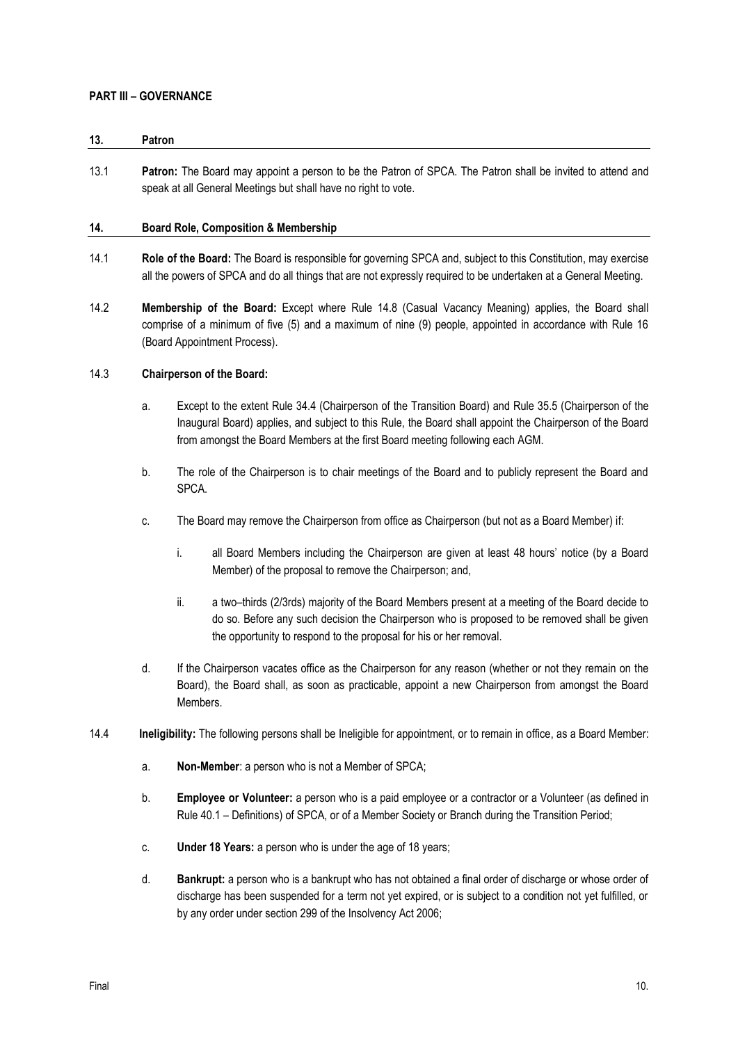## PART III – GOVERNANCE

### 13. Patron

13.1 **Patron:** The Board may appoint a person to be the Patron of SPCA. The Patron shall be invited to attend and speak at all General Meetings but shall have no right to vote.

### 14. Board Role, Composition & Membership

14.1 **Role of the Board:** The Board is responsible for governing SPCA and, subject to this Constitution, may exercise all the powers of SPCA and do all things that are not expressly required to be undertaken at a General Meeting.

14.2 **Membership of the Board:** Except where Rule 14.8 (Casual Vacancy Meaning) applies, the Board shall comprise of a minimum of five (5) and a maximum of nine (9) people, appointed in accordance with Rule 16 (Board Appointment Process).

14.3 **Chairperson of the Board:**

a. Except to the extent Rule 34.4 (Chairperson of the Transition Board) and Rule 35.5 (Chairperson of the Inaugural Board) applies, and subject to this Rule, the Board shall appoint the Chairperson of the Board from amongst the Board Members at the first Board meeting following each AGM.

b. The role of the Chairperson is to chair meetings of the Board and to publicly represent the Board and SPCA.

c. The Board may remove the Chairperson from office as Chairperson (but not as a Board Member) if:

i. all Board Members including the Chairperson are given at least 48 hours' notice (by a Board Member) of the proposal to remove the Chairperson; and,

ii. a two–thirds (2/3rds) majority of the Board Members present at a meeting of the Board decide to do so. Before any such decision the Chairperson who is proposed to be removed shall be given the opportunity to respond to the proposal for his or her removal.

d. If the Chairperson vacates office as the Chairperson for any reason (whether or not they remain on the Board), the Board shall, as soon as practicable, appoint a new Chairperson from amongst the Board Members.

14.4 **Ineligibility:** The following persons shall be Ineligible for appointment, or to remain in office, as a Board Member:

a. **Non-Member**: a person who is not a Member of SPCA;

b. **Employee or Volunteer:** a person who is a paid employee or a contractor or a Volunteer (as defined in Rule 40.1 – Definitions) of SPCA, or of a Member Society or Branch during the Transition Period;

c. **Under 18 Years:** a person who is under the age of 18 years;

d. **Bankrupt:** a person who is a bankrupt who has not obtained a final order of discharge or whose order of discharge has been suspended for a term not yet expired, or is subject to a condition not yet fulfilled, or by any order under section 299 of the Insolvency Act 2006;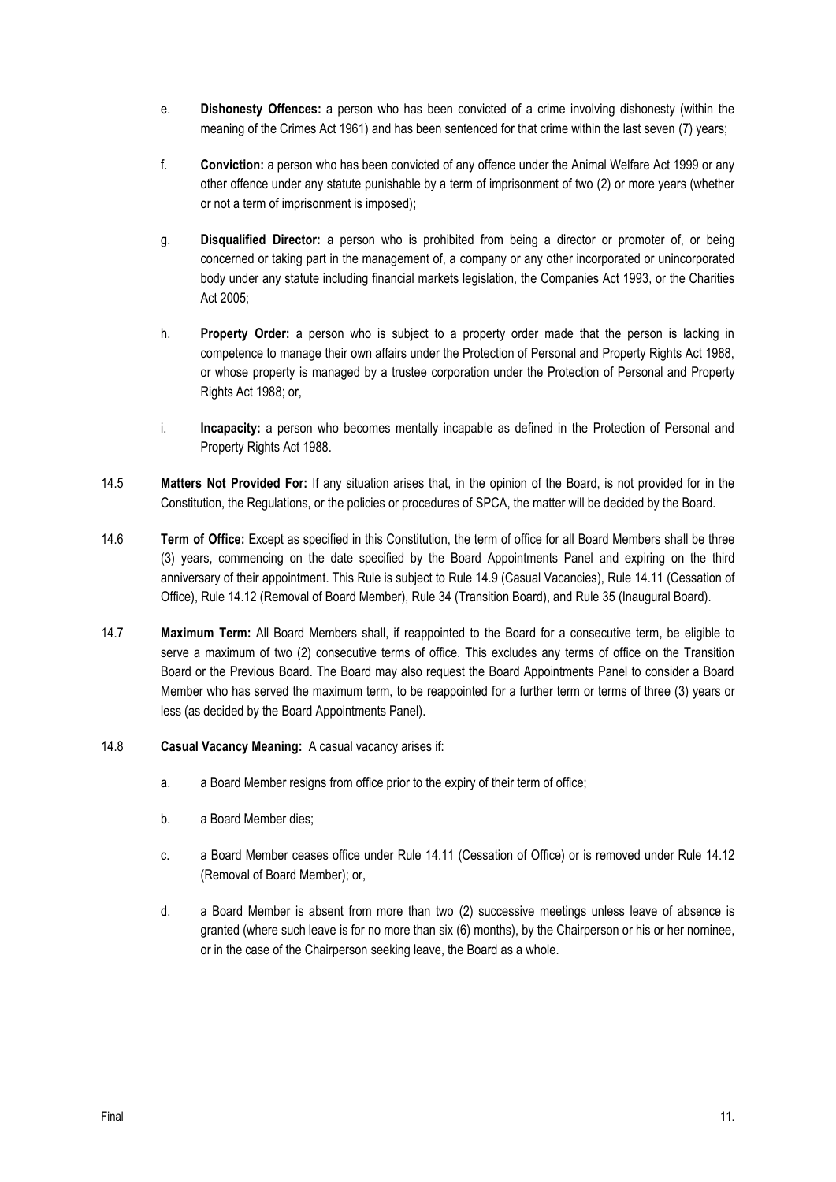e. **Dishonesty Offences:** a person who has been convicted of a crime involving dishonesty (within the meaning of the Crimes Act 1961) and has been sentenced for that crime within the last seven (7) years;

f. **Conviction:** a person who has been convicted of any offence under the Animal Welfare Act 1999 or any other offence under any statute punishable by a term of imprisonment of two (2) or more years (whether or not a term of imprisonment is imposed);

g. **Disqualified Director:** a person who is prohibited from being a director or promoter of, or being concerned or taking part in the management of, a company or any other incorporated or unincorporated body under any statute including financial markets legislation, the Companies Act 1993, or the Charities Act 2005;

h. **Property Order:** a person who is subject to a property order made that the person is lacking in competence to manage their own affairs under the Protection of Personal and Property Rights Act 1988, or whose property is managed by a trustee corporation under the Protection of Personal and Property Rights Act 1988; or,

i. **Incapacity:** a person who becomes mentally incapable as defined in the Protection of Personal and Property Rights Act 1988.

14.5 **Matters Not Provided For:** If any situation arises that, in the opinion of the Board, is not provided for in the Constitution, the Regulations, or the policies or procedures of SPCA, the matter will be decided by the Board.

14.6 **Term of Office:** Except as specified in this Constitution, the term of office for all Board Members shall be three (3) years, commencing on the date specified by the Board Appointments Panel and expiring on the third anniversary of their appointment. This Rule is subject to Rule 14.9 (Casual Vacancies), Rule 14.11 (Cessation of Office), Rule 14.12 (Removal of Board Member), Rule 34 (Transition Board), and Rule 35 (Inaugural Board).

14.7 **Maximum Term:** All Board Members shall, if reappointed to the Board for a consecutive term, be eligible to serve a maximum of two (2) consecutive terms of office. This excludes any terms of office on the Transition Board or the Previous Board. The Board may also request the Board Appointments Panel to consider a Board Member who has served the maximum term, to be reappointed for a further term or terms of three (3) years or less (as decided by the Board Appointments Panel).

14.8 **Casual Vacancy Meaning:** A casual vacancy arises if:

a. a Board Member resigns from office prior to the expiry of their term of office;

b. a Board Member dies;

c. a Board Member ceases office under Rule 14.11 (Cessation of Office) or is removed under Rule 14.12 (Removal of Board Member); or,

d. a Board Member is absent from more than two (2) successive meetings unless leave of absence is granted (where such leave is for no more than six (6) months), by the Chairperson or his or her nominee, or in the case of the Chairperson seeking leave, the Board as a whole.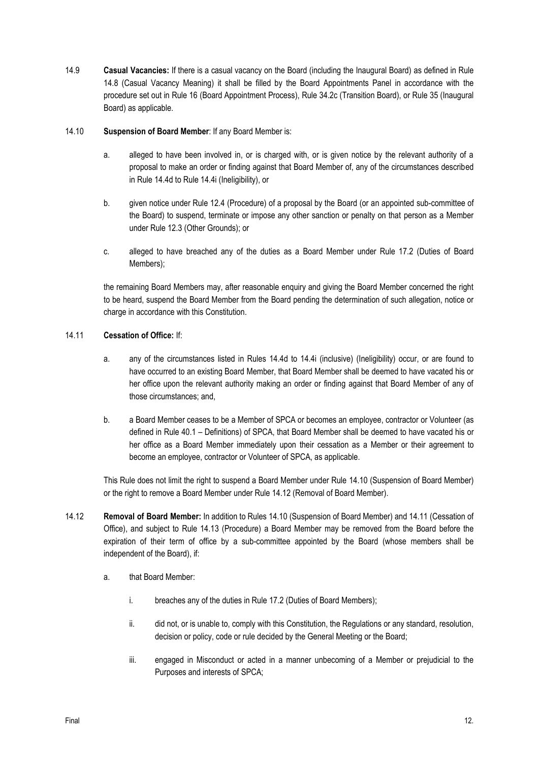14.9 **Casual Vacancies:** If there is a casual vacancy on the Board (including the Inaugural Board) as defined in Rule 14.8 (Casual Vacancy Meaning) it shall be filled by the Board Appointments Panel in accordance with the procedure set out in Rule 16 (Board Appointment Process), Rule 34.2c (Transition Board), or Rule 35 (Inaugural Board) as applicable.

14.10 **Suspension of Board Member**: If any Board Member is:

a. alleged to have been involved in, or is charged with, or is given notice by the relevant authority of a proposal to make an order or finding against that Board Member of, any of the circumstances described in Rule 14.4d to Rule 14.4i (Ineligibility), or

b. given notice under Rule 12.4 (Procedure) of a proposal by the Board (or an appointed sub-committee of the Board) to suspend, terminate or impose any other sanction or penalty on that person as a Member under Rule 12.3 (Other Grounds); or

c. alleged to have breached any of the duties as a Board Member under Rule 17.2 (Duties of Board Members);

the remaining Board Members may, after reasonable enquiry and giving the Board Member concerned the right to be heard, suspend the Board Member from the Board pending the determination of such allegation, notice or charge in accordance with this Constitution.

14.11 **Cessation of Office:** If:

a. any of the circumstances listed in Rules 14.4d to 14.4i (inclusive) (Ineligibility) occur, or are found to have occurred to an existing Board Member, that Board Member shall be deemed to have vacated his or her office upon the relevant authority making an order or finding against that Board Member of any of those circumstances; and,

b. a Board Member ceases to be a Member of SPCA or becomes an employee, contractor or Volunteer (as defined in Rule 40.1 – Definitions) of SPCA, that Board Member shall be deemed to have vacated his or her office as a Board Member immediately upon their cessation as a Member or their agreement to become an employee, contractor or Volunteer of SPCA, as applicable.

This Rule does not limit the right to suspend a Board Member under Rule 14.10 (Suspension of Board Member) or the right to remove a Board Member under Rule 14.12 (Removal of Board Member).

14.12 **Removal of Board Member:** In addition to Rules 14.10 (Suspension of Board Member) and 14.11 (Cessation of Office), and subject to Rule 14.13 (Procedure) a Board Member may be removed from the Board before the expiration of their term of office by a sub-committee appointed by the Board (whose members shall be independent of the Board), if:

a. that Board Member:

i. breaches any of the duties in Rule 17.2 (Duties of Board Members);

ii. did not, or is unable to, comply with this Constitution, the Regulations or any standard, resolution, decision or policy, code or rule decided by the General Meeting or the Board;

iii. engaged in Misconduct or acted in a manner unbecoming of a Member or prejudicial to the Purposes and interests of SPCA;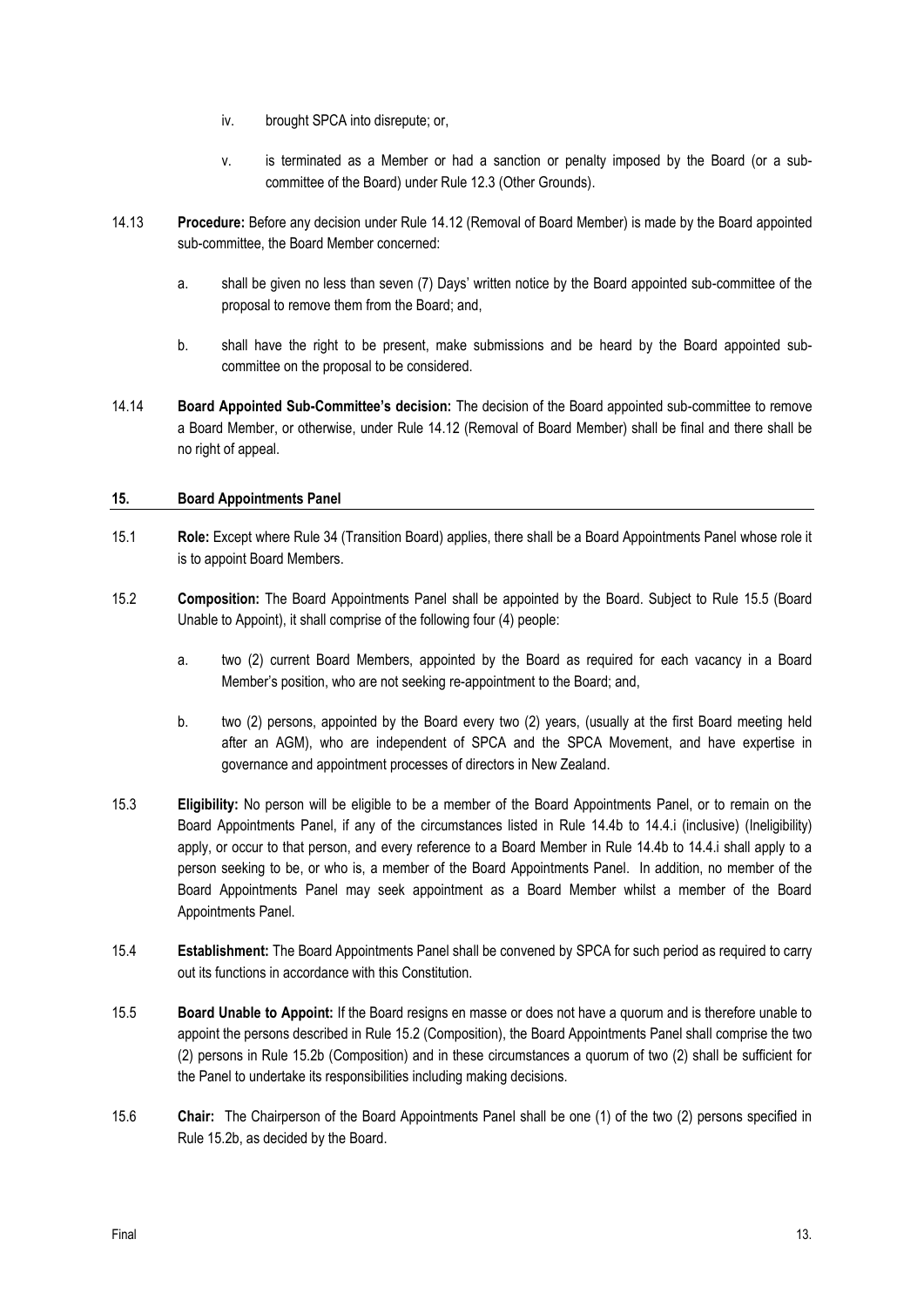iv. brought SPCA into disrepute; or,

v. is terminated as a Member or had a sanction or penalty imposed by the Board (or a sub-committee of the Board) under Rule 12.3 (Other Grounds).

14.13 **Procedure:** Before any decision under Rule 14.12 (Removal of Board Member) is made by the Board appointed sub-committee, the Board Member concerned:

a. shall be given no less than seven (7) Days' written notice by the Board appointed sub-committee of the proposal to remove them from the Board; and,

b. shall have the right to be present, make submissions and be heard by the Board appointed sub-committee on the proposal to be considered.

14.14 **Board Appointed Sub-Committee's decision:** The decision of the Board appointed sub-committee to remove a Board Member, or otherwise, under Rule 14.12 (Removal of Board Member) shall be final and there shall be no right of appeal.

## 15. Board Appointments Panel

15.1 **Role:** Except where Rule 34 (Transition Board) applies, there shall be a Board Appointments Panel whose role it is to appoint Board Members.

15.2 **Composition:** The Board Appointments Panel shall be appointed by the Board. Subject to Rule 15.5 (Board Unable to Appoint), it shall comprise of the following four (4) people:

a. two (2) current Board Members, appointed by the Board as required for each vacancy in a Board Member's position, who are not seeking re-appointment to the Board; and,

b. two (2) persons, appointed by the Board every two (2) years, (usually at the first Board meeting held after an AGM), who are independent of SPCA and the SPCA Movement, and have expertise in governance and appointment processes of directors in New Zealand.

15.3 **Eligibility:** No person will be eligible to be a member of the Board Appointments Panel, or to remain on the Board Appointments Panel, if any of the circumstances listed in Rule 14.4b to 14.4.i (inclusive) (Ineligibility) apply, or occur to that person, and every reference to a Board Member in Rule 14.4b to 14.4.i shall apply to a person seeking to be, or who is, a member of the Board Appointments Panel. In addition, no member of the Board Appointments Panel may seek appointment as a Board Member whilst a member of the Board Appointments Panel.

15.4 **Establishment:** The Board Appointments Panel shall be convened by SPCA for such period as required to carry out its functions in accordance with this Constitution.

15.5 **Board Unable to Appoint:** If the Board resigns en masse or does not have a quorum and is therefore unable to appoint the persons described in Rule 15.2 (Composition), the Board Appointments Panel shall comprise the two (2) persons in Rule 15.2b (Composition) and in these circumstances a quorum of two (2) shall be sufficient for the Panel to undertake its responsibilities including making decisions.

15.6 **Chair:** The Chairperson of the Board Appointments Panel shall be one (1) of the two (2) persons specified in Rule 15.2b, as decided by the Board.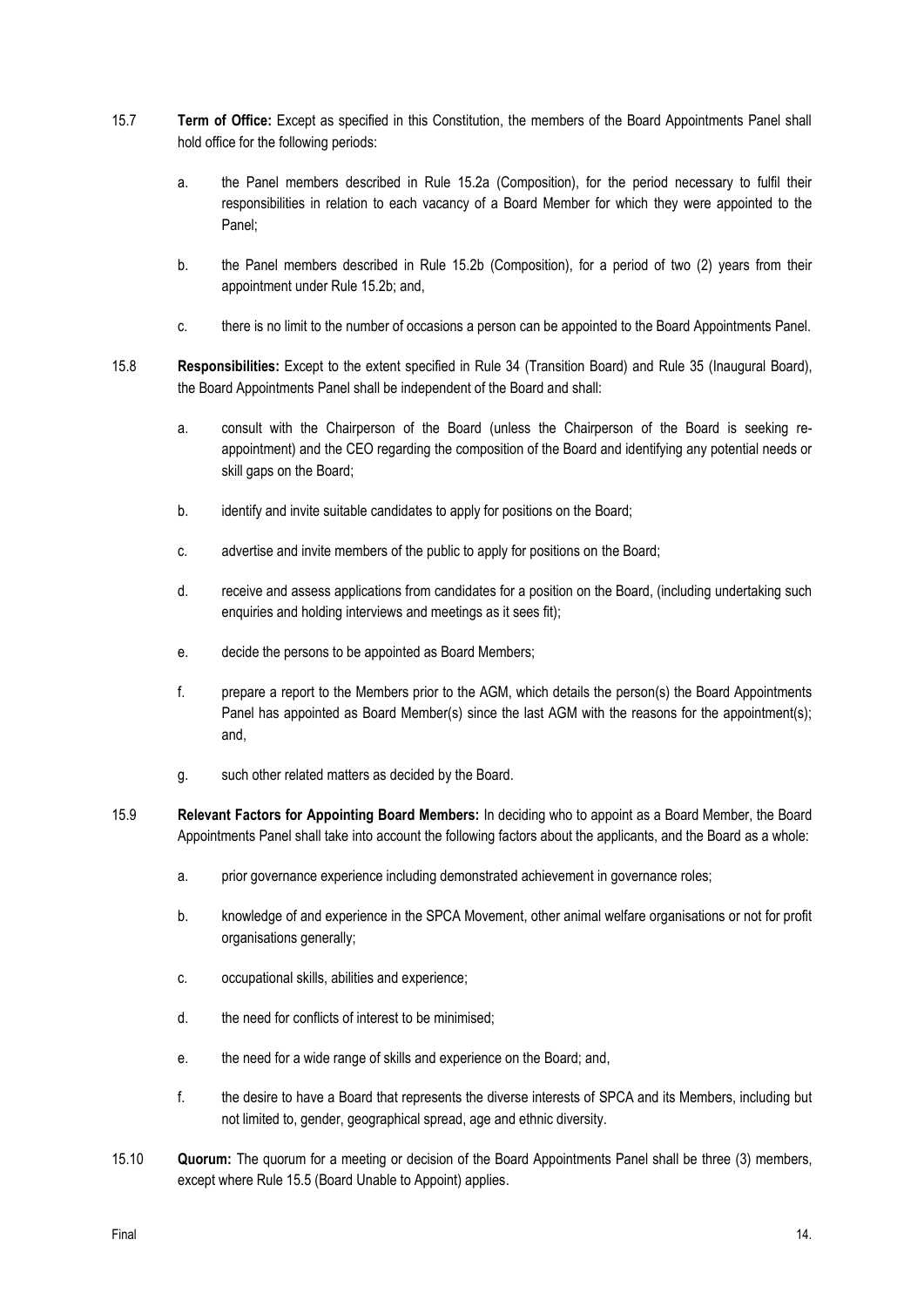15.7 **Term of Office:** Except as specified in this Constitution, the members of the Board Appointments Panel shall hold office for the following periods:

a. the Panel members described in Rule 15.2a (Composition), for the period necessary to fulfil their responsibilities in relation to each vacancy of a Board Member for which they were appointed to the Panel;

b. the Panel members described in Rule 15.2b (Composition), for a period of two (2) years from their appointment under Rule 15.2b; and,

c. there is no limit to the number of occasions a person can be appointed to the Board Appointments Panel.

15.8 **Responsibilities:** Except to the extent specified in Rule 34 (Transition Board) and Rule 35 (Inaugural Board), the Board Appointments Panel shall be independent of the Board and shall:

a. consult with the Chairperson of the Board (unless the Chairperson of the Board is seeking re-appointment) and the CEO regarding the composition of the Board and identifying any potential needs or skill gaps on the Board;

b. identify and invite suitable candidates to apply for positions on the Board;

c. advertise and invite members of the public to apply for positions on the Board;

d. receive and assess applications from candidates for a position on the Board, (including undertaking such enquiries and holding interviews and meetings as it sees fit);

e. decide the persons to be appointed as Board Members;

f. prepare a report to the Members prior to the AGM, which details the person(s) the Board Appointments Panel has appointed as Board Member(s) since the last AGM with the reasons for the appointment(s); and,

g. such other related matters as decided by the Board.

15.9 **Relevant Factors for Appointing Board Members:** In deciding who to appoint as a Board Member, the Board Appointments Panel shall take into account the following factors about the applicants, and the Board as a whole:

a. prior governance experience including demonstrated achievement in governance roles;

b. knowledge of and experience in the SPCA Movement, other animal welfare organisations or not for profit organisations generally;

c. occupational skills, abilities and experience;

d. the need for conflicts of interest to be minimised;

e. the need for a wide range of skills and experience on the Board; and,

f. the desire to have a Board that represents the diverse interests of SPCA and its Members, including but not limited to, gender, geographical spread, age and ethnic diversity.

15.10 **Quorum:** The quorum for a meeting or decision of the Board Appointments Panel shall be three (3) members, except where Rule 15.5 (Board Unable to Appoint) applies.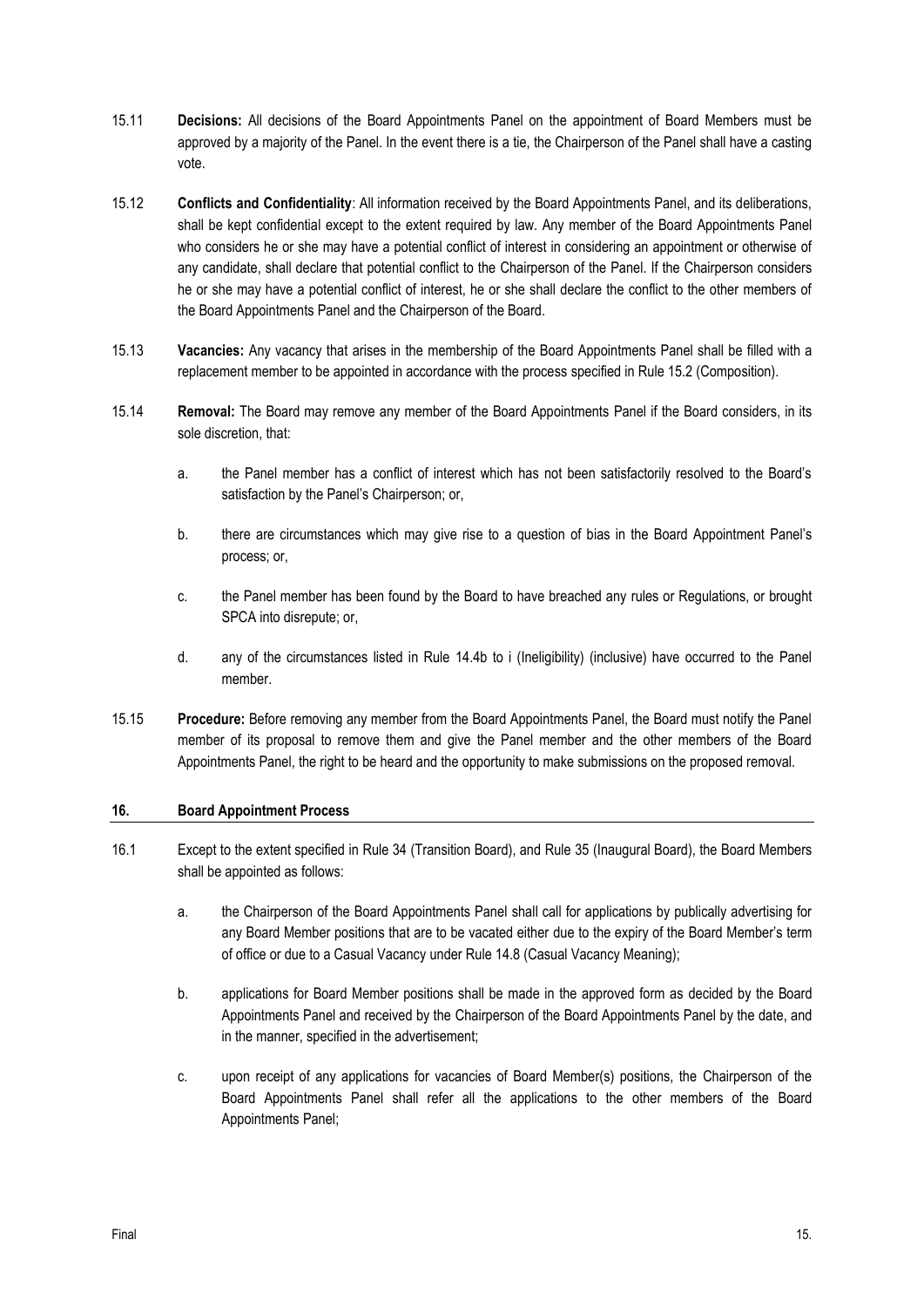15.11 **Decisions:** All decisions of the Board Appointments Panel on the appointment of Board Members must be approved by a majority of the Panel. In the event there is a tie, the Chairperson of the Panel shall have a casting vote.

15.12 **Conflicts and Confidentiality**: All information received by the Board Appointments Panel, and its deliberations, shall be kept confidential except to the extent required by law. Any member of the Board Appointments Panel who considers he or she may have a potential conflict of interest in considering an appointment or otherwise of any candidate, shall declare that potential conflict to the Chairperson of the Panel. If the Chairperson considers he or she may have a potential conflict of interest, he or she shall declare the conflict to the other members of the Board Appointments Panel and the Chairperson of the Board.

15.13 **Vacancies:** Any vacancy that arises in the membership of the Board Appointments Panel shall be filled with a replacement member to be appointed in accordance with the process specified in Rule 15.2 (Composition).

15.14 **Removal:** The Board may remove any member of the Board Appointments Panel if the Board considers, in its sole discretion, that:

a. the Panel member has a conflict of interest which has not been satisfactorily resolved to the Board's satisfaction by the Panel's Chairperson; or,

b. there are circumstances which may give rise to a question of bias in the Board Appointment Panel's process; or,

c. the Panel member has been found by the Board to have breached any rules or Regulations, or brought SPCA into disrepute; or,

d. any of the circumstances listed in Rule 14.4b to i (Ineligibility) (inclusive) have occurred to the Panel member.

15.15 **Procedure:** Before removing any member from the Board Appointments Panel, the Board must notify the Panel member of its proposal to remove them and give the Panel member and the other members of the Board Appointments Panel, the right to be heard and the opportunity to make submissions on the proposed removal.

## 16. Board Appointment Process

16.1 Except to the extent specified in Rule 34 (Transition Board), and Rule 35 (Inaugural Board), the Board Members shall be appointed as follows:

a. the Chairperson of the Board Appointments Panel shall call for applications by publically advertising for any Board Member positions that are to be vacated either due to the expiry of the Board Member's term of office or due to a Casual Vacancy under Rule 14.8 (Casual Vacancy Meaning);

b. applications for Board Member positions shall be made in the approved form as decided by the Board Appointments Panel and received by the Chairperson of the Board Appointments Panel by the date, and in the manner, specified in the advertisement;

c. upon receipt of any applications for vacancies of Board Member(s) positions, the Chairperson of the Board Appointments Panel shall refer all the applications to the other members of the Board Appointments Panel;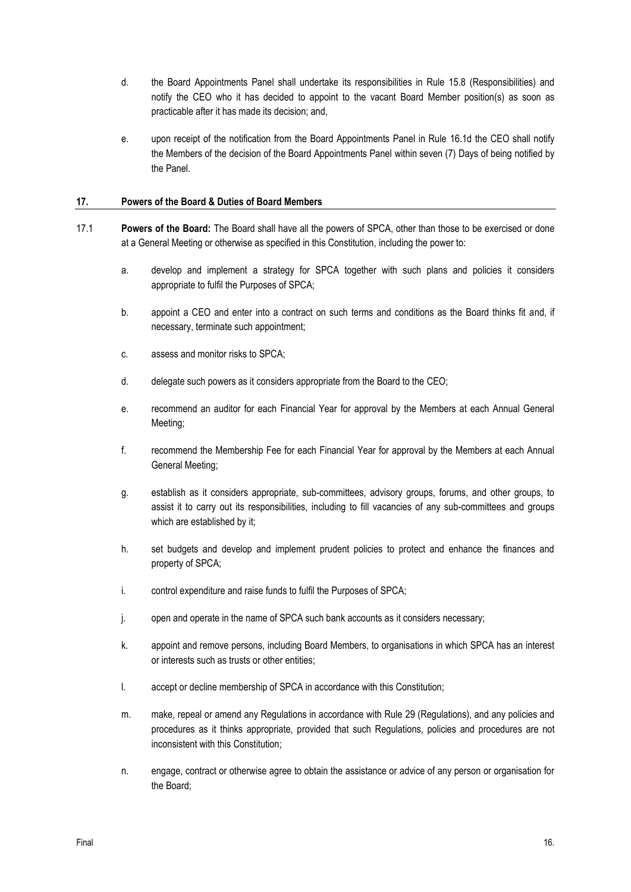d. the Board Appointments Panel shall undertake its responsibilities in Rule 15.8 (Responsibilities) and notify the CEO who it has decided to appoint to the vacant Board Member position(s) as soon as practicable after it has made its decision; and,

e. upon receipt of the notification from the Board Appointments Panel in Rule 16.1d the CEO shall notify the Members of the decision of the Board Appointments Panel within seven (7) Days of being notified by the Panel.

## 17. Powers of the Board & Duties of Board Members

17.1 **Powers of the Board:** The Board shall have all the powers of SPCA, other than those to be exercised or done at a General Meeting or otherwise as specified in this Constitution, including the power to:

a. develop and implement a strategy for SPCA together with such plans and policies it considers appropriate to fulfil the Purposes of SPCA;

b. appoint a CEO and enter into a contract on such terms and conditions as the Board thinks fit and, if necessary, terminate such appointment;

c. assess and monitor risks to SPCA;

d. delegate such powers as it considers appropriate from the Board to the CEO;

e. recommend an auditor for each Financial Year for approval by the Members at each Annual General Meeting;

f. recommend the Membership Fee for each Financial Year for approval by the Members at each Annual General Meeting;

g. establish as it considers appropriate, sub-committees, advisory groups, forums, and other groups, to assist it to carry out its responsibilities, including to fill vacancies of any sub-committees and groups which are established by it;

h. set budgets and develop and implement prudent policies to protect and enhance the finances and property of SPCA;

i. control expenditure and raise funds to fulfil the Purposes of SPCA;

j. open and operate in the name of SPCA such bank accounts as it considers necessary;

k. appoint and remove persons, including Board Members, to organisations in which SPCA has an interest or interests such as trusts or other entities;

l. accept or decline membership of SPCA in accordance with this Constitution;

m. make, repeal or amend any Regulations in accordance with Rule 29 (Regulations), and any policies and procedures as it thinks appropriate, provided that such Regulations, policies and procedures are not inconsistent with this Constitution;

n. engage, contract or otherwise agree to obtain the assistance or advice of any person or organisation for the Board;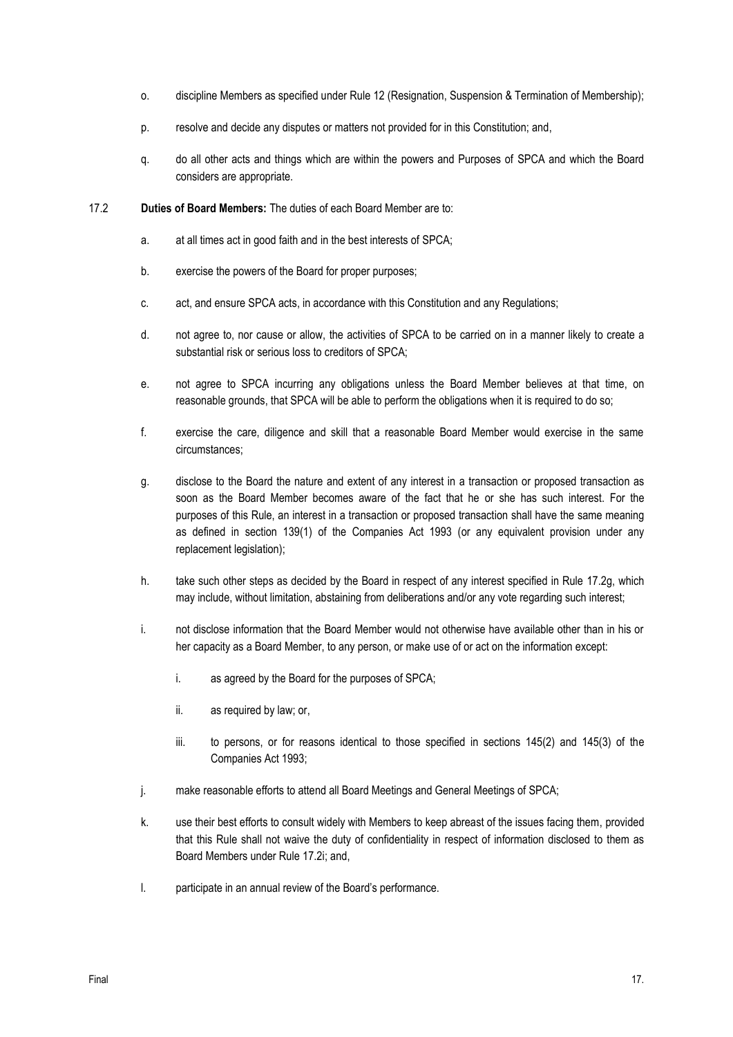o. discipline Members as specified under Rule 12 (Resignation, Suspension & Termination of Membership);

p. resolve and decide any disputes or matters not provided for in this Constitution; and,

q. do all other acts and things which are within the powers and Purposes of SPCA and which the Board considers are appropriate.

17.2 **Duties of Board Members:** The duties of each Board Member are to:

a. at all times act in good faith and in the best interests of SPCA;

b. exercise the powers of the Board for proper purposes;

c. act, and ensure SPCA acts, in accordance with this Constitution and any Regulations;

d. not agree to, nor cause or allow, the activities of SPCA to be carried on in a manner likely to create a substantial risk or serious loss to creditors of SPCA;

e. not agree to SPCA incurring any obligations unless the Board Member believes at that time, on reasonable grounds, that SPCA will be able to perform the obligations when it is required to do so;

f. exercise the care, diligence and skill that a reasonable Board Member would exercise in the same circumstances;

g. disclose to the Board the nature and extent of any interest in a transaction or proposed transaction as soon as the Board Member becomes aware of the fact that he or she has such interest. For the purposes of this Rule, an interest in a transaction or proposed transaction shall have the same meaning as defined in section 139(1) of the Companies Act 1993 (or any equivalent provision under any replacement legislation);

h. take such other steps as decided by the Board in respect of any interest specified in Rule 17.2g, which may include, without limitation, abstaining from deliberations and/or any vote regarding such interest;

i. not disclose information that the Board Member would not otherwise have available other than in his or her capacity as a Board Member, to any person, or make use of or act on the information except:

    i. as agreed by the Board for the purposes of SPCA;

    ii. as required by law; or,

    iii. to persons, or for reasons identical to those specified in sections 145(2) and 145(3) of the Companies Act 1993;

j. make reasonable efforts to attend all Board Meetings and General Meetings of SPCA;

k. use their best efforts to consult widely with Members to keep abreast of the issues facing them, provided that this Rule shall not waive the duty of confidentiality in respect of information disclosed to them as Board Members under Rule 17.2i; and,

l. participate in an annual review of the Board's performance.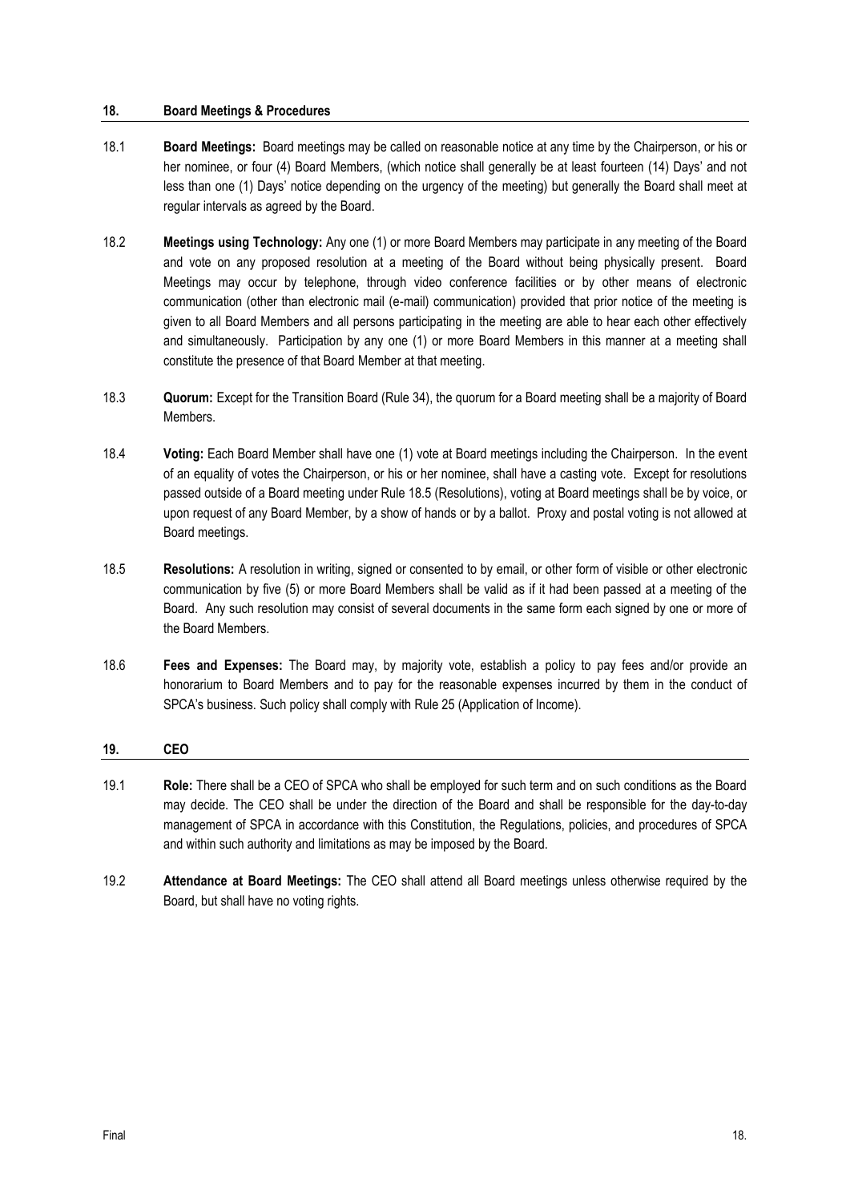## 18. Board Meetings & Procedures

18.1 **Board Meetings:** Board meetings may be called on reasonable notice at any time by the Chairperson, or his or her nominee, or four (4) Board Members, (which notice shall generally be at least fourteen (14) Days' and not less than one (1) Days' notice depending on the urgency of the meeting) but generally the Board shall meet at regular intervals as agreed by the Board.

18.2 **Meetings using Technology:** Any one (1) or more Board Members may participate in any meeting of the Board and vote on any proposed resolution at a meeting of the Board without being physically present. Board Meetings may occur by telephone, through video conference facilities or by other means of electronic communication (other than electronic mail (e-mail) communication) provided that prior notice of the meeting is given to all Board Members and all persons participating in the meeting are able to hear each other effectively and simultaneously. Participation by any one (1) or more Board Members in this manner at a meeting shall constitute the presence of that Board Member at that meeting.

18.3 **Quorum:** Except for the Transition Board (Rule 34), the quorum for a Board meeting shall be a majority of Board Members.

18.4 **Voting:** Each Board Member shall have one (1) vote at Board meetings including the Chairperson. In the event of an equality of votes the Chairperson, or his or her nominee, shall have a casting vote. Except for resolutions passed outside of a Board meeting under Rule 18.5 (Resolutions), voting at Board meetings shall be by voice, or upon request of any Board Member, by a show of hands or by a ballot. Proxy and postal voting is not allowed at Board meetings.

18.5 **Resolutions:** A resolution in writing, signed or consented to by email, or other form of visible or other electronic communication by five (5) or more Board Members shall be valid as if it had been passed at a meeting of the Board. Any such resolution may consist of several documents in the same form each signed by one or more of the Board Members.

18.6 **Fees and Expenses:** The Board may, by majority vote, establish a policy to pay fees and/or provide an honorarium to Board Members and to pay for the reasonable expenses incurred by them in the conduct of SPCA's business. Such policy shall comply with Rule 25 (Application of Income).

## 19. CEO

19.1 **Role:** There shall be a CEO of SPCA who shall be employed for such term and on such conditions as the Board may decide. The CEO shall be under the direction of the Board and shall be responsible for the day-to-day management of SPCA in accordance with this Constitution, the Regulations, policies, and procedures of SPCA and within such authority and limitations as may be imposed by the Board.

19.2 **Attendance at Board Meetings:** The CEO shall attend all Board meetings unless otherwise required by the Board, but shall have no voting rights.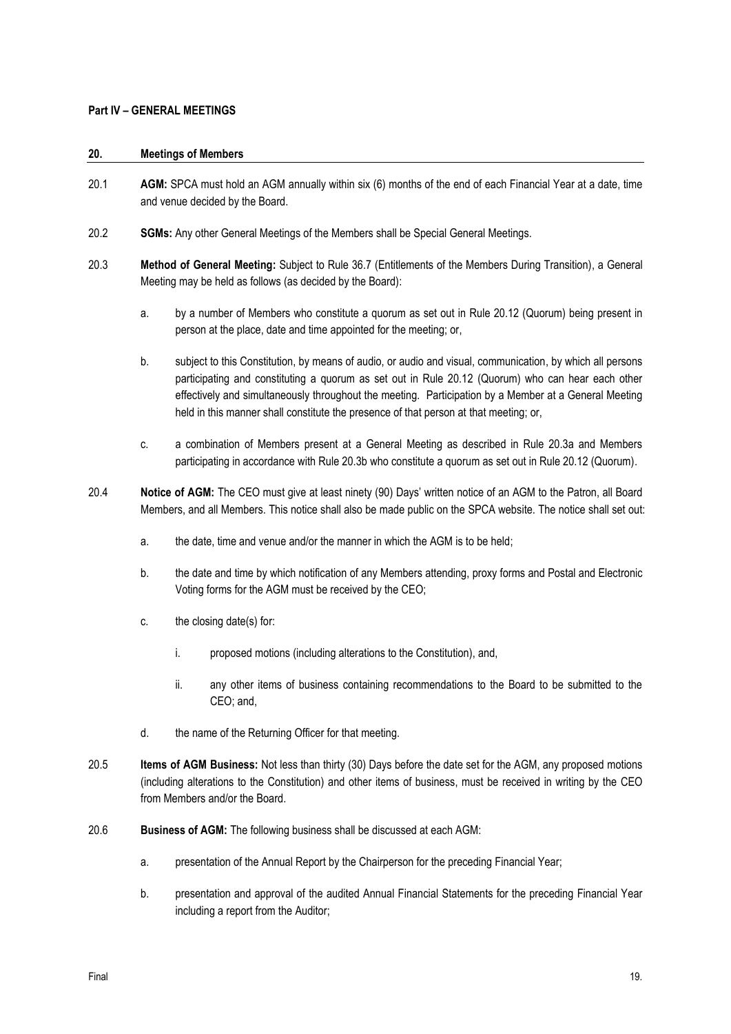**Part IV – GENERAL MEETINGS**

**20. Meetings of Members**

20.1 **AGM:** SPCA must hold an AGM annually within six (6) months of the end of each Financial Year at a date, time and venue decided by the Board.

20.2 **SGMs:** Any other General Meetings of the Members shall be Special General Meetings.

20.3 **Method of General Meeting:** Subject to Rule 36.7 (Entitlements of the Members During Transition), a General Meeting may be held as follows (as decided by the Board):

a. by a number of Members who constitute a quorum as set out in Rule 20.12 (Quorum) being present in person at the place, date and time appointed for the meeting; or,

b. subject to this Constitution, by means of audio, or audio and visual, communication, by which all persons participating and constituting a quorum as set out in Rule 20.12 (Quorum) who can hear each other effectively and simultaneously throughout the meeting. Participation by a Member at a General Meeting held in this manner shall constitute the presence of that person at that meeting; or,

c. a combination of Members present at a General Meeting as described in Rule 20.3a and Members participating in accordance with Rule 20.3b who constitute a quorum as set out in Rule 20.12 (Quorum).

20.4 **Notice of AGM:** The CEO must give at least ninety (90) Days' written notice of an AGM to the Patron, all Board Members, and all Members. This notice shall also be made public on the SPCA website. The notice shall set out:

a. the date, time and venue and/or the manner in which the AGM is to be held;

b. the date and time by which notification of any Members attending, proxy forms and Postal and Electronic Voting forms for the AGM must be received by the CEO;

c. the closing date(s) for:

i. proposed motions (including alterations to the Constitution), and,

ii. any other items of business containing recommendations to the Board to be submitted to the CEO; and,

d. the name of the Returning Officer for that meeting.

20.5 **Items of AGM Business:** Not less than thirty (30) Days before the date set for the AGM, any proposed motions (including alterations to the Constitution) and other items of business, must be received in writing by the CEO from Members and/or the Board.

20.6 **Business of AGM:** The following business shall be discussed at each AGM:

a. presentation of the Annual Report by the Chairperson for the preceding Financial Year;

b. presentation and approval of the audited Annual Financial Statements for the preceding Financial Year including a report from the Auditor;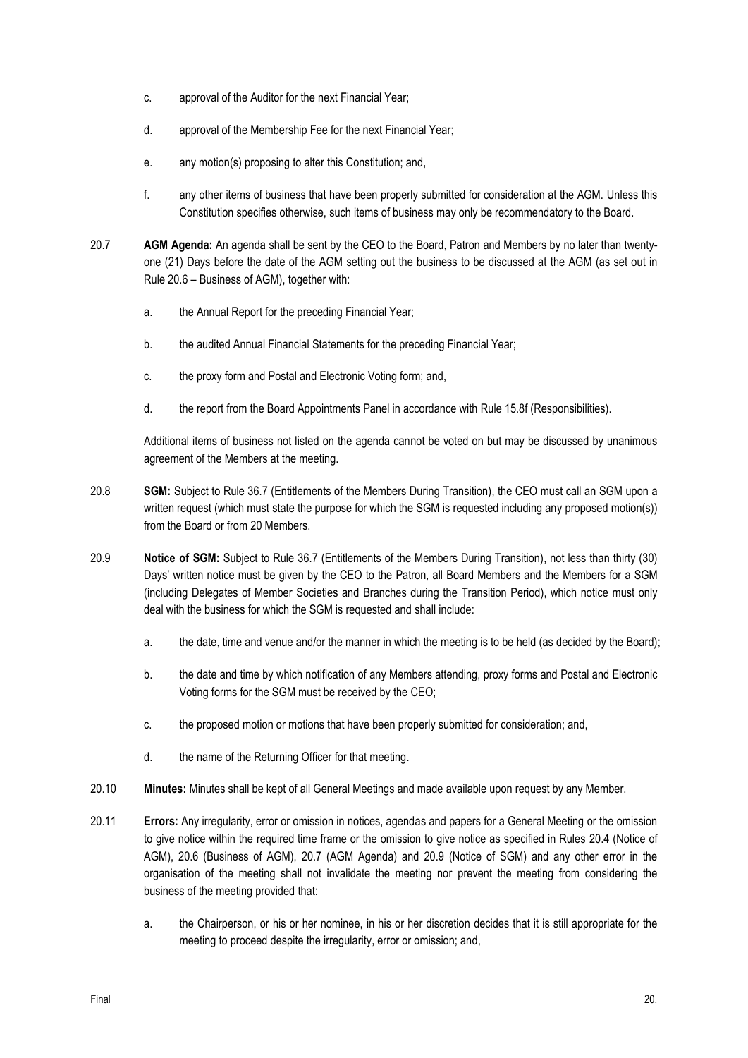c. approval of the Auditor for the next Financial Year;

d. approval of the Membership Fee for the next Financial Year;

e. any motion(s) proposing to alter this Constitution; and,

f. any other items of business that have been properly submitted for consideration at the AGM. Unless this Constitution specifies otherwise, such items of business may only be recommendatory to the Board.

20.7 **AGM Agenda:** An agenda shall be sent by the CEO to the Board, Patron and Members by no later than twenty-one (21) Days before the date of the AGM setting out the business to be discussed at the AGM (as set out in Rule 20.6 – Business of AGM), together with:

a. the Annual Report for the preceding Financial Year;

b. the audited Annual Financial Statements for the preceding Financial Year;

c. the proxy form and Postal and Electronic Voting form; and,

d. the report from the Board Appointments Panel in accordance with Rule 15.8f (Responsibilities).

Additional items of business not listed on the agenda cannot be voted on but may be discussed by unanimous agreement of the Members at the meeting.

20.8 **SGM:** Subject to Rule 36.7 (Entitlements of the Members During Transition), the CEO must call an SGM upon a written request (which must state the purpose for which the SGM is requested including any proposed motion(s)) from the Board or from 20 Members.

20.9 **Notice of SGM:** Subject to Rule 36.7 (Entitlements of the Members During Transition), not less than thirty (30) Days' written notice must be given by the CEO to the Patron, all Board Members and the Members for a SGM (including Delegates of Member Societies and Branches during the Transition Period), which notice must only deal with the business for which the SGM is requested and shall include:

a. the date, time and venue and/or the manner in which the meeting is to be held (as decided by the Board);

b. the date and time by which notification of any Members attending, proxy forms and Postal and Electronic Voting forms for the SGM must be received by the CEO;

c. the proposed motion or motions that have been properly submitted for consideration; and,

d. the name of the Returning Officer for that meeting.

20.10 **Minutes:** Minutes shall be kept of all General Meetings and made available upon request by any Member.

20.11 **Errors:** Any irregularity, error or omission in notices, agendas and papers for a General Meeting or the omission to give notice within the required time frame or the omission to give notice as specified in Rules 20.4 (Notice of AGM), 20.6 (Business of AGM), 20.7 (AGM Agenda) and 20.9 (Notice of SGM) and any other error in the organisation of the meeting shall not invalidate the meeting nor prevent the meeting from considering the business of the meeting provided that:

a. the Chairperson, or his or her nominee, in his or her discretion decides that it is still appropriate for the meeting to proceed despite the irregularity, error or omission; and,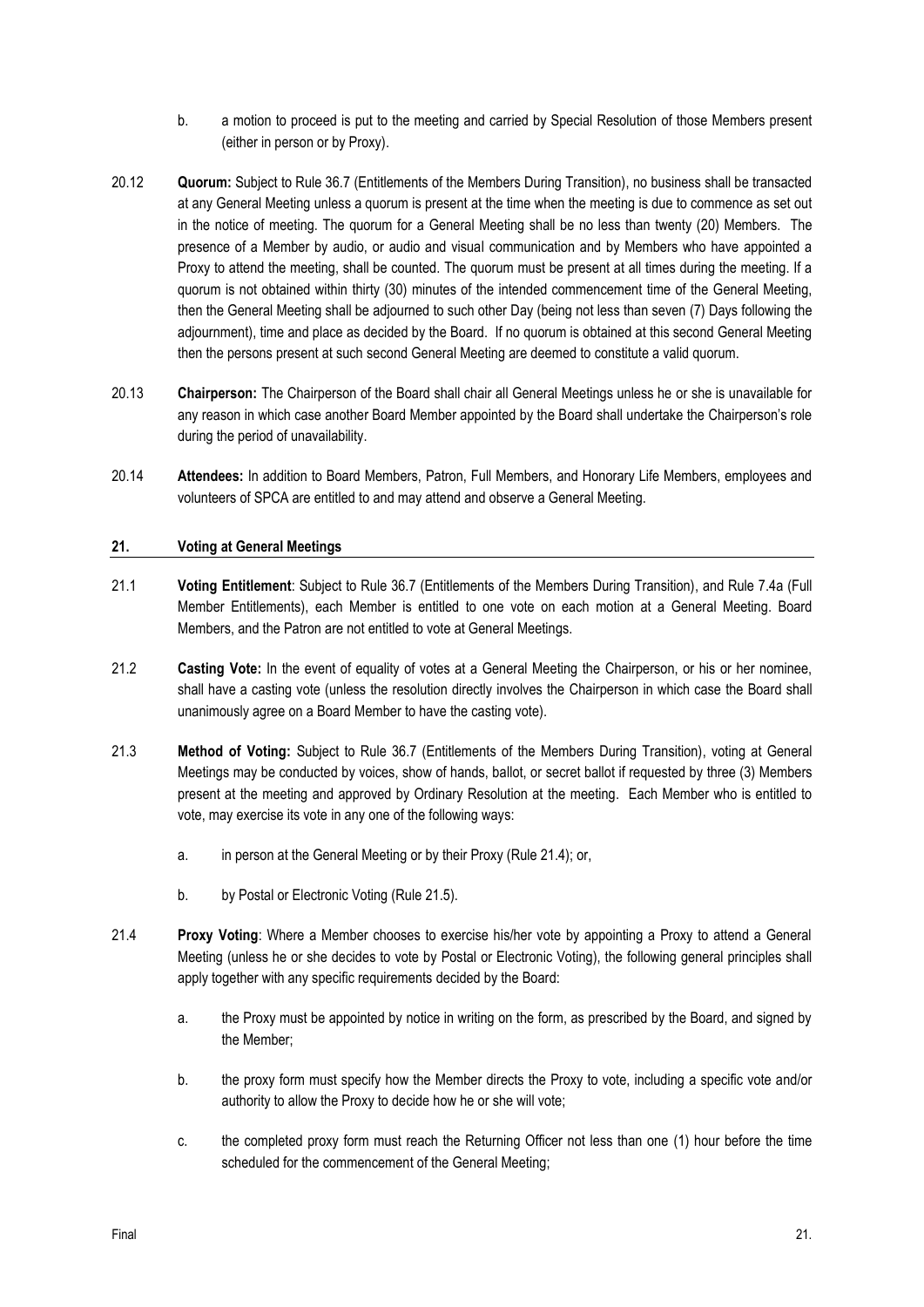b. a motion to proceed is put to the meeting and carried by Special Resolution of those Members present (either in person or by Proxy).

20.12 **Quorum:** Subject to Rule 36.7 (Entitlements of the Members During Transition), no business shall be transacted at any General Meeting unless a quorum is present at the time when the meeting is due to commence as set out in the notice of meeting. The quorum for a General Meeting shall be no less than twenty (20) Members. The presence of a Member by audio, or audio and visual communication and by Members who have appointed a Proxy to attend the meeting, shall be counted. The quorum must be present at all times during the meeting. If a quorum is not obtained within thirty (30) minutes of the intended commencement time of the General Meeting, then the General Meeting shall be adjourned to such other Day (being not less than seven (7) Days following the adjournment), time and place as decided by the Board. If no quorum is obtained at this second General Meeting then the persons present at such second General Meeting are deemed to constitute a valid quorum.

20.13 **Chairperson:** The Chairperson of the Board shall chair all General Meetings unless he or she is unavailable for any reason in which case another Board Member appointed by the Board shall undertake the Chairperson's role during the period of unavailability.

20.14 **Attendees:** In addition to Board Members, Patron, Full Members, and Honorary Life Members, employees and volunteers of SPCA are entitled to and may attend and observe a General Meeting.

## 21. Voting at General Meetings

21.1 **Voting Entitlement**: Subject to Rule 36.7 (Entitlements of the Members During Transition), and Rule 7.4a (Full Member Entitlements), each Member is entitled to one vote on each motion at a General Meeting. Board Members, and the Patron are not entitled to vote at General Meetings.

21.2 **Casting Vote:** In the event of equality of votes at a General Meeting the Chairperson, or his or her nominee, shall have a casting vote (unless the resolution directly involves the Chairperson in which case the Board shall unanimously agree on a Board Member to have the casting vote).

21.3 **Method of Voting:** Subject to Rule 36.7 (Entitlements of the Members During Transition), voting at General Meetings may be conducted by voices, show of hands, ballot, or secret ballot if requested by three (3) Members present at the meeting and approved by Ordinary Resolution at the meeting. Each Member who is entitled to vote, may exercise its vote in any one of the following ways:

a. in person at the General Meeting or by their Proxy (Rule 21.4); or,

b. by Postal or Electronic Voting (Rule 21.5).

21.4 **Proxy Voting**: Where a Member chooses to exercise his/her vote by appointing a Proxy to attend a General Meeting (unless he or she decides to vote by Postal or Electronic Voting), the following general principles shall apply together with any specific requirements decided by the Board:

a. the Proxy must be appointed by notice in writing on the form, as prescribed by the Board, and signed by the Member;

b. the proxy form must specify how the Member directs the Proxy to vote, including a specific vote and/or authority to allow the Proxy to decide how he or she will vote;

c. the completed proxy form must reach the Returning Officer not less than one (1) hour before the time scheduled for the commencement of the General Meeting;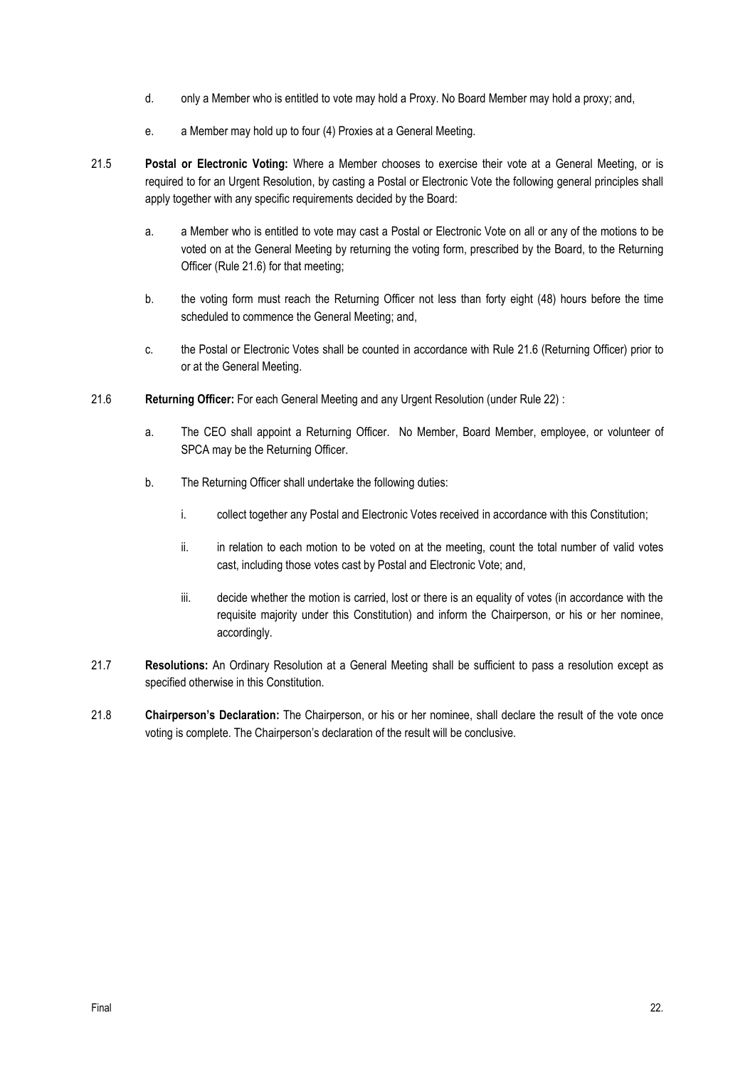d. only a Member who is entitled to vote may hold a Proxy. No Board Member may hold a proxy; and,

e. a Member may hold up to four (4) Proxies at a General Meeting.

21.5 **Postal or Electronic Voting:** Where a Member chooses to exercise their vote at a General Meeting, or is required to for an Urgent Resolution, by casting a Postal or Electronic Vote the following general principles shall apply together with any specific requirements decided by the Board:

a. a Member who is entitled to vote may cast a Postal or Electronic Vote on all or any of the motions to be voted on at the General Meeting by returning the voting form, prescribed by the Board, to the Returning Officer (Rule 21.6) for that meeting;

b. the voting form must reach the Returning Officer not less than forty eight (48) hours before the time scheduled to commence the General Meeting; and,

c. the Postal or Electronic Votes shall be counted in accordance with Rule 21.6 (Returning Officer) prior to or at the General Meeting.

21.6 **Returning Officer:** For each General Meeting and any Urgent Resolution (under Rule 22) :

a. The CEO shall appoint a Returning Officer. No Member, Board Member, employee, or volunteer of SPCA may be the Returning Officer.

b. The Returning Officer shall undertake the following duties:

i. collect together any Postal and Electronic Votes received in accordance with this Constitution;

ii. in relation to each motion to be voted on at the meeting, count the total number of valid votes cast, including those votes cast by Postal and Electronic Vote; and,

iii. decide whether the motion is carried, lost or there is an equality of votes (in accordance with the requisite majority under this Constitution) and inform the Chairperson, or his or her nominee, accordingly.

21.7 **Resolutions:** An Ordinary Resolution at a General Meeting shall be sufficient to pass a resolution except as specified otherwise in this Constitution.

21.8 **Chairperson's Declaration:** The Chairperson, or his or her nominee, shall declare the result of the vote once voting is complete. The Chairperson's declaration of the result will be conclusive.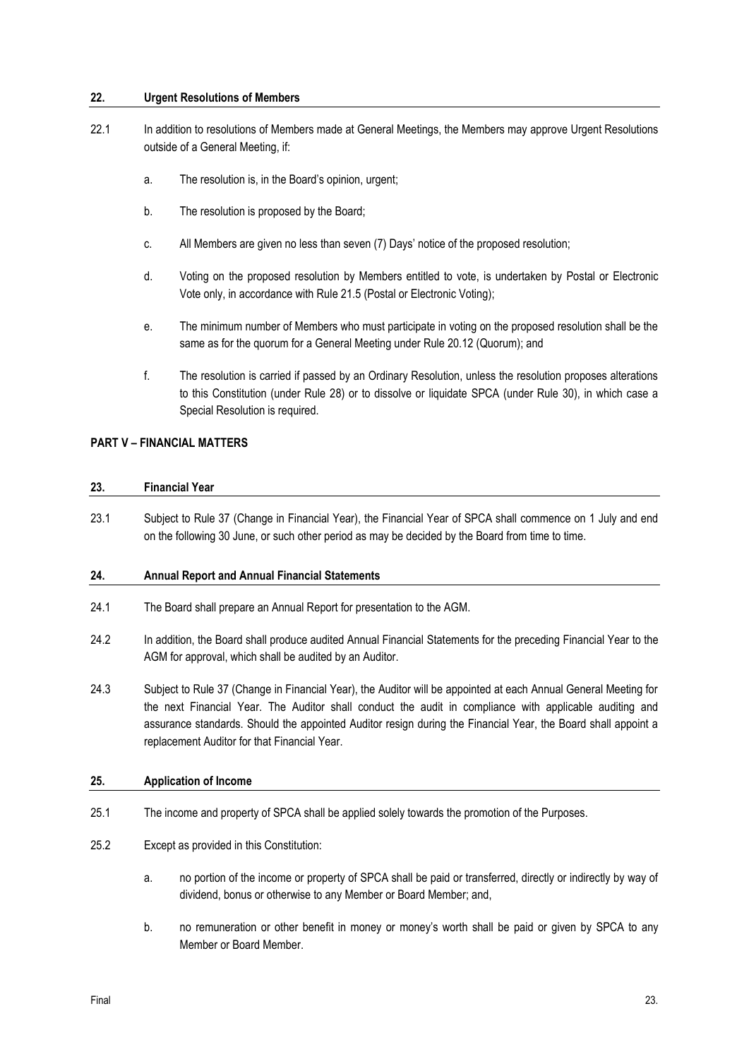## 22. Urgent Resolutions of Members

22.1 In addition to resolutions of Members made at General Meetings, the Members may approve Urgent Resolutions outside of a General Meeting, if:

a. The resolution is, in the Board's opinion, urgent;

b. The resolution is proposed by the Board;

c. All Members are given no less than seven (7) Days' notice of the proposed resolution;

d. Voting on the proposed resolution by Members entitled to vote, is undertaken by Postal or Electronic Vote only, in accordance with Rule 21.5 (Postal or Electronic Voting);

e. The minimum number of Members who must participate in voting on the proposed resolution shall be the same as for the quorum for a General Meeting under Rule 20.12 (Quorum); and

f. The resolution is carried if passed by an Ordinary Resolution, unless the resolution proposes alterations to this Constitution (under Rule 28) or to dissolve or liquidate SPCA (under Rule 30), in which case a Special Resolution is required.

# PART V – FINANCIAL MATTERS

## 23. Financial Year

23.1 Subject to Rule 37 (Change in Financial Year), the Financial Year of SPCA shall commence on 1 July and end on the following 30 June, or such other period as may be decided by the Board from time to time.

## 24. Annual Report and Annual Financial Statements

24.1 The Board shall prepare an Annual Report for presentation to the AGM.

24.2 In addition, the Board shall produce audited Annual Financial Statements for the preceding Financial Year to the AGM for approval, which shall be audited by an Auditor.

24.3 Subject to Rule 37 (Change in Financial Year), the Auditor will be appointed at each Annual General Meeting for the next Financial Year. The Auditor shall conduct the audit in compliance with applicable auditing and assurance standards. Should the appointed Auditor resign during the Financial Year, the Board shall appoint a replacement Auditor for that Financial Year.

## 25. Application of Income

25.1 The income and property of SPCA shall be applied solely towards the promotion of the Purposes.

25.2 Except as provided in this Constitution:

a. no portion of the income or property of SPCA shall be paid or transferred, directly or indirectly by way of dividend, bonus or otherwise to any Member or Board Member; and,

b. no remuneration or other benefit in money or money's worth shall be paid or given by SPCA to any Member or Board Member.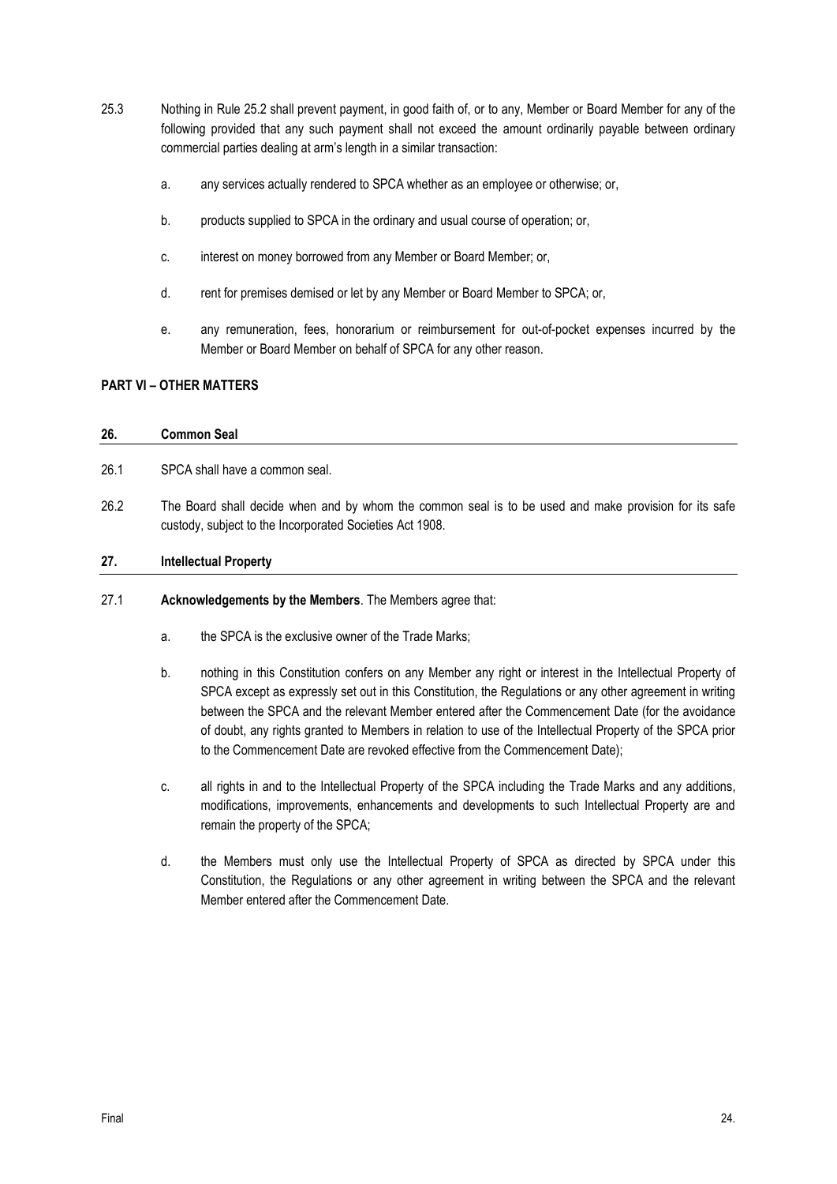25.3 Nothing in Rule 25.2 shall prevent payment, in good faith of, or to any, Member or Board Member for any of the following provided that any such payment shall not exceed the amount ordinarily payable between ordinary commercial parties dealing at arm's length in a similar transaction:

a. any services actually rendered to SPCA whether as an employee or otherwise; or,

b. products supplied to SPCA in the ordinary and usual course of operation; or,

c. interest on money borrowed from any Member or Board Member; or,

d. rent for premises demised or let by any Member or Board Member to SPCA; or,

e. any remuneration, fees, honorarium or reimbursement for out-of-pocket expenses incurred by the Member or Board Member on behalf of SPCA for any other reason.

**PART VI – OTHER MATTERS**

## 26. Common Seal

26.1 SPCA shall have a common seal.

26.2 The Board shall decide when and by whom the common seal is to be used and make provision for its safe custody, subject to the Incorporated Societies Act 1908.

## 27. Intellectual Property

27.1 **Acknowledgements by the Members**. The Members agree that:

a. the SPCA is the exclusive owner of the Trade Marks;

b. nothing in this Constitution confers on any Member any right or interest in the Intellectual Property of SPCA except as expressly set out in this Constitution, the Regulations or any other agreement in writing between the SPCA and the relevant Member entered after the Commencement Date (for the avoidance of doubt, any rights granted to Members in relation to use of the Intellectual Property of the SPCA prior to the Commencement Date are revoked effective from the Commencement Date);

c. all rights in and to the Intellectual Property of the SPCA including the Trade Marks and any additions, modifications, improvements, enhancements and developments to such Intellectual Property are and remain the property of the SPCA;

d. the Members must only use the Intellectual Property of SPCA as directed by SPCA under this Constitution, the Regulations or any other agreement in writing between the SPCA and the relevant Member entered after the Commencement Date.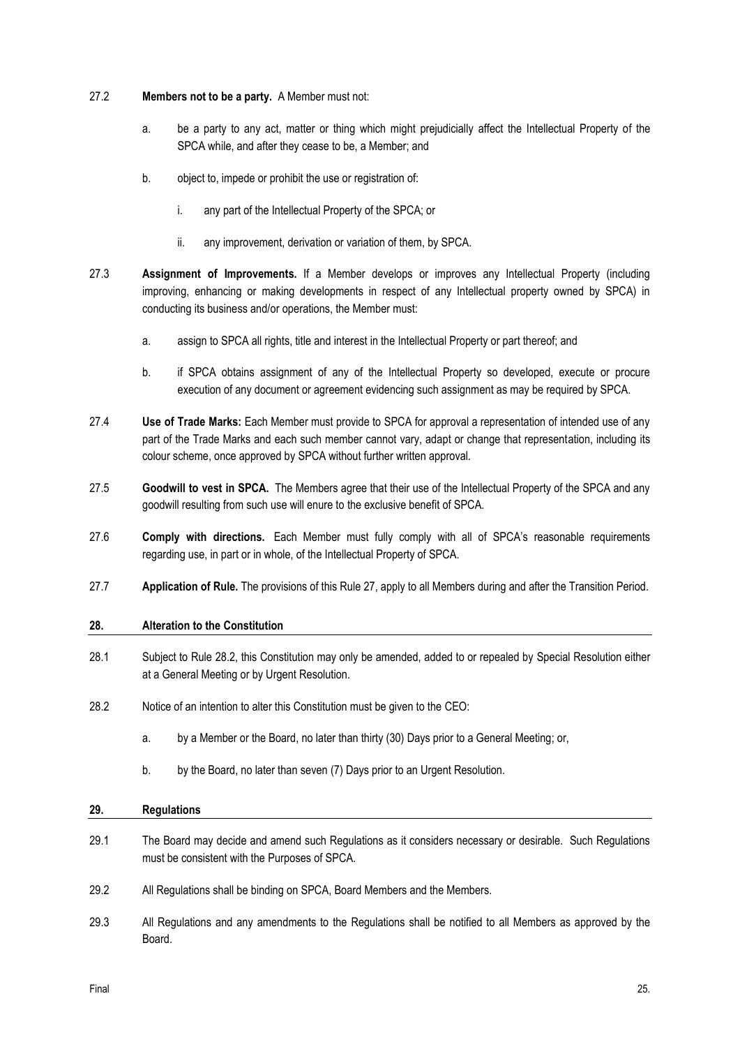27.2 **Members not to be a party.** A Member must not:

a. be a party to any act, matter or thing which might prejudicially affect the Intellectual Property of the SPCA while, and after they cease to be, a Member; and

b. object to, impede or prohibit the use or registration of:

   i. any part of the Intellectual Property of the SPCA; or

   ii. any improvement, derivation or variation of them, by SPCA.

27.3 **Assignment of Improvements.** If a Member develops or improves any Intellectual Property (including improving, enhancing or making developments in respect of any Intellectual property owned by SPCA) in conducting its business and/or operations, the Member must:

a. assign to SPCA all rights, title and interest in the Intellectual Property or part thereof; and

b. if SPCA obtains assignment of any of the Intellectual Property so developed, execute or procure execution of any document or agreement evidencing such assignment as may be required by SPCA.

27.4 **Use of Trade Marks:** Each Member must provide to SPCA for approval a representation of intended use of any part of the Trade Marks and each such member cannot vary, adapt or change that representation, including its colour scheme, once approved by SPCA without further written approval.

27.5 **Goodwill to vest in SPCA.** The Members agree that their use of the Intellectual Property of the SPCA and any goodwill resulting from such use will enure to the exclusive benefit of SPCA.

27.6 **Comply with directions.** Each Member must fully comply with all of SPCA's reasonable requirements regarding use, in part or in whole, of the Intellectual Property of SPCA.

27.7 **Application of Rule.** The provisions of this Rule 27, apply to all Members during and after the Transition Period.

## 28. Alteration to the Constitution

28.1 Subject to Rule 28.2, this Constitution may only be amended, added to or repealed by Special Resolution either at a General Meeting or by Urgent Resolution.

28.2 Notice of an intention to alter this Constitution must be given to the CEO:

a. by a Member or the Board, no later than thirty (30) Days prior to a General Meeting; or,

b. by the Board, no later than seven (7) Days prior to an Urgent Resolution.

## 29. Regulations

29.1 The Board may decide and amend such Regulations as it considers necessary or desirable. Such Regulations must be consistent with the Purposes of SPCA.

29.2 All Regulations shall be binding on SPCA, Board Members and the Members.

29.3 All Regulations and any amendments to the Regulations shall be notified to all Members as approved by the Board.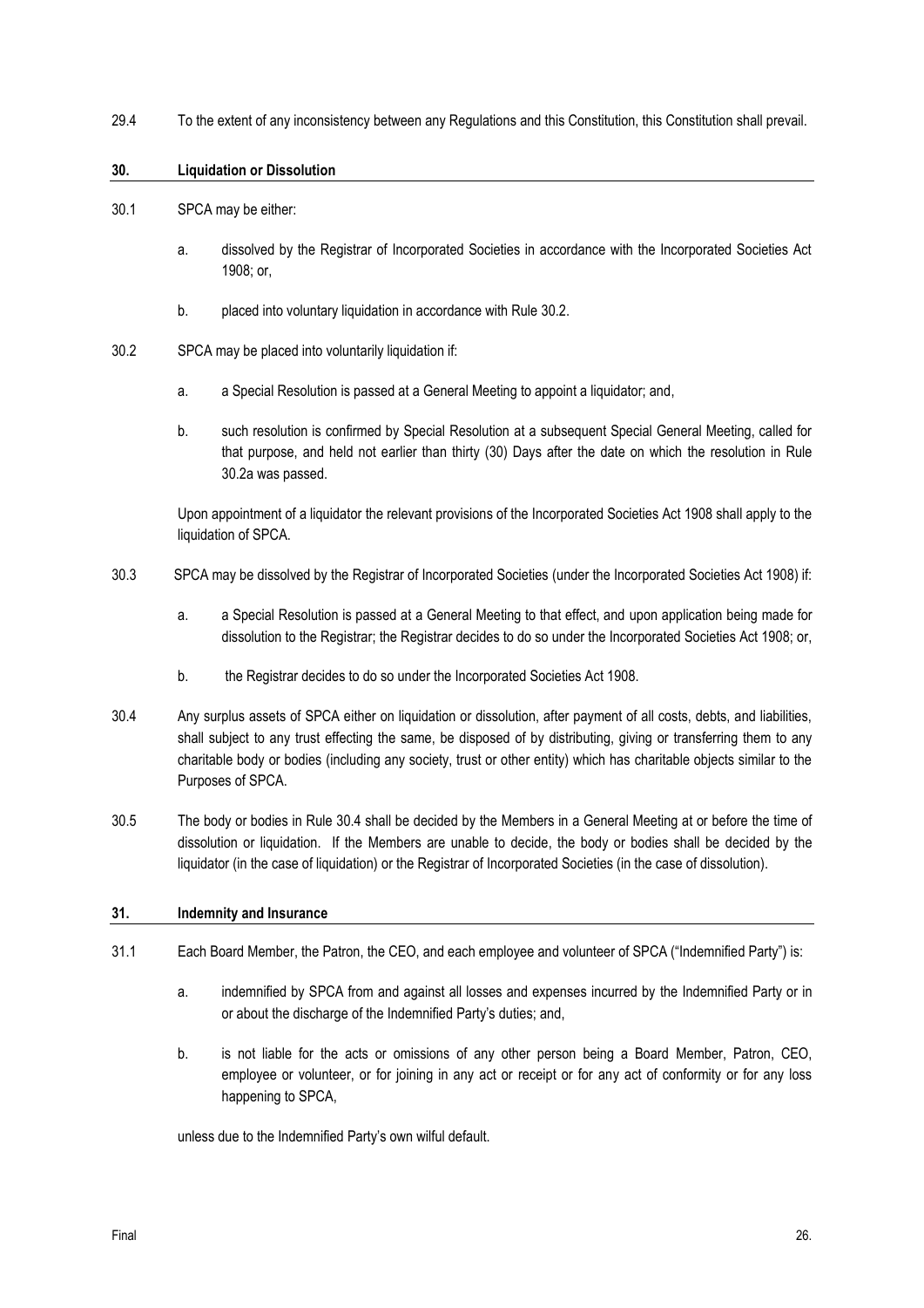29.4 To the extent of any inconsistency between any Regulations and this Constitution, this Constitution shall prevail.

## 30. Liquidation or Dissolution

30.1 SPCA may be either:

a. dissolved by the Registrar of Incorporated Societies in accordance with the Incorporated Societies Act 1908; or,

b. placed into voluntary liquidation in accordance with Rule 30.2.

30.2 SPCA may be placed into voluntarily liquidation if:

a. a Special Resolution is passed at a General Meeting to appoint a liquidator; and,

b. such resolution is confirmed by Special Resolution at a subsequent Special General Meeting, called for that purpose, and held not earlier than thirty (30) Days after the date on which the resolution in Rule 30.2a was passed.

Upon appointment of a liquidator the relevant provisions of the Incorporated Societies Act 1908 shall apply to the liquidation of SPCA.

30.3 SPCA may be dissolved by the Registrar of Incorporated Societies (under the Incorporated Societies Act 1908) if:

a. a Special Resolution is passed at a General Meeting to that effect, and upon application being made for dissolution to the Registrar; the Registrar decides to do so under the Incorporated Societies Act 1908; or,

b. the Registrar decides to do so under the Incorporated Societies Act 1908.

30.4 Any surplus assets of SPCA either on liquidation or dissolution, after payment of all costs, debts, and liabilities, shall subject to any trust effecting the same, be disposed of by distributing, giving or transferring them to any charitable body or bodies (including any society, trust or other entity) which has charitable objects similar to the Purposes of SPCA.

30.5 The body or bodies in Rule 30.4 shall be decided by the Members in a General Meeting at or before the time of dissolution or liquidation. If the Members are unable to decide, the body or bodies shall be decided by the liquidator (in the case of liquidation) or the Registrar of Incorporated Societies (in the case of dissolution).

## 31. Indemnity and Insurance

31.1 Each Board Member, the Patron, the CEO, and each employee and volunteer of SPCA ("Indemnified Party") is:

a. indemnified by SPCA from and against all losses and expenses incurred by the Indemnified Party or in or about the discharge of the Indemnified Party's duties; and,

b. is not liable for the acts or omissions of any other person being a Board Member, Patron, CEO, employee or volunteer, or for joining in any act or receipt or for any act of conformity or for any loss happening to SPCA,

unless due to the Indemnified Party's own wilful default.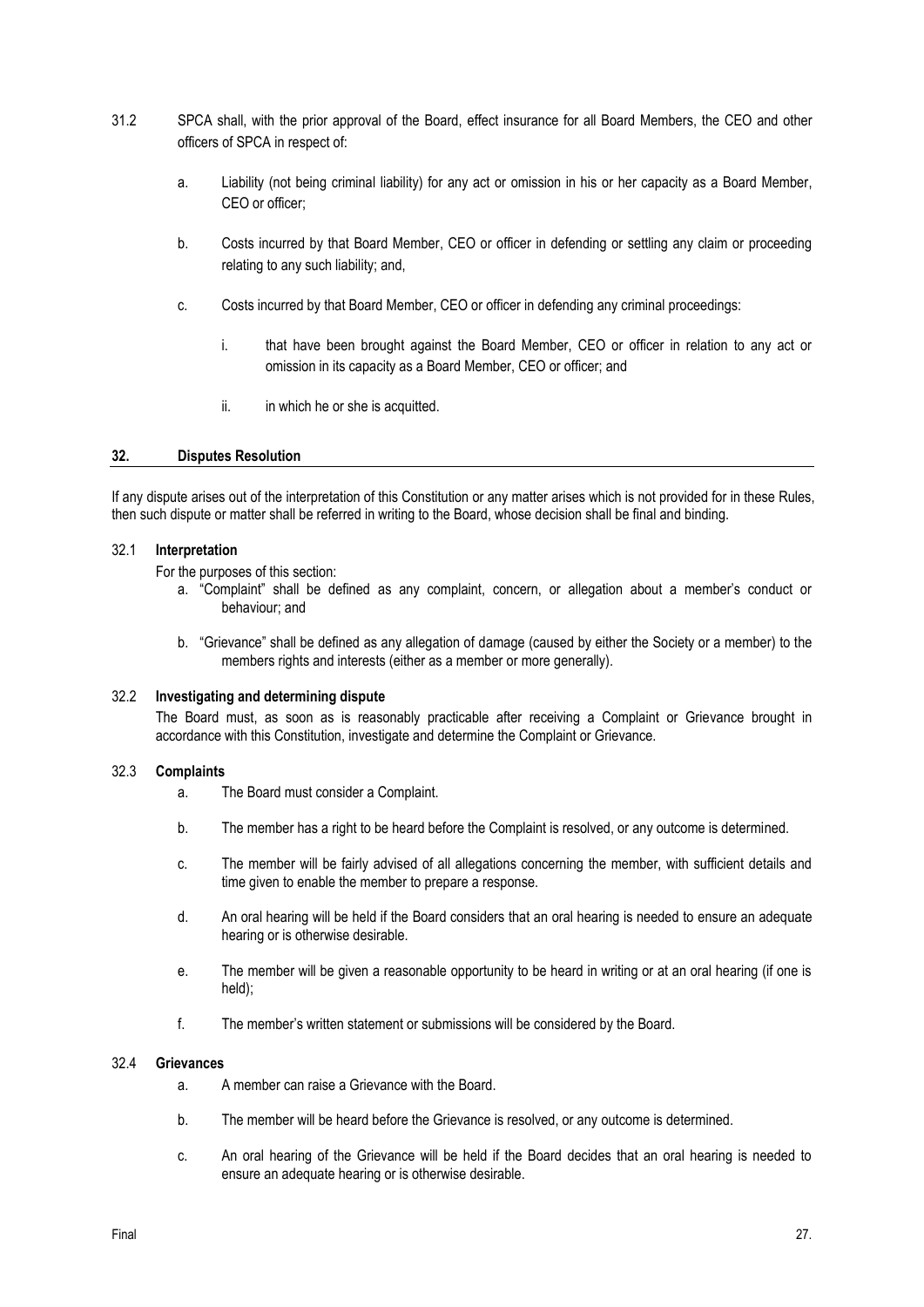31.2 SPCA shall, with the prior approval of the Board, effect insurance for all Board Members, the CEO and other officers of SPCA in respect of:

a. Liability (not being criminal liability) for any act or omission in his or her capacity as a Board Member, CEO or officer;

b. Costs incurred by that Board Member, CEO or officer in defending or settling any claim or proceeding relating to any such liability; and,

c. Costs incurred by that Board Member, CEO or officer in defending any criminal proceedings:

   i. that have been brought against the Board Member, CEO or officer in relation to any act or omission in its capacity as a Board Member, CEO or officer; and

   ii. in which he or she is acquitted.

## 32. Disputes Resolution

If any dispute arises out of the interpretation of this Constitution or any matter arises which is not provided for in these Rules, then such dispute or matter shall be referred in writing to the Board, whose decision shall be final and binding.

### 32.1 Interpretation

For the purposes of this section:

a. "Complaint" shall be defined as any complaint, concern, or allegation about a member's conduct or behaviour; and

b. "Grievance" shall be defined as any allegation of damage (caused by either the Society or a member) to the members rights and interests (either as a member or more generally).

### 32.2 Investigating and determining dispute

The Board must, as soon as is reasonably practicable after receiving a Complaint or Grievance brought in accordance with this Constitution, investigate and determine the Complaint or Grievance.

### 32.3 Complaints

a. The Board must consider a Complaint.

b. The member has a right to be heard before the Complaint is resolved, or any outcome is determined.

c. The member will be fairly advised of all allegations concerning the member, with sufficient details and time given to enable the member to prepare a response.

d. An oral hearing will be held if the Board considers that an oral hearing is needed to ensure an adequate hearing or is otherwise desirable.

e. The member will be given a reasonable opportunity to be heard in writing or at an oral hearing (if one is held);

f. The member's written statement or submissions will be considered by the Board.

### 32.4 Grievances

a. A member can raise a Grievance with the Board.

b. The member will be heard before the Grievance is resolved, or any outcome is determined.

c. An oral hearing of the Grievance will be held if the Board decides that an oral hearing is needed to ensure an adequate hearing or is otherwise desirable.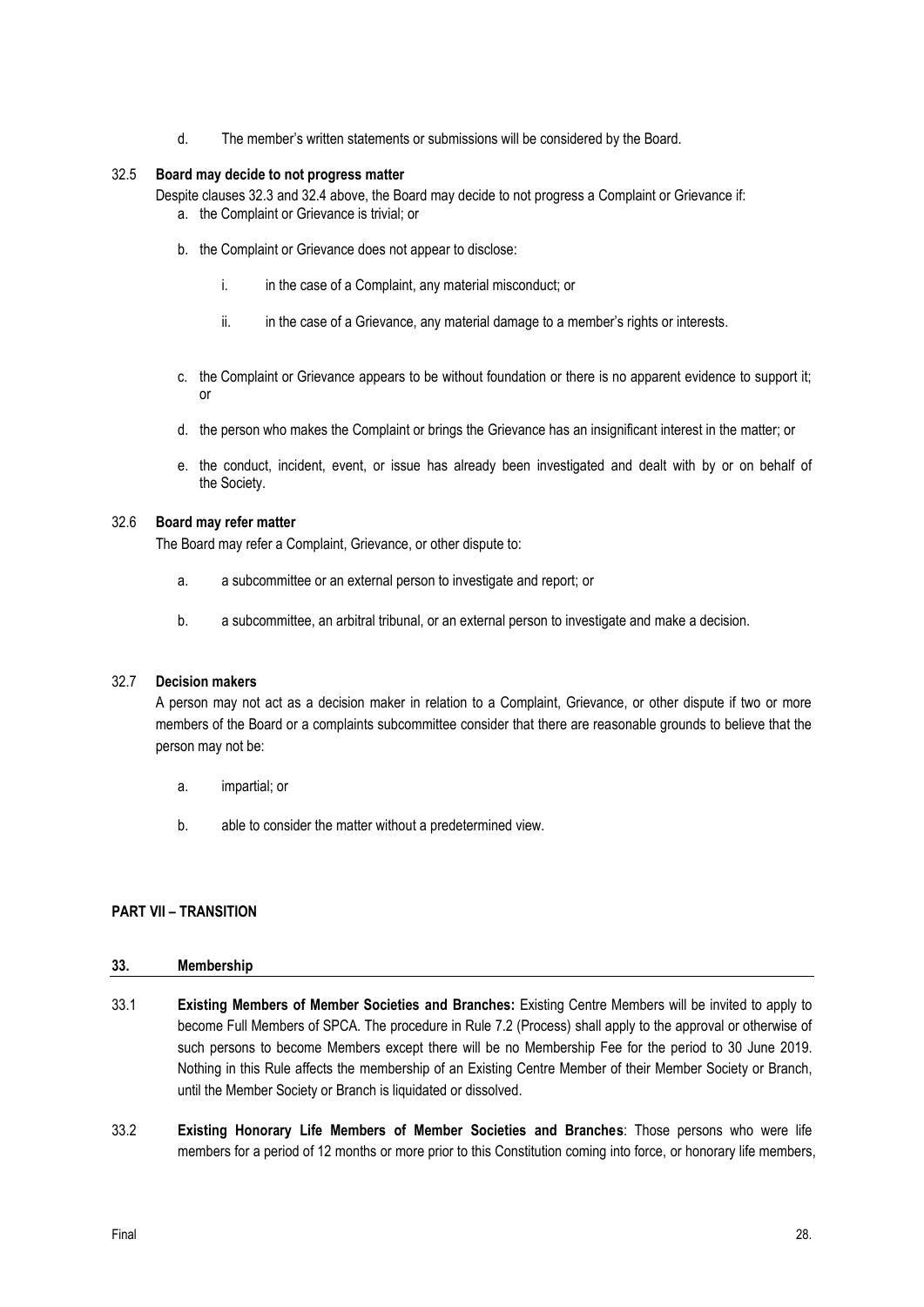d. The member's written statements or submissions will be considered by the Board.

32.5 **Board may decide to not progress matter**

Despite clauses 32.3 and 32.4 above, the Board may decide to not progress a Complaint or Grievance if:

a. the Complaint or Grievance is trivial; or

b. the Complaint or Grievance does not appear to disclose:

   i. in the case of a Complaint, any material misconduct; or

   ii. in the case of a Grievance, any material damage to a member's rights or interests.

c. the Complaint or Grievance appears to be without foundation or there is no apparent evidence to support it; or

d. the person who makes the Complaint or brings the Grievance has an insignificant interest in the matter; or

e. the conduct, incident, event, or issue has already been investigated and dealt with by or on behalf of the Society.

32.6 **Board may refer matter**

The Board may refer a Complaint, Grievance, or other dispute to:

a. a subcommittee or an external person to investigate and report; or

b. a subcommittee, an arbitral tribunal, or an external person to investigate and make a decision.

32.7 **Decision makers**

A person may not act as a decision maker in relation to a Complaint, Grievance, or other dispute if two or more members of the Board or a complaints subcommittee consider that there are reasonable grounds to believe that the person may not be:

a. impartial; or

b. able to consider the matter without a predetermined view.

**PART VII – TRANSITION**

**33. Membership**

33.1 **Existing Members of Member Societies and Branches:** Existing Centre Members will be invited to apply to become Full Members of SPCA. The procedure in Rule 7.2 (Process) shall apply to the approval or otherwise of such persons to become Members except there will be no Membership Fee for the period to 30 June 2019. Nothing in this Rule affects the membership of an Existing Centre Member of their Member Society or Branch, until the Member Society or Branch is liquidated or dissolved.

33.2 **Existing Honorary Life Members of Member Societies and Branches**: Those persons who were life members for a period of 12 months or more prior to this Constitution coming into force, or honorary life members,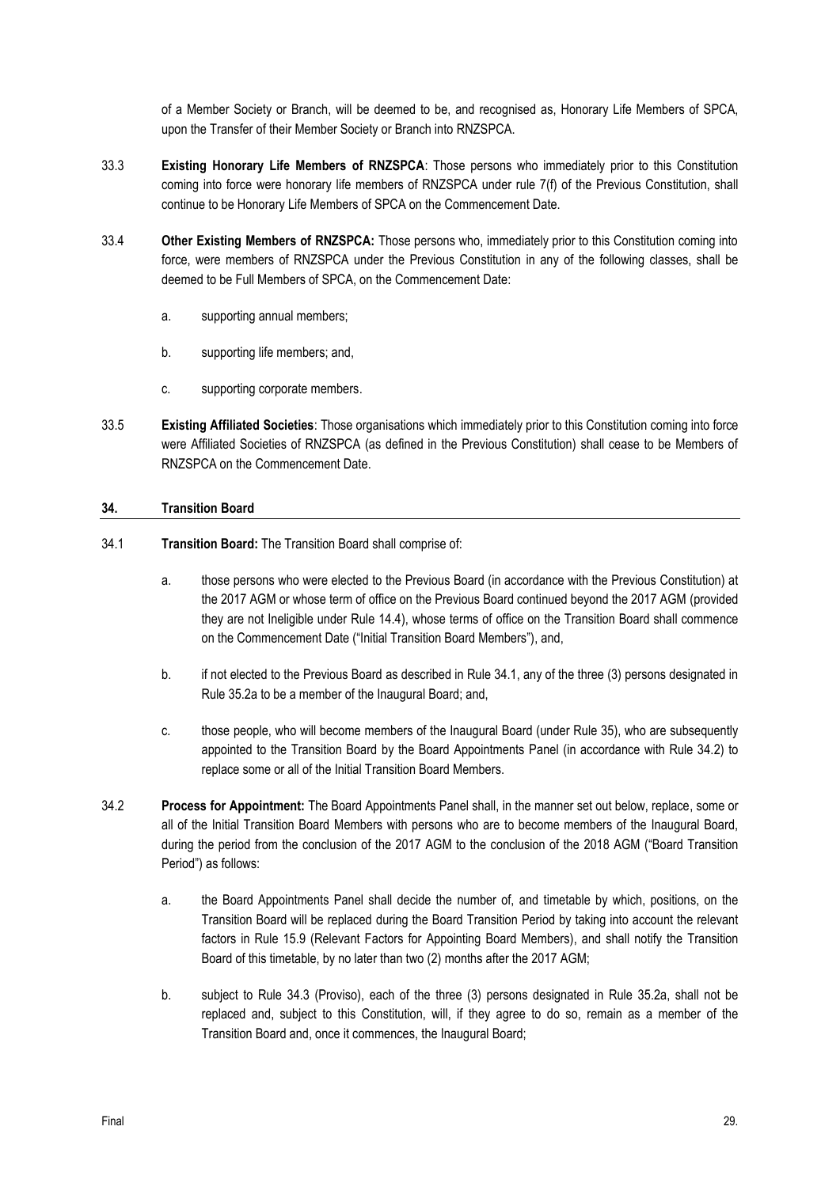of a Member Society or Branch, will be deemed to be, and recognised as, Honorary Life Members of SPCA, upon the Transfer of their Member Society or Branch into RNZSPCA.

33.3 **Existing Honorary Life Members of RNZSPCA**: Those persons who immediately prior to this Constitution coming into force were honorary life members of RNZSPCA under rule 7(f) of the Previous Constitution, shall continue to be Honorary Life Members of SPCA on the Commencement Date.

33.4 **Other Existing Members of RNZSPCA:** Those persons who, immediately prior to this Constitution coming into force, were members of RNZSPCA under the Previous Constitution in any of the following classes, shall be deemed to be Full Members of SPCA, on the Commencement Date:

a. supporting annual members;

b. supporting life members; and,

c. supporting corporate members.

33.5 **Existing Affiliated Societies**: Those organisations which immediately prior to this Constitution coming into force were Affiliated Societies of RNZSPCA (as defined in the Previous Constitution) shall cease to be Members of RNZSPCA on the Commencement Date.

## 34. Transition Board

34.1 **Transition Board:** The Transition Board shall comprise of:

a. those persons who were elected to the Previous Board (in accordance with the Previous Constitution) at the 2017 AGM or whose term of office on the Previous Board continued beyond the 2017 AGM (provided they are not Ineligible under Rule 14.4), whose terms of office on the Transition Board shall commence on the Commencement Date ("Initial Transition Board Members"), and,

b. if not elected to the Previous Board as described in Rule 34.1, any of the three (3) persons designated in Rule 35.2a to be a member of the Inaugural Board; and,

c. those people, who will become members of the Inaugural Board (under Rule 35), who are subsequently appointed to the Transition Board by the Board Appointments Panel (in accordance with Rule 34.2) to replace some or all of the Initial Transition Board Members.

34.2 **Process for Appointment:** The Board Appointments Panel shall, in the manner set out below, replace, some or all of the Initial Transition Board Members with persons who are to become members of the Inaugural Board, during the period from the conclusion of the 2017 AGM to the conclusion of the 2018 AGM ("Board Transition Period") as follows:

a. the Board Appointments Panel shall decide the number of, and timetable by which, positions, on the Transition Board will be replaced during the Board Transition Period by taking into account the relevant factors in Rule 15.9 (Relevant Factors for Appointing Board Members), and shall notify the Transition Board of this timetable, by no later than two (2) months after the 2017 AGM;

b. subject to Rule 34.3 (Proviso), each of the three (3) persons designated in Rule 35.2a, shall not be replaced and, subject to this Constitution, will, if they agree to do so, remain as a member of the Transition Board and, once it commences, the Inaugural Board;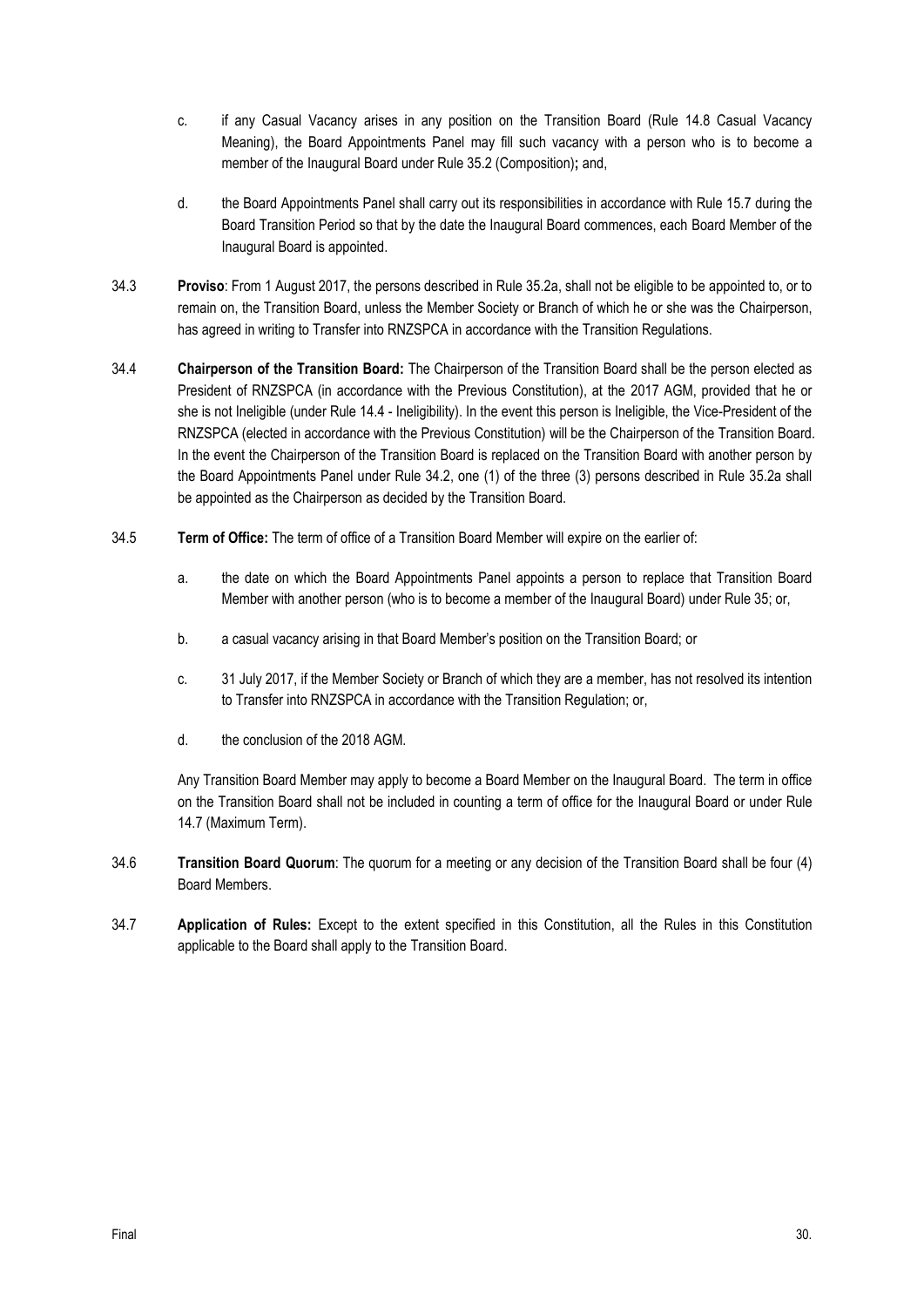c. if any Casual Vacancy arises in any position on the Transition Board (Rule 14.8 Casual Vacancy Meaning), the Board Appointments Panel may fill such vacancy with a person who is to become a member of the Inaugural Board under Rule 35.2 (Composition)**;** and,

d. the Board Appointments Panel shall carry out its responsibilities in accordance with Rule 15.7 during the Board Transition Period so that by the date the Inaugural Board commences, each Board Member of the Inaugural Board is appointed.

34.3 **Proviso**: From 1 August 2017, the persons described in Rule 35.2a, shall not be eligible to be appointed to, or to remain on, the Transition Board, unless the Member Society or Branch of which he or she was the Chairperson, has agreed in writing to Transfer into RNZSPCA in accordance with the Transition Regulations.

34.4 **Chairperson of the Transition Board:** The Chairperson of the Transition Board shall be the person elected as President of RNZSPCA (in accordance with the Previous Constitution), at the 2017 AGM, provided that he or she is not Ineligible (under Rule 14.4 - Ineligibility). In the event this person is Ineligible, the Vice-President of the RNZSPCA (elected in accordance with the Previous Constitution) will be the Chairperson of the Transition Board. In the event the Chairperson of the Transition Board is replaced on the Transition Board with another person by the Board Appointments Panel under Rule 34.2, one (1) of the three (3) persons described in Rule 35.2a shall be appointed as the Chairperson as decided by the Transition Board.

34.5 **Term of Office:** The term of office of a Transition Board Member will expire on the earlier of:

a. the date on which the Board Appointments Panel appoints a person to replace that Transition Board Member with another person (who is to become a member of the Inaugural Board) under Rule 35; or,

b. a casual vacancy arising in that Board Member's position on the Transition Board; or

c. 31 July 2017, if the Member Society or Branch of which they are a member, has not resolved its intention to Transfer into RNZSPCA in accordance with the Transition Regulation; or,

d. the conclusion of the 2018 AGM.

Any Transition Board Member may apply to become a Board Member on the Inaugural Board. The term in office on the Transition Board shall not be included in counting a term of office for the Inaugural Board or under Rule 14.7 (Maximum Term).

34.6 **Transition Board Quorum**: The quorum for a meeting or any decision of the Transition Board shall be four (4) Board Members.

34.7 **Application of Rules:** Except to the extent specified in this Constitution, all the Rules in this Constitution applicable to the Board shall apply to the Transition Board.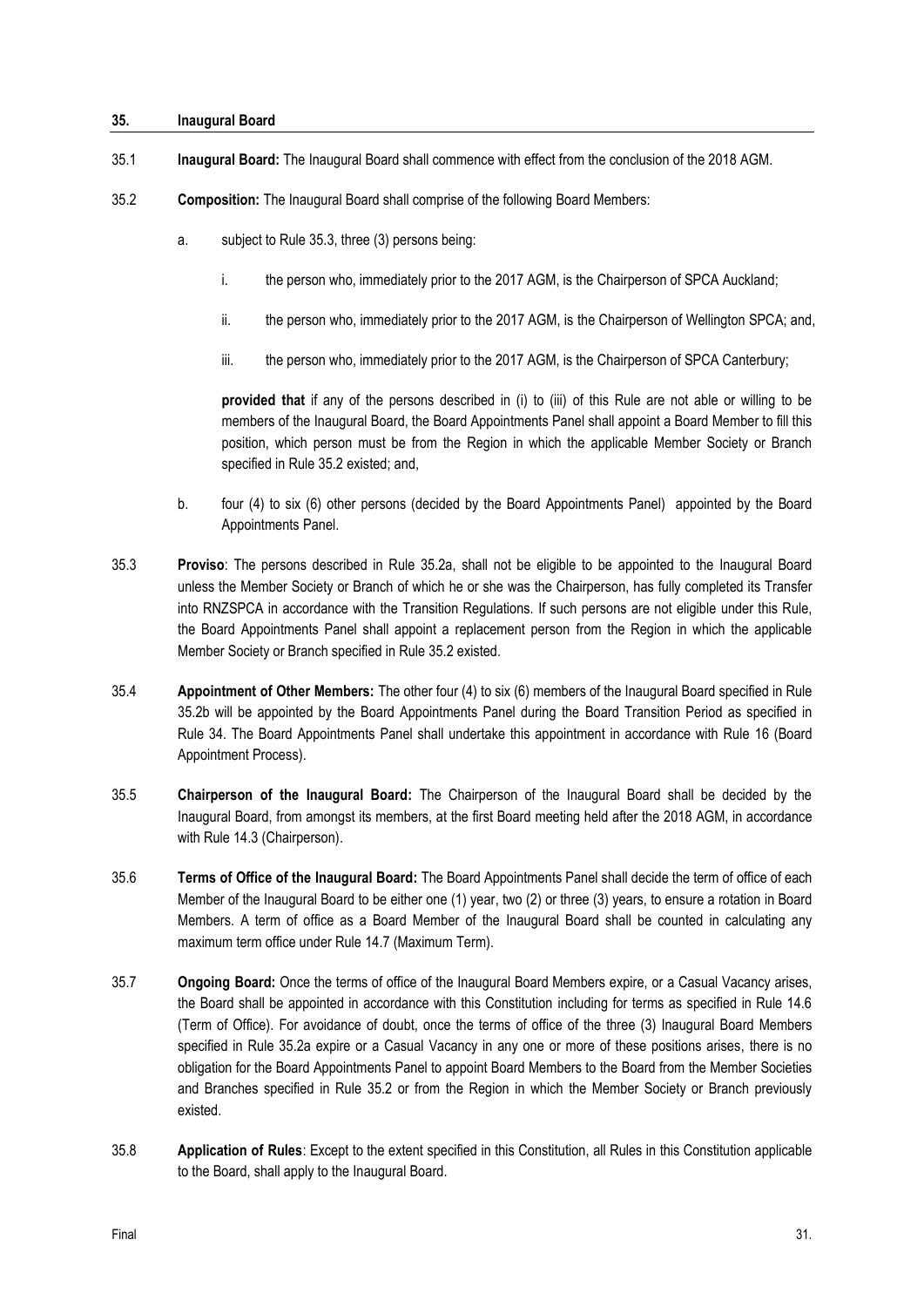## 35. Inaugural Board

35.1 **Inaugural Board:** The Inaugural Board shall commence with effect from the conclusion of the 2018 AGM.

35.2 **Composition:** The Inaugural Board shall comprise of the following Board Members:

a. subject to Rule 35.3, three (3) persons being:

i. the person who, immediately prior to the 2017 AGM, is the Chairperson of SPCA Auckland;

ii. the person who, immediately prior to the 2017 AGM, is the Chairperson of Wellington SPCA; and,

iii. the person who, immediately prior to the 2017 AGM, is the Chairperson of SPCA Canterbury;

**provided that** if any of the persons described in (i) to (iii) of this Rule are not able or willing to be members of the Inaugural Board, the Board Appointments Panel shall appoint a Board Member to fill this position, which person must be from the Region in which the applicable Member Society or Branch specified in Rule 35.2 existed; and,

b. four (4) to six (6) other persons (decided by the Board Appointments Panel) appointed by the Board Appointments Panel.

35.3 **Proviso**: The persons described in Rule 35.2a, shall not be eligible to be appointed to the Inaugural Board unless the Member Society or Branch of which he or she was the Chairperson, has fully completed its Transfer into RNZSPCA in accordance with the Transition Regulations. If such persons are not eligible under this Rule, the Board Appointments Panel shall appoint a replacement person from the Region in which the applicable Member Society or Branch specified in Rule 35.2 existed.

35.4 **Appointment of Other Members:** The other four (4) to six (6) members of the Inaugural Board specified in Rule 35.2b will be appointed by the Board Appointments Panel during the Board Transition Period as specified in Rule 34. The Board Appointments Panel shall undertake this appointment in accordance with Rule 16 (Board Appointment Process).

35.5 **Chairperson of the Inaugural Board:** The Chairperson of the Inaugural Board shall be decided by the Inaugural Board, from amongst its members, at the first Board meeting held after the 2018 AGM, in accordance with Rule 14.3 (Chairperson).

35.6 **Terms of Office of the Inaugural Board:** The Board Appointments Panel shall decide the term of office of each Member of the Inaugural Board to be either one (1) year, two (2) or three (3) years, to ensure a rotation in Board Members. A term of office as a Board Member of the Inaugural Board shall be counted in calculating any maximum term office under Rule 14.7 (Maximum Term).

35.7 **Ongoing Board:** Once the terms of office of the Inaugural Board Members expire, or a Casual Vacancy arises, the Board shall be appointed in accordance with this Constitution including for terms as specified in Rule 14.6 (Term of Office). For avoidance of doubt, once the terms of office of the three (3) Inaugural Board Members specified in Rule 35.2a expire or a Casual Vacancy in any one or more of these positions arises, there is no obligation for the Board Appointments Panel to appoint Board Members to the Board from the Member Societies and Branches specified in Rule 35.2 or from the Region in which the Member Society or Branch previously existed.

35.8 **Application of Rules**: Except to the extent specified in this Constitution, all Rules in this Constitution applicable to the Board, shall apply to the Inaugural Board.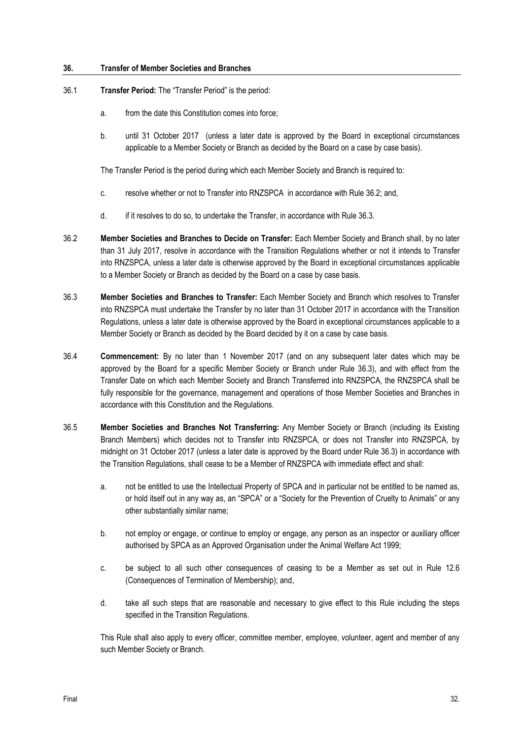## 36. Transfer of Member Societies and Branches

36.1 **Transfer Period:** The "Transfer Period" is the period:

a. from the date this Constitution comes into force;

b. until 31 October 2017 (unless a later date is approved by the Board in exceptional circumstances applicable to a Member Society or Branch as decided by the Board on a case by case basis).

The Transfer Period is the period during which each Member Society and Branch is required to:

c. resolve whether or not to Transfer into RNZSPCA in accordance with Rule 36.2; and,

d. if it resolves to do so, to undertake the Transfer, in accordance with Rule 36.3.

36.2 **Member Societies and Branches to Decide on Transfer:** Each Member Society and Branch shall, by no later than 31 July 2017, resolve in accordance with the Transition Regulations whether or not it intends to Transfer into RNZSPCA, unless a later date is otherwise approved by the Board in exceptional circumstances applicable to a Member Society or Branch as decided by the Board on a case by case basis.

36.3 **Member Societies and Branches to Transfer:** Each Member Society and Branch which resolves to Transfer into RNZSPCA must undertake the Transfer by no later than 31 October 2017 in accordance with the Transition Regulations, unless a later date is otherwise approved by the Board in exceptional circumstances applicable to a Member Society or Branch as decided by the Board decided by it on a case by case basis.

36.4 **Commencement:** By no later than 1 November 2017 (and on any subsequent later dates which may be approved by the Board for a specific Member Society or Branch under Rule 36.3), and with effect from the Transfer Date on which each Member Society and Branch Transferred into RNZSPCA, the RNZSPCA shall be fully responsible for the governance, management and operations of those Member Societies and Branches in accordance with this Constitution and the Regulations.

36.5 **Member Societies and Branches Not Transferring:** Any Member Society or Branch (including its Existing Branch Members) which decides not to Transfer into RNZSPCA, or does not Transfer into RNZSPCA, by midnight on 31 October 2017 (unless a later date is approved by the Board under Rule 36.3) in accordance with the Transition Regulations, shall cease to be a Member of RNZSPCA with immediate effect and shall:

a. not be entitled to use the Intellectual Property of SPCA and in particular not be entitled to be named as, or hold itself out in any way as, an "SPCA" or a "Society for the Prevention of Cruelty to Animals" or any other substantially similar name;

b. not employ or engage, or continue to employ or engage, any person as an inspector or auxiliary officer authorised by SPCA as an Approved Organisation under the Animal Welfare Act 1999;

c. be subject to all such other consequences of ceasing to be a Member as set out in Rule 12.6 (Consequences of Termination of Membership); and,

d. take all such steps that are reasonable and necessary to give effect to this Rule including the steps specified in the Transition Regulations.

This Rule shall also apply to every officer, committee member, employee, volunteer, agent and member of any such Member Society or Branch.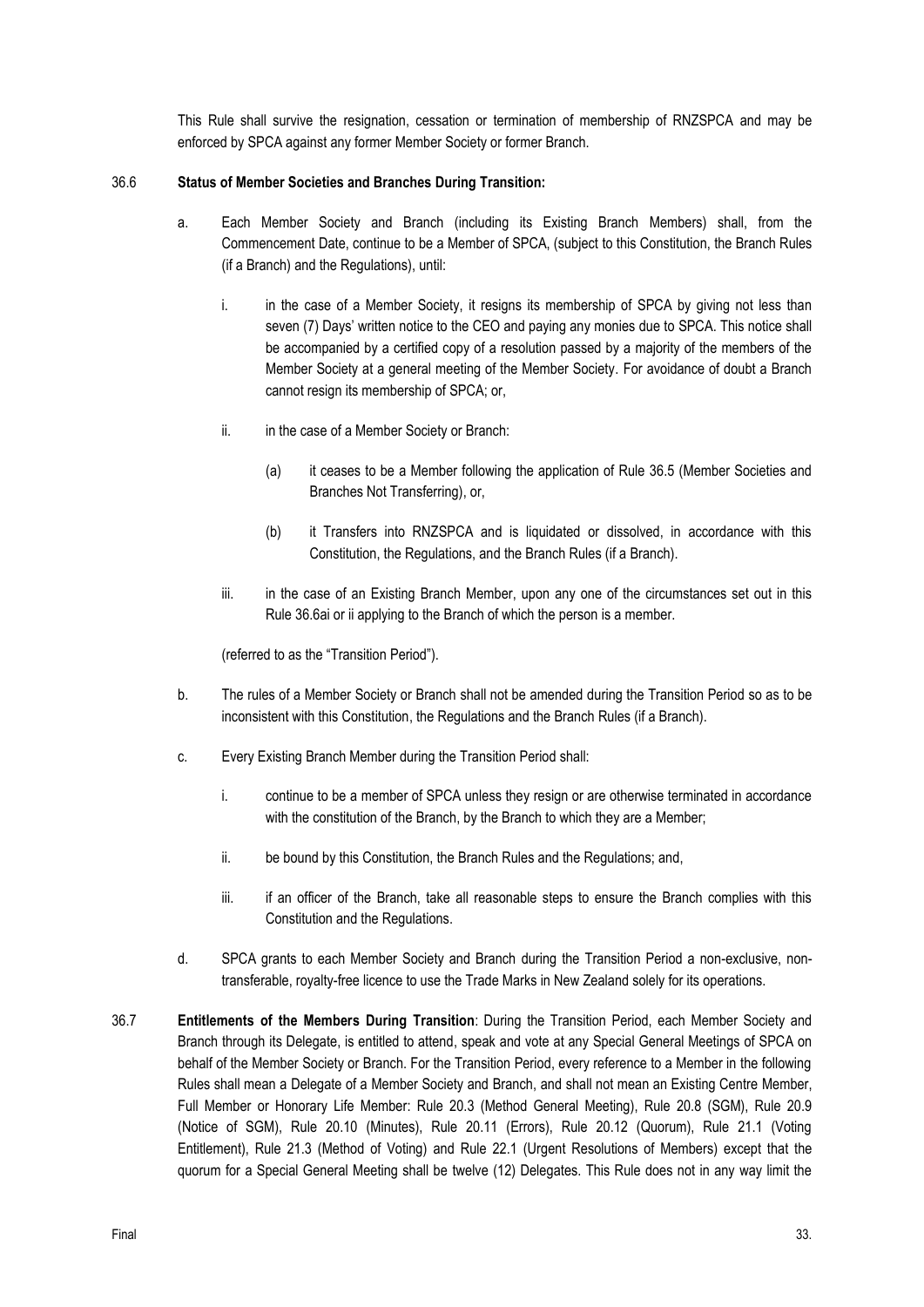This Rule shall survive the resignation, cessation or termination of membership of RNZSPCA and may be enforced by SPCA against any former Member Society or former Branch.

36.6 **Status of Member Societies and Branches During Transition:**

a. Each Member Society and Branch (including its Existing Branch Members) shall, from the Commencement Date, continue to be a Member of SPCA, (subject to this Constitution, the Branch Rules (if a Branch) and the Regulations), until:

   i. in the case of a Member Society, it resigns its membership of SPCA by giving not less than seven (7) Days' written notice to the CEO and paying any monies due to SPCA. This notice shall be accompanied by a certified copy of a resolution passed by a majority of the members of the Member Society at a general meeting of the Member Society. For avoidance of doubt a Branch cannot resign its membership of SPCA; or,

   ii. in the case of a Member Society or Branch:

      (a) it ceases to be a Member following the application of Rule 36.5 (Member Societies and Branches Not Transferring), or,

      (b) it Transfers into RNZSPCA and is liquidated or dissolved, in accordance with this Constitution, the Regulations, and the Branch Rules (if a Branch).

   iii. in the case of an Existing Branch Member, upon any one of the circumstances set out in this Rule 36.6ai or ii applying to the Branch of which the person is a member.

   (referred to as the "Transition Period").

b. The rules of a Member Society or Branch shall not be amended during the Transition Period so as to be inconsistent with this Constitution, the Regulations and the Branch Rules (if a Branch).

c. Every Existing Branch Member during the Transition Period shall:

   i. continue to be a member of SPCA unless they resign or are otherwise terminated in accordance with the constitution of the Branch, by the Branch to which they are a Member;

   ii. be bound by this Constitution, the Branch Rules and the Regulations; and,

   iii. if an officer of the Branch, take all reasonable steps to ensure the Branch complies with this Constitution and the Regulations.

d. SPCA grants to each Member Society and Branch during the Transition Period a non-exclusive, non-transferable, royalty-free licence to use the Trade Marks in New Zealand solely for its operations.

36.7 **Entitlements of the Members During Transition**: During the Transition Period, each Member Society and Branch through its Delegate, is entitled to attend, speak and vote at any Special General Meetings of SPCA on behalf of the Member Society or Branch. For the Transition Period, every reference to a Member in the following Rules shall mean a Delegate of a Member Society and Branch, and shall not mean an Existing Centre Member, Full Member or Honorary Life Member: Rule 20.3 (Method General Meeting), Rule 20.8 (SGM), Rule 20.9 (Notice of SGM), Rule 20.10 (Minutes), Rule 20.11 (Errors), Rule 20.12 (Quorum), Rule 21.1 (Voting Entitlement), Rule 21.3 (Method of Voting) and Rule 22.1 (Urgent Resolutions of Members) except that the quorum for a Special General Meeting shall be twelve (12) Delegates. This Rule does not in any way limit the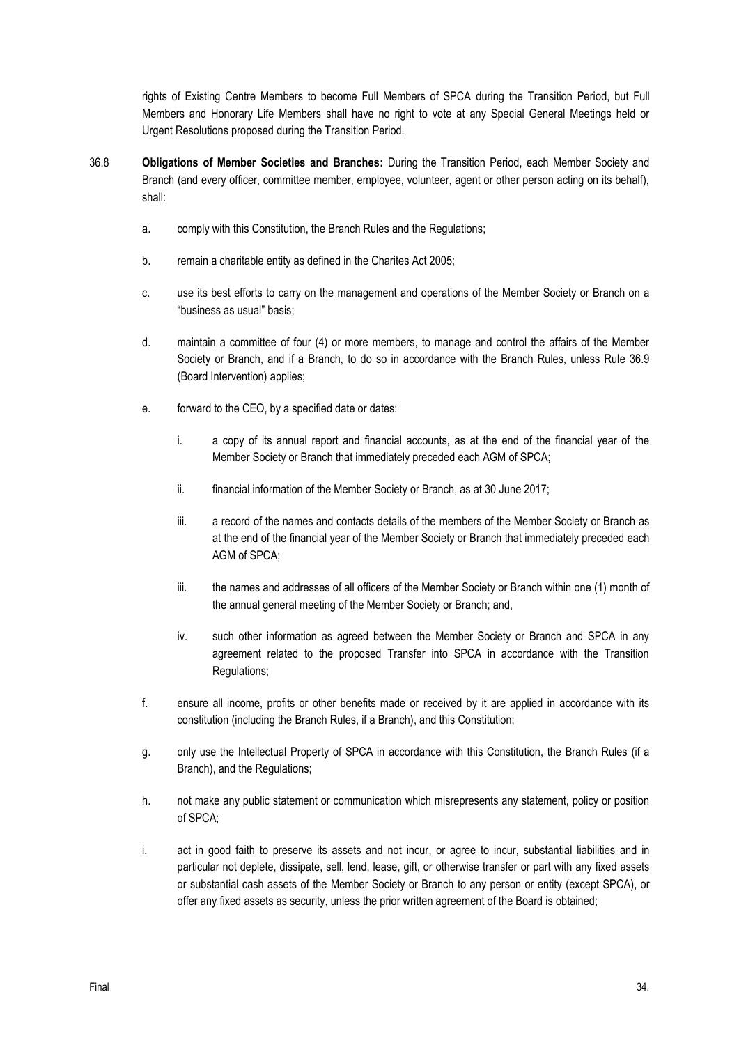rights of Existing Centre Members to become Full Members of SPCA during the Transition Period, but Full Members and Honorary Life Members shall have no right to vote at any Special General Meetings held or Urgent Resolutions proposed during the Transition Period.

36.8 **Obligations of Member Societies and Branches:** During the Transition Period, each Member Society and Branch (and every officer, committee member, employee, volunteer, agent or other person acting on its behalf), shall:

a. comply with this Constitution, the Branch Rules and the Regulations;

b. remain a charitable entity as defined in the Charites Act 2005;

c. use its best efforts to carry on the management and operations of the Member Society or Branch on a "business as usual" basis;

d. maintain a committee of four (4) or more members, to manage and control the affairs of the Member Society or Branch, and if a Branch, to do so in accordance with the Branch Rules, unless Rule 36.9 (Board Intervention) applies;

e. forward to the CEO, by a specified date or dates:

i. a copy of its annual report and financial accounts, as at the end of the financial year of the Member Society or Branch that immediately preceded each AGM of SPCA;

ii. financial information of the Member Society or Branch, as at 30 June 2017;

iii. a record of the names and contacts details of the members of the Member Society or Branch as at the end of the financial year of the Member Society or Branch that immediately preceded each AGM of SPCA;

iii. the names and addresses of all officers of the Member Society or Branch within one (1) month of the annual general meeting of the Member Society or Branch; and,

iv. such other information as agreed between the Member Society or Branch and SPCA in any agreement related to the proposed Transfer into SPCA in accordance with the Transition Regulations;

f. ensure all income, profits or other benefits made or received by it are applied in accordance with its constitution (including the Branch Rules, if a Branch), and this Constitution;

g. only use the Intellectual Property of SPCA in accordance with this Constitution, the Branch Rules (if a Branch), and the Regulations;

h. not make any public statement or communication which misrepresents any statement, policy or position of SPCA;

i. act in good faith to preserve its assets and not incur, or agree to incur, substantial liabilities and in particular not deplete, dissipate, sell, lend, lease, gift, or otherwise transfer or part with any fixed assets or substantial cash assets of the Member Society or Branch to any person or entity (except SPCA), or offer any fixed assets as security, unless the prior written agreement of the Board is obtained;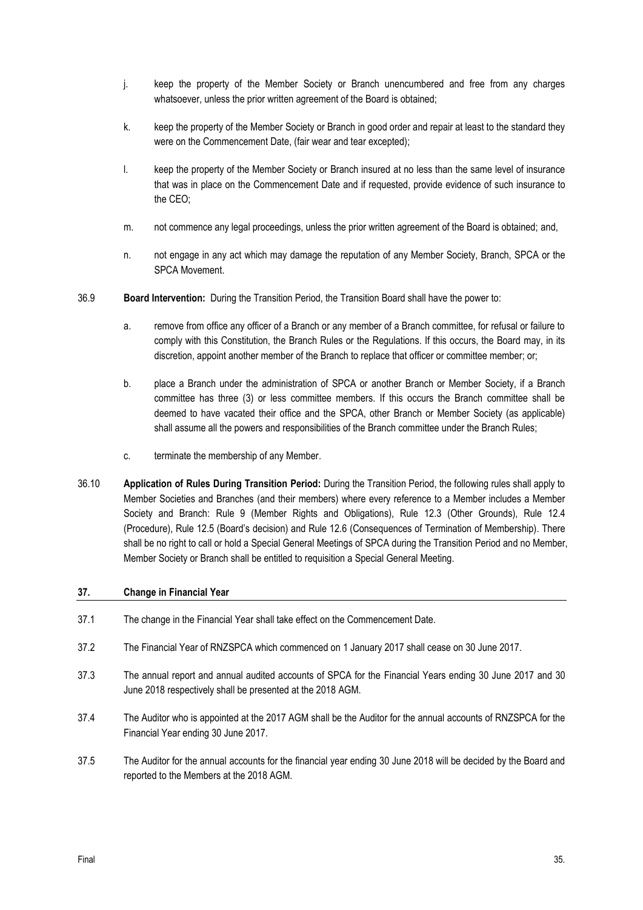j. keep the property of the Member Society or Branch unencumbered and free from any charges whatsoever, unless the prior written agreement of the Board is obtained;

k. keep the property of the Member Society or Branch in good order and repair at least to the standard they were on the Commencement Date, (fair wear and tear excepted);

l. keep the property of the Member Society or Branch insured at no less than the same level of insurance that was in place on the Commencement Date and if requested, provide evidence of such insurance to the CEO;

m. not commence any legal proceedings, unless the prior written agreement of the Board is obtained; and,

n. not engage in any act which may damage the reputation of any Member Society, Branch, SPCA or the SPCA Movement.

36.9 **Board Intervention:** During the Transition Period, the Transition Board shall have the power to:

a. remove from office any officer of a Branch or any member of a Branch committee, for refusal or failure to comply with this Constitution, the Branch Rules or the Regulations. If this occurs, the Board may, in its discretion, appoint another member of the Branch to replace that officer or committee member; or;

b. place a Branch under the administration of SPCA or another Branch or Member Society, if a Branch committee has three (3) or less committee members. If this occurs the Branch committee shall be deemed to have vacated their office and the SPCA, other Branch or Member Society (as applicable) shall assume all the powers and responsibilities of the Branch committee under the Branch Rules;

c. terminate the membership of any Member.

36.10 **Application of Rules During Transition Period:** During the Transition Period, the following rules shall apply to Member Societies and Branches (and their members) where every reference to a Member includes a Member Society and Branch: Rule 9 (Member Rights and Obligations), Rule 12.3 (Other Grounds), Rule 12.4 (Procedure), Rule 12.5 (Board's decision) and Rule 12.6 (Consequences of Termination of Membership). There shall be no right to call or hold a Special General Meetings of SPCA during the Transition Period and no Member, Member Society or Branch shall be entitled to requisition a Special General Meeting.

## 37. Change in Financial Year

37.1 The change in the Financial Year shall take effect on the Commencement Date.

37.2 The Financial Year of RNZSPCA which commenced on 1 January 2017 shall cease on 30 June 2017.

37.3 The annual report and annual audited accounts of SPCA for the Financial Years ending 30 June 2017 and 30 June 2018 respectively shall be presented at the 2018 AGM.

37.4 The Auditor who is appointed at the 2017 AGM shall be the Auditor for the annual accounts of RNZSPCA for the Financial Year ending 30 June 2017.

37.5 The Auditor for the annual accounts for the financial year ending 30 June 2018 will be decided by the Board and reported to the Members at the 2018 AGM.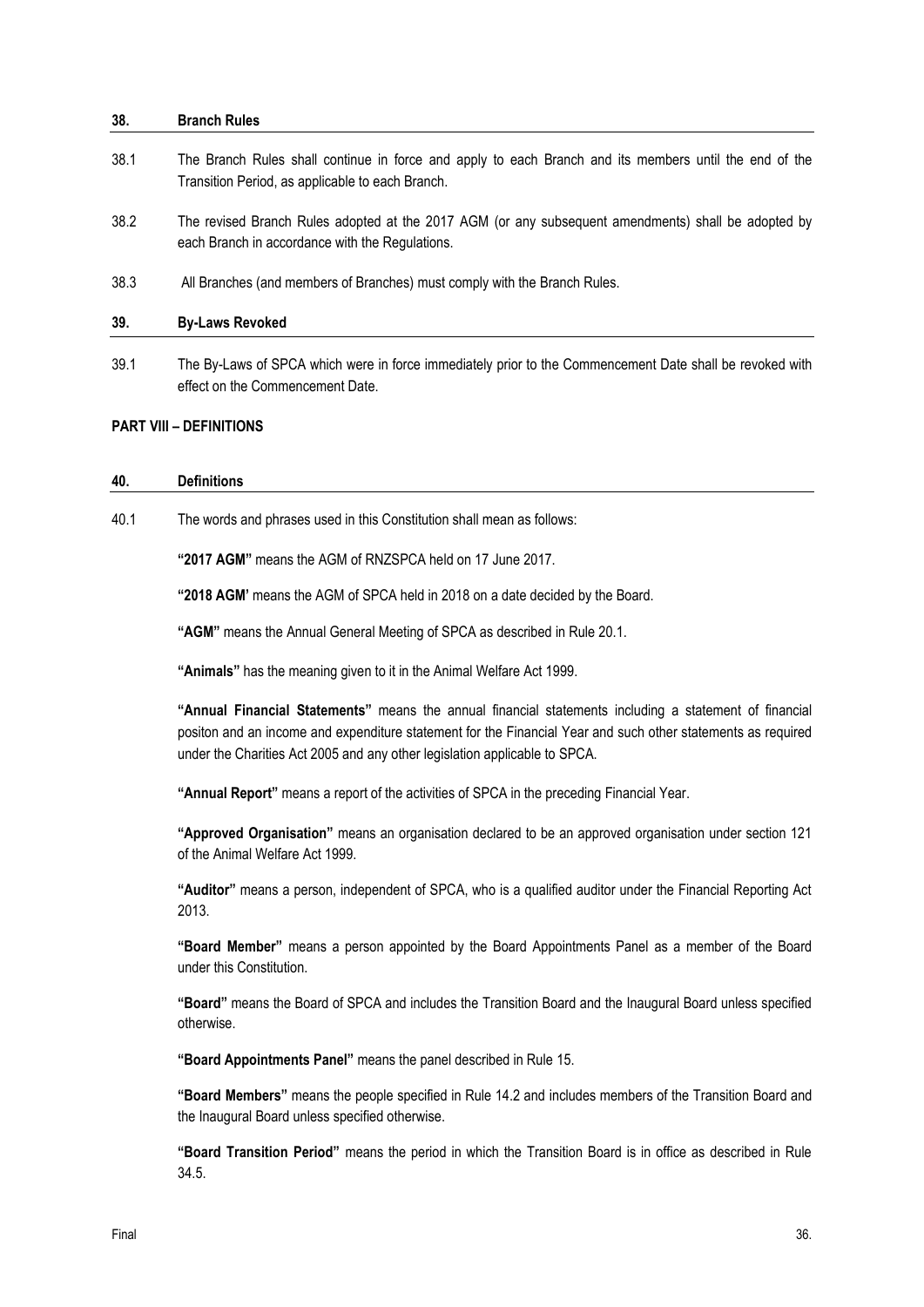## 38. Branch Rules

38.1 The Branch Rules shall continue in force and apply to each Branch and its members until the end of the Transition Period, as applicable to each Branch.

38.2 The revised Branch Rules adopted at the 2017 AGM (or any subsequent amendments) shall be adopted by each Branch in accordance with the Regulations.

38.3 All Branches (and members of Branches) must comply with the Branch Rules.

## 39. By-Laws Revoked

39.1 The By-Laws of SPCA which were in force immediately prior to the Commencement Date shall be revoked with effect on the Commencement Date.

# PART VIII – DEFINITIONS

## 40. Definitions

40.1 The words and phrases used in this Constitution shall mean as follows:

**"2017 AGM"** means the AGM of RNZSPCA held on 17 June 2017.

**"2018 AGM'** means the AGM of SPCA held in 2018 on a date decided by the Board.

**"AGM"** means the Annual General Meeting of SPCA as described in Rule 20.1.

**"Animals"** has the meaning given to it in the Animal Welfare Act 1999.

**"Annual Financial Statements"** means the annual financial statements including a statement of financial positon and an income and expenditure statement for the Financial Year and such other statements as required under the Charities Act 2005 and any other legislation applicable to SPCA.

**"Annual Report"** means a report of the activities of SPCA in the preceding Financial Year.

**"Approved Organisation"** means an organisation declared to be an approved organisation under section 121 of the Animal Welfare Act 1999.

**"Auditor"** means a person, independent of SPCA, who is a qualified auditor under the Financial Reporting Act 2013.

**"Board Member"** means a person appointed by the Board Appointments Panel as a member of the Board under this Constitution.

**"Board"** means the Board of SPCA and includes the Transition Board and the Inaugural Board unless specified otherwise.

**"Board Appointments Panel"** means the panel described in Rule 15.

**"Board Members"** means the people specified in Rule 14.2 and includes members of the Transition Board and the Inaugural Board unless specified otherwise.

**"Board Transition Period"** means the period in which the Transition Board is in office as described in Rule 34.5.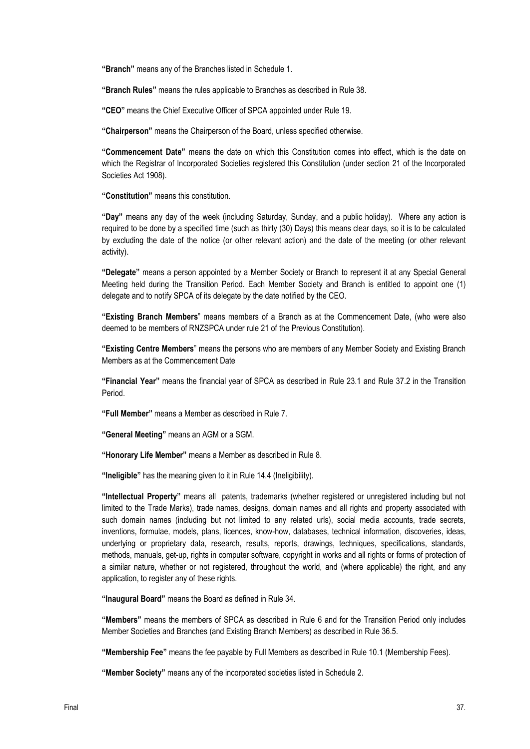**"Branch"** means any of the Branches listed in Schedule 1.

**"Branch Rules"** means the rules applicable to Branches as described in Rule 38.

**"CEO"** means the Chief Executive Officer of SPCA appointed under Rule 19.

**"Chairperson"** means the Chairperson of the Board, unless specified otherwise.

**"Commencement Date"** means the date on which this Constitution comes into effect, which is the date on which the Registrar of Incorporated Societies registered this Constitution (under section 21 of the Incorporated Societies Act 1908).

**"Constitution"** means this constitution.

**"Day"** means any day of the week (including Saturday, Sunday, and a public holiday). Where any action is required to be done by a specified time (such as thirty (30) Days) this means clear days, so it is to be calculated by excluding the date of the notice (or other relevant action) and the date of the meeting (or other relevant activity).

**"Delegate"** means a person appointed by a Member Society or Branch to represent it at any Special General Meeting held during the Transition Period. Each Member Society and Branch is entitled to appoint one (1) delegate and to notify SPCA of its delegate by the date notified by the CEO.

**"Existing Branch Members"** means members of a Branch as at the Commencement Date, (who were also deemed to be members of RNZSPCA under rule 21 of the Previous Constitution).

**"Existing Centre Members"** means the persons who are members of any Member Society and Existing Branch Members as at the Commencement Date

**"Financial Year"** means the financial year of SPCA as described in Rule 23.1 and Rule 37.2 in the Transition Period.

**"Full Member"** means a Member as described in Rule 7.

**"General Meeting"** means an AGM or a SGM.

**"Honorary Life Member"** means a Member as described in Rule 8.

**"Ineligible"** has the meaning given to it in Rule 14.4 (Ineligibility).

**"Intellectual Property"** means all patents, trademarks (whether registered or unregistered including but not limited to the Trade Marks), trade names, designs, domain names and all rights and property associated with such domain names (including but not limited to any related urls), social media accounts, trade secrets, inventions, formulae, models, plans, licences, know-how, databases, technical information, discoveries, ideas, underlying or proprietary data, research, results, reports, drawings, techniques, specifications, standards, methods, manuals, get-up, rights in computer software, copyright in works and all rights or forms of protection of a similar nature, whether or not registered, throughout the world, and (where applicable) the right, and any application, to register any of these rights.

**"Inaugural Board"** means the Board as defined in Rule 34.

**"Members"** means the members of SPCA as described in Rule 6 and for the Transition Period only includes Member Societies and Branches (and Existing Branch Members) as described in Rule 36.5.

**"Membership Fee"** means the fee payable by Full Members as described in Rule 10.1 (Membership Fees).

**"Member Society"** means any of the incorporated societies listed in Schedule 2.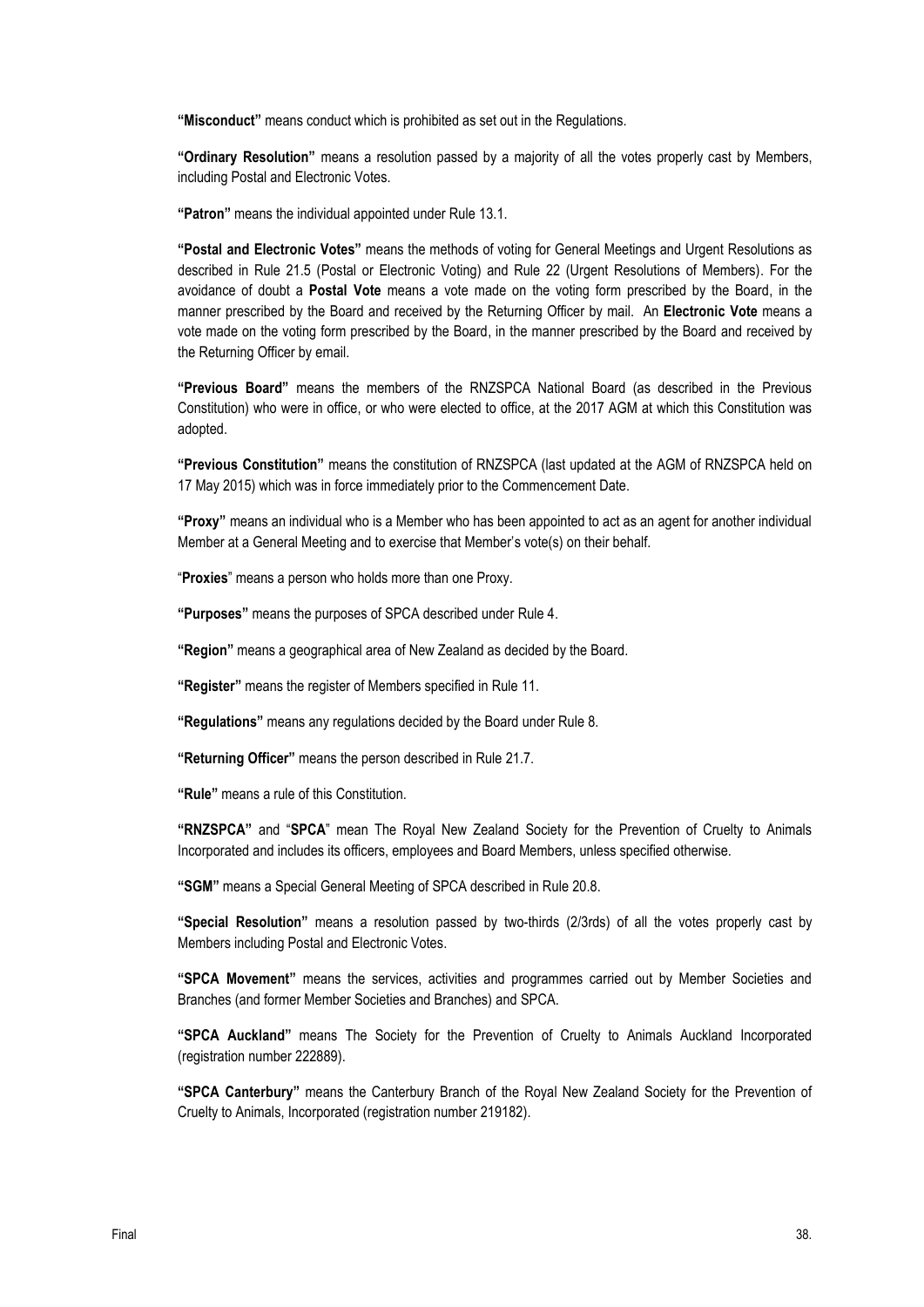**"Misconduct"** means conduct which is prohibited as set out in the Regulations.

**"Ordinary Resolution"** means a resolution passed by a majority of all the votes properly cast by Members, including Postal and Electronic Votes.

**"Patron"** means the individual appointed under Rule 13.1.

**"Postal and Electronic Votes"** means the methods of voting for General Meetings and Urgent Resolutions as described in Rule 21.5 (Postal or Electronic Voting) and Rule 22 (Urgent Resolutions of Members). For the avoidance of doubt a **Postal Vote** means a vote made on the voting form prescribed by the Board, in the manner prescribed by the Board and received by the Returning Officer by mail. An **Electronic Vote** means a vote made on the voting form prescribed by the Board, in the manner prescribed by the Board and received by the Returning Officer by email.

**"Previous Board"** means the members of the RNZSPCA National Board (as described in the Previous Constitution) who were in office, or who were elected to office, at the 2017 AGM at which this Constitution was adopted.

**"Previous Constitution"** means the constitution of RNZSPCA (last updated at the AGM of RNZSPCA held on 17 May 2015) which was in force immediately prior to the Commencement Date.

**"Proxy"** means an individual who is a Member who has been appointed to act as an agent for another individual Member at a General Meeting and to exercise that Member's vote(s) on their behalf.

"**Proxies**" means a person who holds more than one Proxy.

**"Purposes"** means the purposes of SPCA described under Rule 4.

**"Region"** means a geographical area of New Zealand as decided by the Board.

**"Register"** means the register of Members specified in Rule 11.

**"Regulations"** means any regulations decided by the Board under Rule 8.

**"Returning Officer"** means the person described in Rule 21.7.

**"Rule"** means a rule of this Constitution.

**"RNZSPCA"** and "**SPCA**" mean The Royal New Zealand Society for the Prevention of Cruelty to Animals Incorporated and includes its officers, employees and Board Members, unless specified otherwise.

**"SGM"** means a Special General Meeting of SPCA described in Rule 20.8.

**"Special Resolution"** means a resolution passed by two-thirds (2/3rds) of all the votes properly cast by Members including Postal and Electronic Votes.

**"SPCA Movement"** means the services, activities and programmes carried out by Member Societies and Branches (and former Member Societies and Branches) and SPCA.

**"SPCA Auckland"** means The Society for the Prevention of Cruelty to Animals Auckland Incorporated (registration number 222889).

**"SPCA Canterbury"** means the Canterbury Branch of the Royal New Zealand Society for the Prevention of Cruelty to Animals, Incorporated (registration number 219182).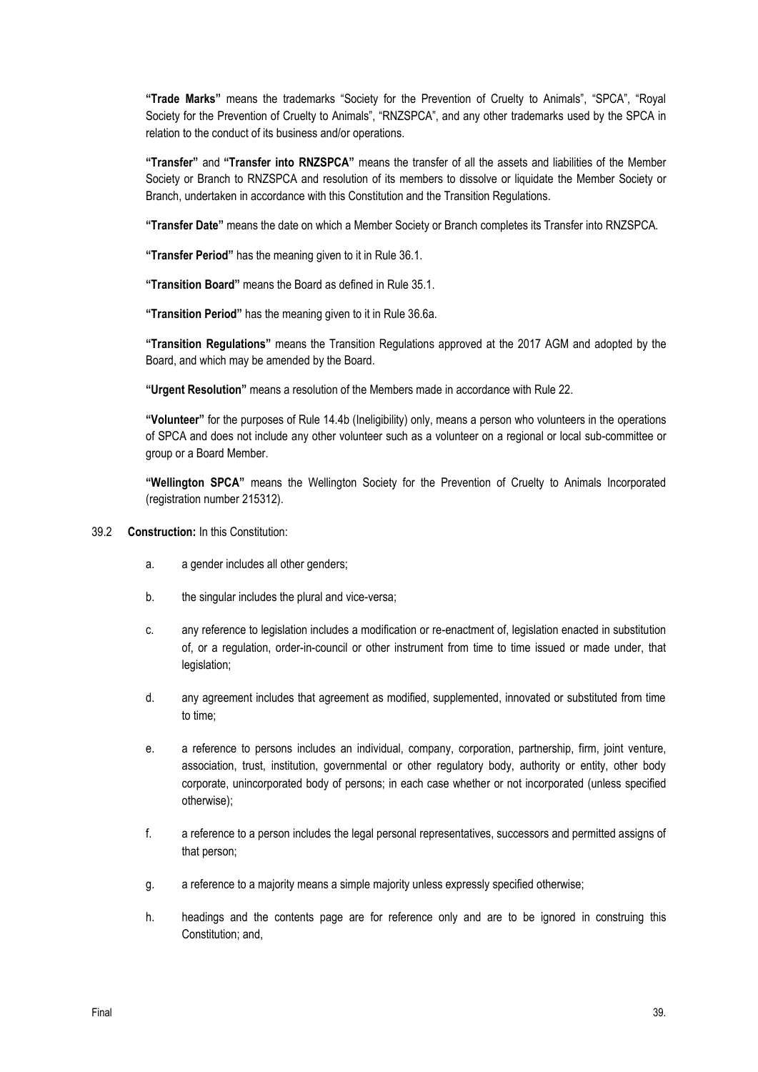**"Trade Marks"** means the trademarks "Society for the Prevention of Cruelty to Animals", "SPCA", "Royal Society for the Prevention of Cruelty to Animals", "RNZSPCA", and any other trademarks used by the SPCA in relation to the conduct of its business and/or operations.

**"Transfer"** and **"Transfer into RNZSPCA"** means the transfer of all the assets and liabilities of the Member Society or Branch to RNZSPCA and resolution of its members to dissolve or liquidate the Member Society or Branch, undertaken in accordance with this Constitution and the Transition Regulations.

**"Transfer Date"** means the date on which a Member Society or Branch completes its Transfer into RNZSPCA.

**"Transfer Period"** has the meaning given to it in Rule 36.1.

**"Transition Board"** means the Board as defined in Rule 35.1.

**"Transition Period"** has the meaning given to it in Rule 36.6a.

**"Transition Regulations"** means the Transition Regulations approved at the 2017 AGM and adopted by the Board, and which may be amended by the Board.

**"Urgent Resolution"** means a resolution of the Members made in accordance with Rule 22.

**"Volunteer"** for the purposes of Rule 14.4b (Ineligibility) only, means a person who volunteers in the operations of SPCA and does not include any other volunteer such as a volunteer on a regional or local sub-committee or group or a Board Member.

**"Wellington SPCA"** means the Wellington Society for the Prevention of Cruelty to Animals Incorporated (registration number 215312).

39.2 **Construction:** In this Constitution:

a. a gender includes all other genders;

b. the singular includes the plural and vice-versa;

c. any reference to legislation includes a modification or re-enactment of, legislation enacted in substitution of, or a regulation, order-in-council or other instrument from time to time issued or made under, that legislation;

d. any agreement includes that agreement as modified, supplemented, innovated or substituted from time to time;

e. a reference to persons includes an individual, company, corporation, partnership, firm, joint venture, association, trust, institution, governmental or other regulatory body, authority or entity, other body corporate, unincorporated body of persons; in each case whether or not incorporated (unless specified otherwise);

f. a reference to a person includes the legal personal representatives, successors and permitted assigns of that person;

g. a reference to a majority means a simple majority unless expressly specified otherwise;

h. headings and the contents page are for reference only and are to be ignored in construing this Constitution; and,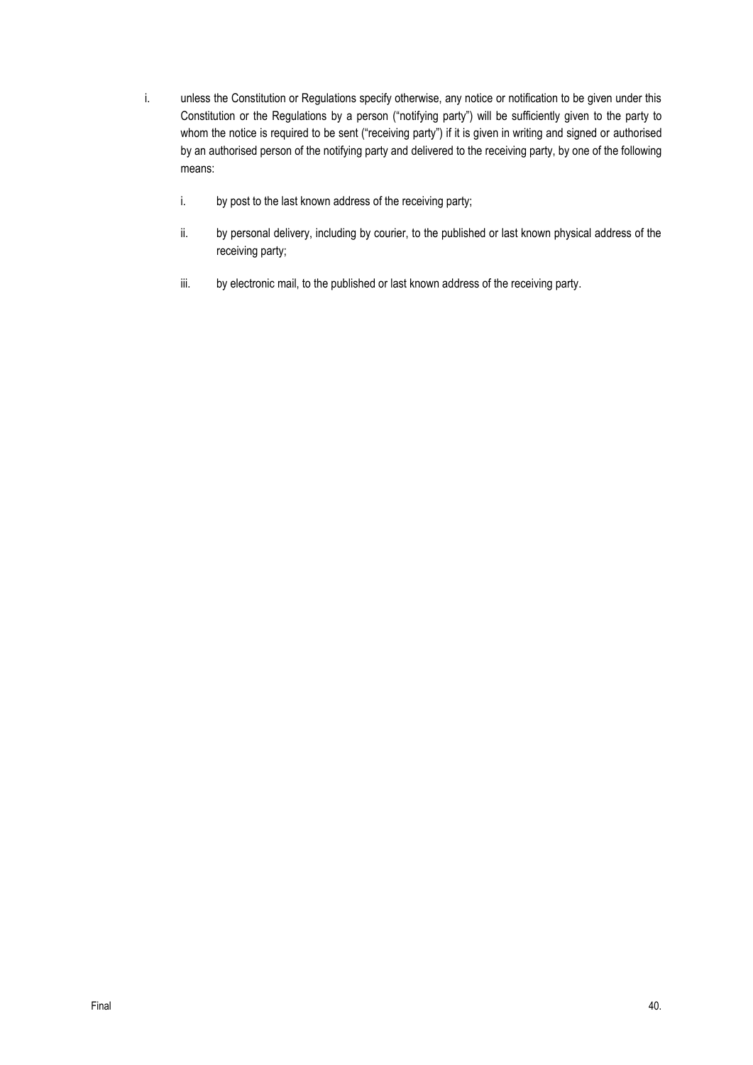i. unless the Constitution or Regulations specify otherwise, any notice or notification to be given under this Constitution or the Regulations by a person ("notifying party") will be sufficiently given to the party to whom the notice is required to be sent ("receiving party") if it is given in writing and signed or authorised by an authorised person of the notifying party and delivered to the receiving party, by one of the following means:

    i. by post to the last known address of the receiving party;

    ii. by personal delivery, including by courier, to the published or last known physical address of the receiving party;

    iii. by electronic mail, to the published or last known address of the receiving party.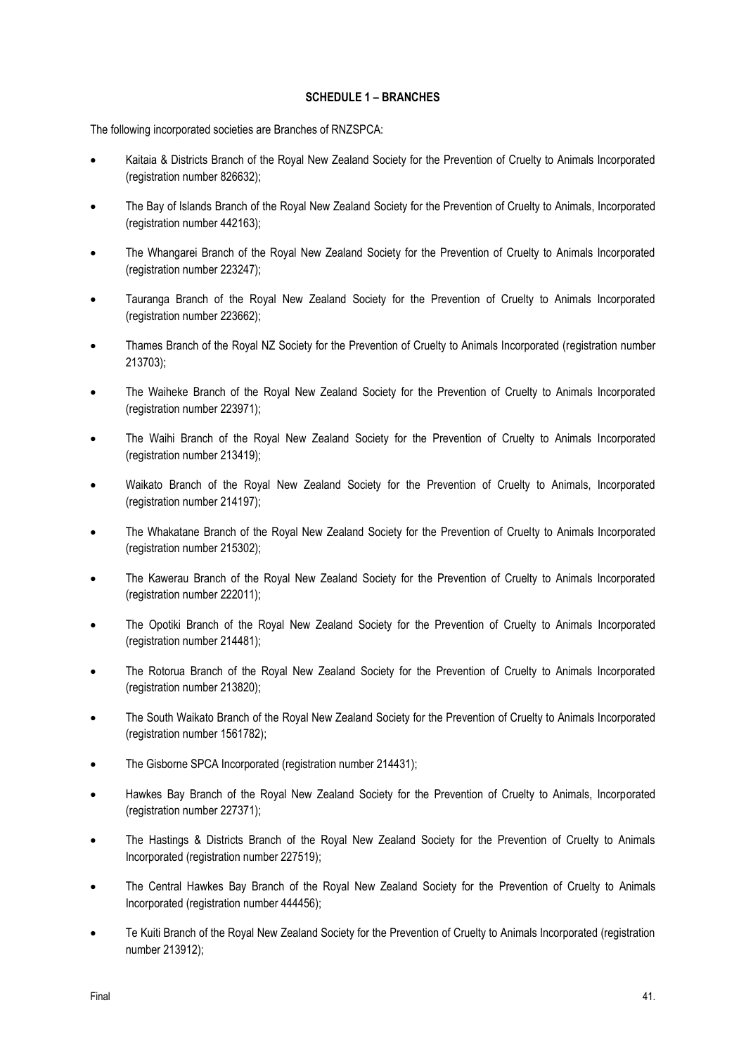**SCHEDULE 1 – BRANCHES**

The following incorporated societies are Branches of RNZSPCA:

- Kaitaia & Districts Branch of the Royal New Zealand Society for the Prevention of Cruelty to Animals Incorporated (registration number 826632);
- The Bay of Islands Branch of the Royal New Zealand Society for the Prevention of Cruelty to Animals, Incorporated (registration number 442163);
- The Whangarei Branch of the Royal New Zealand Society for the Prevention of Cruelty to Animals Incorporated (registration number 223247);
- Tauranga Branch of the Royal New Zealand Society for the Prevention of Cruelty to Animals Incorporated (registration number 223662);
- Thames Branch of the Royal NZ Society for the Prevention of Cruelty to Animals Incorporated (registration number 213703);
- The Waiheke Branch of the Royal New Zealand Society for the Prevention of Cruelty to Animals Incorporated (registration number 223971);
- The Waihi Branch of the Royal New Zealand Society for the Prevention of Cruelty to Animals Incorporated (registration number 213419);
- Waikato Branch of the Royal New Zealand Society for the Prevention of Cruelty to Animals, Incorporated (registration number 214197);
- The Whakatane Branch of the Royal New Zealand Society for the Prevention of Cruelty to Animals Incorporated (registration number 215302);
- The Kawerau Branch of the Royal New Zealand Society for the Prevention of Cruelty to Animals Incorporated (registration number 222011);
- The Opotiki Branch of the Royal New Zealand Society for the Prevention of Cruelty to Animals Incorporated (registration number 214481);
- The Rotorua Branch of the Royal New Zealand Society for the Prevention of Cruelty to Animals Incorporated (registration number 213820);
- The South Waikato Branch of the Royal New Zealand Society for the Prevention of Cruelty to Animals Incorporated (registration number 1561782);
- The Gisborne SPCA Incorporated (registration number 214431);
- Hawkes Bay Branch of the Royal New Zealand Society for the Prevention of Cruelty to Animals, Incorporated (registration number 227371);
- The Hastings & Districts Branch of the Royal New Zealand Society for the Prevention of Cruelty to Animals Incorporated (registration number 227519);
- The Central Hawkes Bay Branch of the Royal New Zealand Society for the Prevention of Cruelty to Animals Incorporated (registration number 444456);
- Te Kuiti Branch of the Royal New Zealand Society for the Prevention of Cruelty to Animals Incorporated (registration number 213912);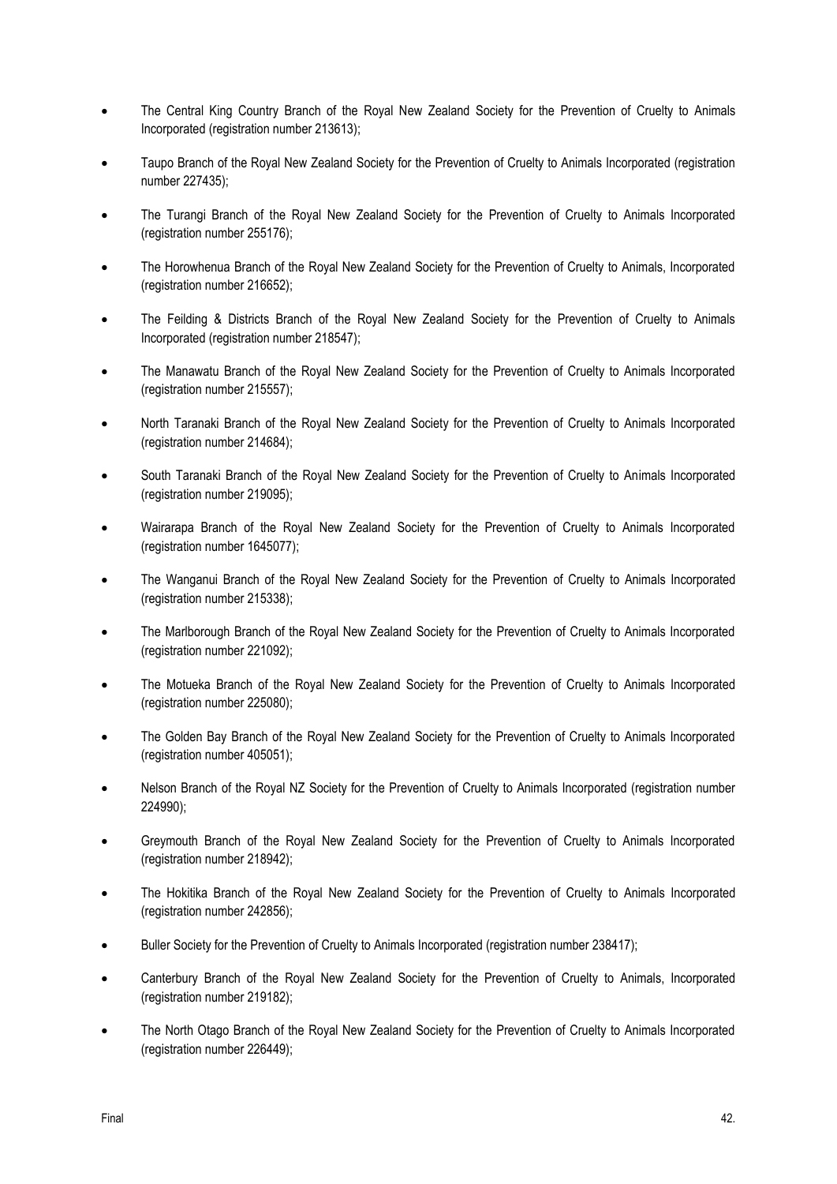- The Central King Country Branch of the Royal New Zealand Society for the Prevention of Cruelty to Animals Incorporated (registration number 213613);
- Taupo Branch of the Royal New Zealand Society for the Prevention of Cruelty to Animals Incorporated (registration number 227435);
- The Turangi Branch of the Royal New Zealand Society for the Prevention of Cruelty to Animals Incorporated (registration number 255176);
- The Horowhenua Branch of the Royal New Zealand Society for the Prevention of Cruelty to Animals, Incorporated (registration number 216652);
- The Feilding & Districts Branch of the Royal New Zealand Society for the Prevention of Cruelty to Animals Incorporated (registration number 218547);
- The Manawatu Branch of the Royal New Zealand Society for the Prevention of Cruelty to Animals Incorporated (registration number 215557);
- North Taranaki Branch of the Royal New Zealand Society for the Prevention of Cruelty to Animals Incorporated (registration number 214684);
- South Taranaki Branch of the Royal New Zealand Society for the Prevention of Cruelty to Animals Incorporated (registration number 219095);
- Wairarapa Branch of the Royal New Zealand Society for the Prevention of Cruelty to Animals Incorporated (registration number 1645077);
- The Wanganui Branch of the Royal New Zealand Society for the Prevention of Cruelty to Animals Incorporated (registration number 215338);
- The Marlborough Branch of the Royal New Zealand Society for the Prevention of Cruelty to Animals Incorporated (registration number 221092);
- The Motueka Branch of the Royal New Zealand Society for the Prevention of Cruelty to Animals Incorporated (registration number 225080);
- The Golden Bay Branch of the Royal New Zealand Society for the Prevention of Cruelty to Animals Incorporated (registration number 405051);
- Nelson Branch of the Royal NZ Society for the Prevention of Cruelty to Animals Incorporated (registration number 224990);
- Greymouth Branch of the Royal New Zealand Society for the Prevention of Cruelty to Animals Incorporated (registration number 218942);
- The Hokitika Branch of the Royal New Zealand Society for the Prevention of Cruelty to Animals Incorporated (registration number 242856);
- Buller Society for the Prevention of Cruelty to Animals Incorporated (registration number 238417);
- Canterbury Branch of the Royal New Zealand Society for the Prevention of Cruelty to Animals, Incorporated (registration number 219182);
- The North Otago Branch of the Royal New Zealand Society for the Prevention of Cruelty to Animals Incorporated (registration number 226449);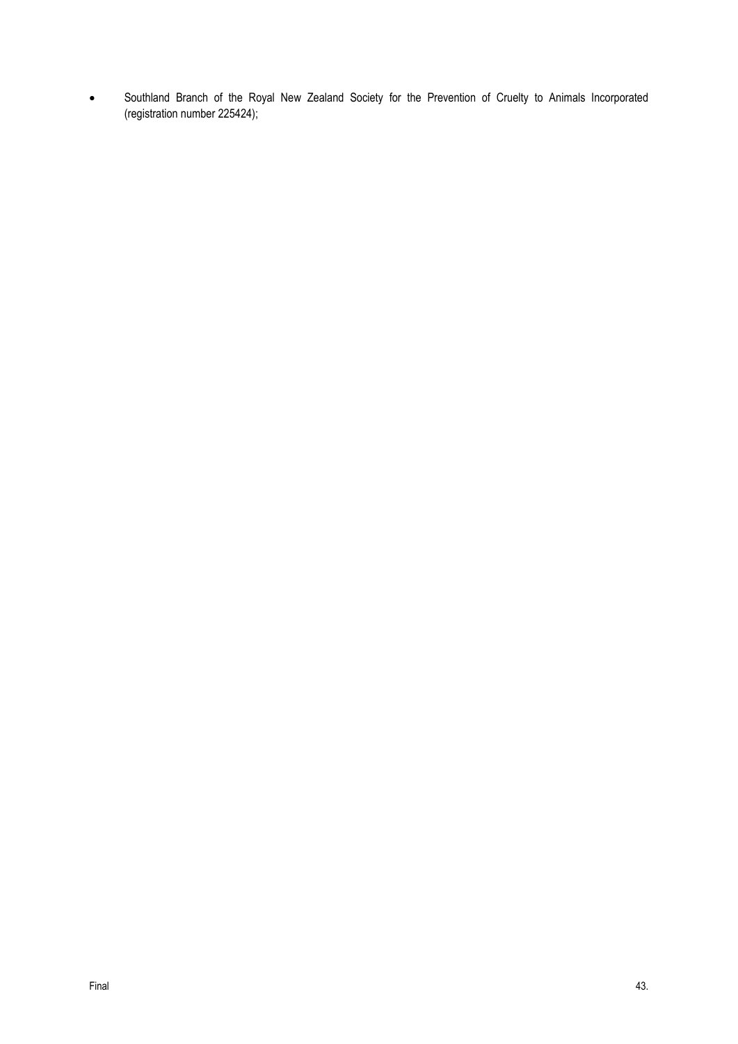- Southland Branch of the Royal New Zealand Society for the Prevention of Cruelty to Animals Incorporated (registration number 225424);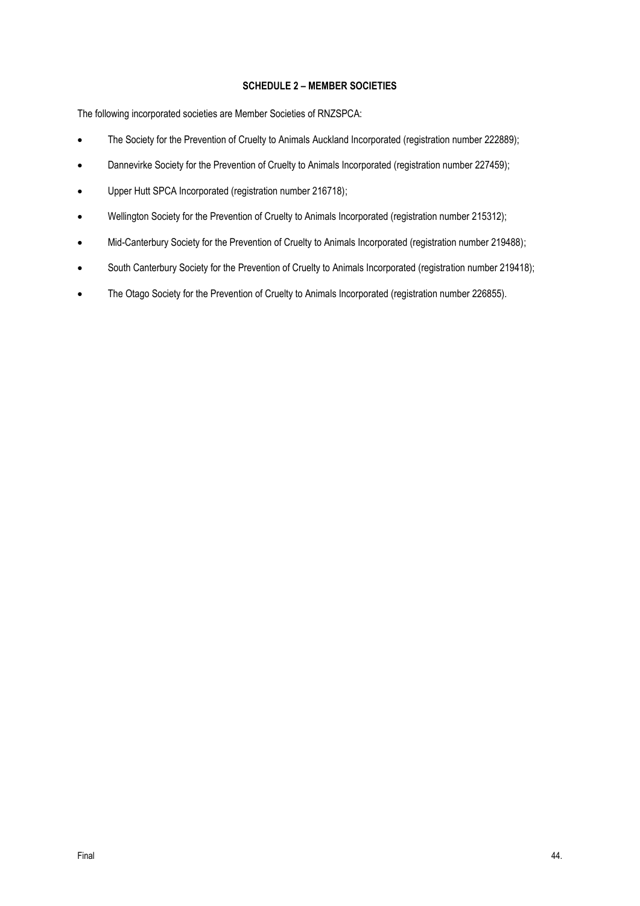## SCHEDULE 2 – MEMBER SOCIETIES

The following incorporated societies are Member Societies of RNZSPCA:

- The Society for the Prevention of Cruelty to Animals Auckland Incorporated (registration number 222889);
- Dannevirke Society for the Prevention of Cruelty to Animals Incorporated (registration number 227459);
- Upper Hutt SPCA Incorporated (registration number 216718);
- Wellington Society for the Prevention of Cruelty to Animals Incorporated (registration number 215312);
- Mid-Canterbury Society for the Prevention of Cruelty to Animals Incorporated (registration number 219488);
- South Canterbury Society for the Prevention of Cruelty to Animals Incorporated (registration number 219418);
- The Otago Society for the Prevention of Cruelty to Animals Incorporated (registration number 226855).